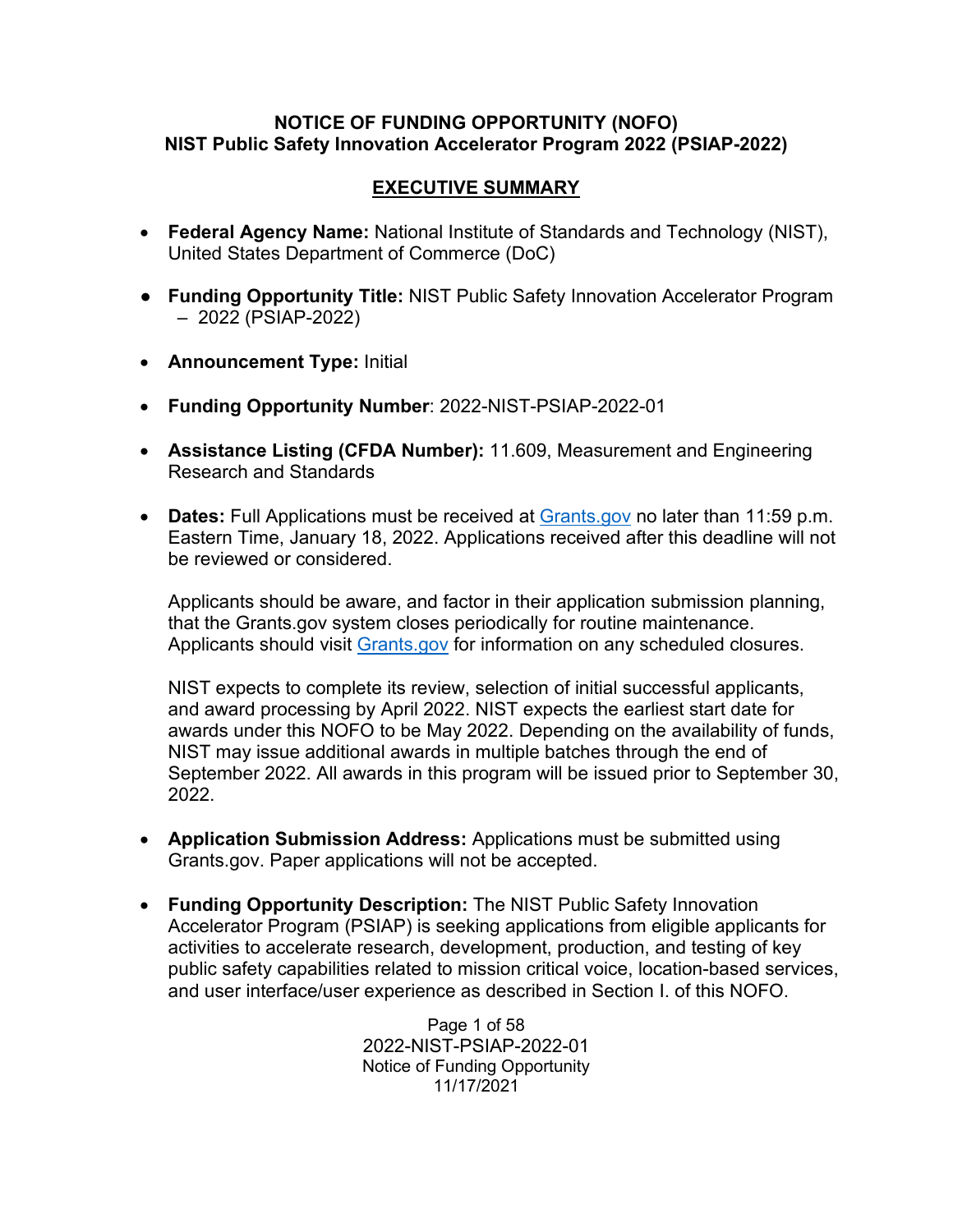**NOTICE OF FUNDING OPPORTUNITY (NOFO)**
**NIST Public Safety Innovation Accelerator Program 2022 (PSIAP-2022)**

## EXECUTIVE SUMMARY

- **Federal Agency Name:** National Institute of Standards and Technology (NIST), United States Department of Commerce (DoC)

- **Funding Opportunity Title:** NIST Public Safety Innovation Accelerator Program – 2022 (PSIAP-2022)

- **Announcement Type:** Initial

- **Funding Opportunity Number**: 2022-NIST-PSIAP-2022-01

- **Assistance Listing (CFDA Number):** 11.609, Measurement and Engineering Research and Standards

- **Dates:** Full Applications must be received at [Grants.gov](https://www.grants.gov) no later than 11:59 p.m. Eastern Time, January 18, 2022. Applications received after this deadline will not be reviewed or considered.

  Applicants should be aware, and factor in their application submission planning, that the Grants.gov system closes periodically for routine maintenance. Applicants should visit [Grants.gov](https://www.grants.gov) for information on any scheduled closures.

  NIST expects to complete its review, selection of initial successful applicants, and award processing by April 2022. NIST expects the earliest start date for awards under this NOFO to be May 2022. Depending on the availability of funds, NIST may issue additional awards in multiple batches through the end of September 2022. All awards in this program will be issued prior to September 30, 2022.

- **Application Submission Address:** Applications must be submitted using Grants.gov. Paper applications will not be accepted.

- **Funding Opportunity Description:** The NIST Public Safety Innovation Accelerator Program (PSIAP) is seeking applications from eligible applicants for activities to accelerate research, development, production, and testing of key public safety capabilities related to mission critical voice, location-based services, and user interface/user experience as described in Section I. of this NOFO.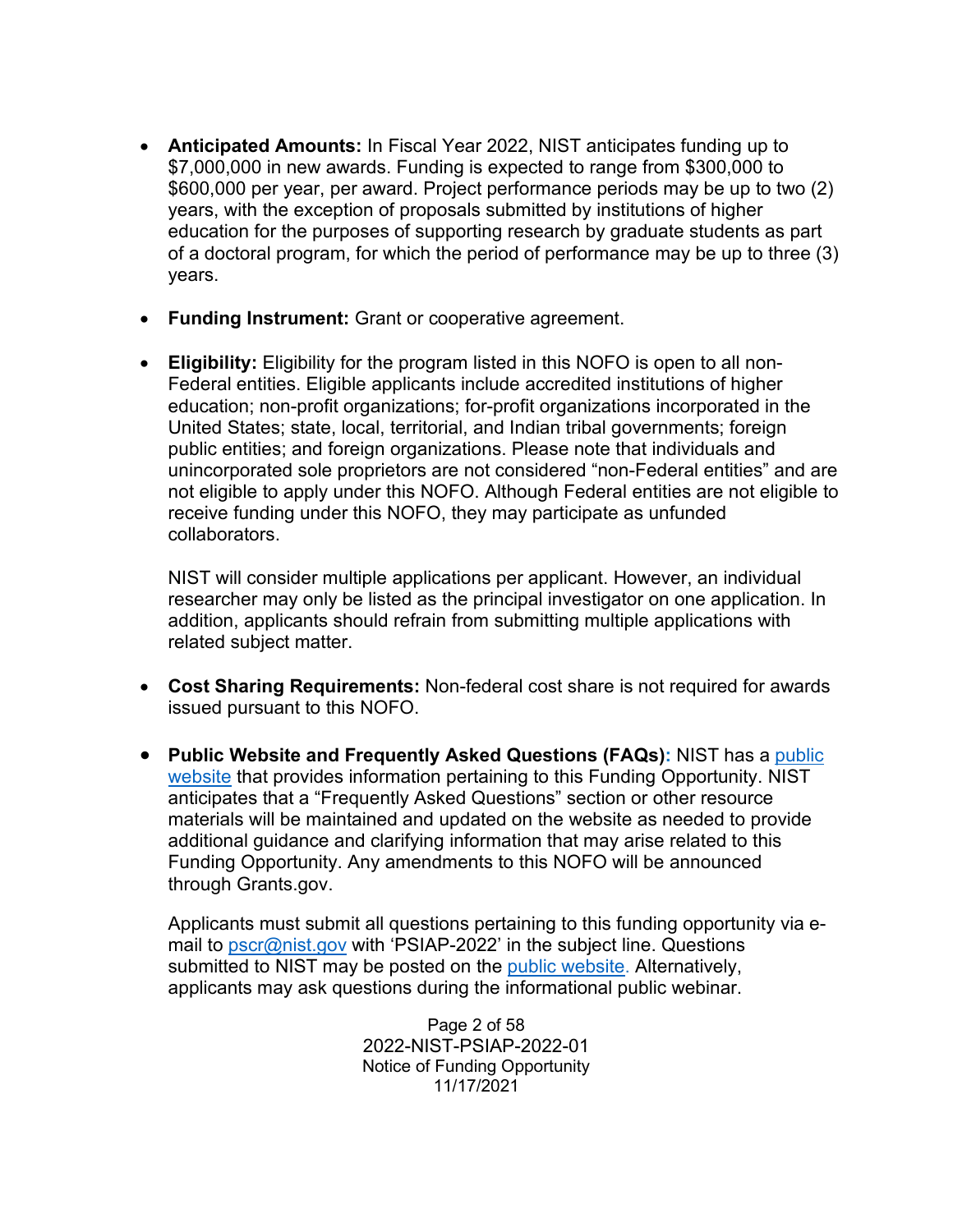- **Anticipated Amounts:** In Fiscal Year 2022, NIST anticipates funding up to $7,000,000 in new awards. Funding is expected to range from $300,000 to $600,000 per year, per award. Project performance periods may be up to two (2) years, with the exception of proposals submitted by institutions of higher education for the purposes of supporting research by graduate students as part of a doctoral program, for which the period of performance may be up to three (3) years.

- **Funding Instrument:** Grant or cooperative agreement.

- **Eligibility:** Eligibility for the program listed in this NOFO is open to all non-Federal entities. Eligible applicants include accredited institutions of higher education; non-profit organizations; for-profit organizations incorporated in the United States; state, local, territorial, and Indian tribal governments; foreign public entities; and foreign organizations. Please note that individuals and unincorporated sole proprietors are not considered "non-Federal entities" and are not eligible to apply under this NOFO. Although Federal entities are not eligible to receive funding under this NOFO, they may participate as unfunded collaborators.

  NIST will consider multiple applications per applicant. However, an individual researcher may only be listed as the principal investigator on one application. In addition, applicants should refrain from submitting multiple applications with related subject matter.

- **Cost Sharing Requirements:** Non-federal cost share is not required for awards issued pursuant to this NOFO.

- **Public Website and Frequently Asked Questions (FAQs):** NIST has a public website that provides information pertaining to this Funding Opportunity. NIST anticipates that a "Frequently Asked Questions" section or other resource materials will be maintained and updated on the website as needed to provide additional guidance and clarifying information that may arise related to this Funding Opportunity. Any amendments to this NOFO will be announced through Grants.gov.

  Applicants must submit all questions pertaining to this funding opportunity via e-mail to pscr@nist.gov with 'PSIAP-2022' in the subject line. Questions submitted to NIST may be posted on the public website. Alternatively, applicants may ask questions during the informational public webinar.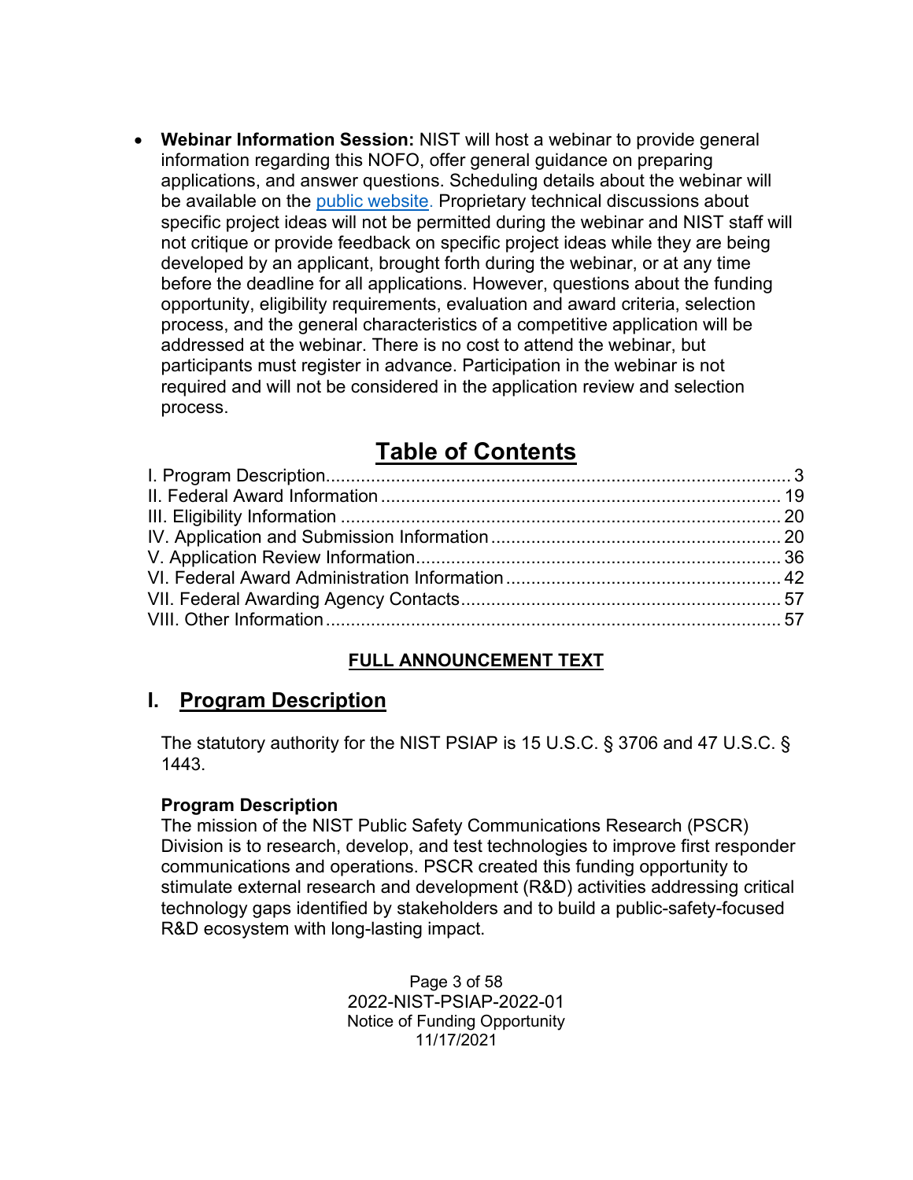- **Webinar Information Session:** NIST will host a webinar to provide general information regarding this NOFO, offer general guidance on preparing applications, and answer questions. Scheduling details about the webinar will be available on the [public website](public website). Proprietary technical discussions about specific project ideas will not be permitted during the webinar and NIST staff will not critique or provide feedback on specific project ideas while they are being developed by an applicant, brought forth during the webinar, or at any time before the deadline for all applications. However, questions about the funding opportunity, eligibility requirements, evaluation and award criteria, selection process, and the general characteristics of a competitive application will be addressed at the webinar. There is no cost to attend the webinar, but participants must register in advance. Participation in the webinar is not required and will not be considered in the application review and selection process.

## Table of Contents

I. Program Description ............ 3
II. Federal Award Information ............ 19
III. Eligibility Information ............ 20
IV. Application and Submission Information ............ 20
V. Application Review Information ............ 36
VI. Federal Award Administration Information ............ 42
VII. Federal Awarding Agency Contacts ............ 57
VIII. Other Information ............ 57

**FULL ANNOUNCEMENT TEXT**

# I. Program Description

The statutory authority for the NIST PSIAP is 15 U.S.C. § 3706 and 47 U.S.C. § 1443.

**Program Description**

The mission of the NIST Public Safety Communications Research (PSCR) Division is to research, develop, and test technologies to improve first responder communications and operations. PSCR created this funding opportunity to stimulate external research and development (R&D) activities addressing critical technology gaps identified by stakeholders and to build a public-safety-focused R&D ecosystem with long-lasting impact.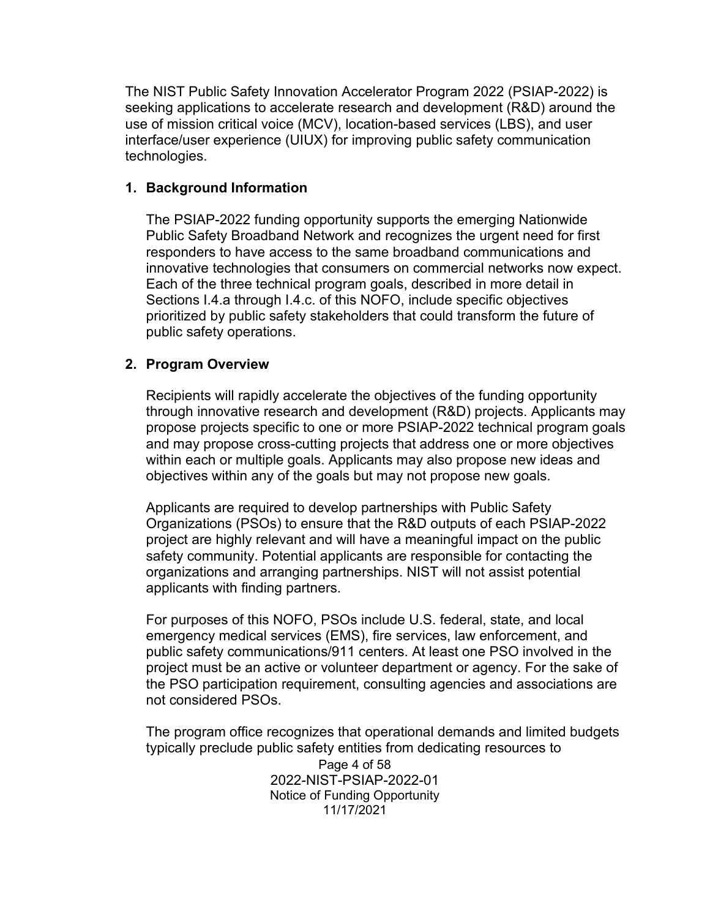The NIST Public Safety Innovation Accelerator Program 2022 (PSIAP-2022) is seeking applications to accelerate research and development (R&D) around the use of mission critical voice (MCV), location-based services (LBS), and user interface/user experience (UIUX) for improving public safety communication technologies.

## 1. Background Information

The PSIAP-2022 funding opportunity supports the emerging Nationwide Public Safety Broadband Network and recognizes the urgent need for first responders to have access to the same broadband communications and innovative technologies that consumers on commercial networks now expect. Each of the three technical program goals, described in more detail in Sections I.4.a through I.4.c. of this NOFO, include specific objectives prioritized by public safety stakeholders that could transform the future of public safety operations.

## 2. Program Overview

Recipients will rapidly accelerate the objectives of the funding opportunity through innovative research and development (R&D) projects. Applicants may propose projects specific to one or more PSIAP-2022 technical program goals and may propose cross-cutting projects that address one or more objectives within each or multiple goals. Applicants may also propose new ideas and objectives within any of the goals but may not propose new goals.

Applicants are required to develop partnerships with Public Safety Organizations (PSOs) to ensure that the R&D outputs of each PSIAP-2022 project are highly relevant and will have a meaningful impact on the public safety community. Potential applicants are responsible for contacting the organizations and arranging partnerships. NIST will not assist potential applicants with finding partners.

For purposes of this NOFO, PSOs include U.S. federal, state, and local emergency medical services (EMS), fire services, law enforcement, and public safety communications/911 centers. At least one PSO involved in the project must be an active or volunteer department or agency. For the sake of the PSO participation requirement, consulting agencies and associations are not considered PSOs.

The program office recognizes that operational demands and limited budgets typically preclude public safety entities from dedicating resources to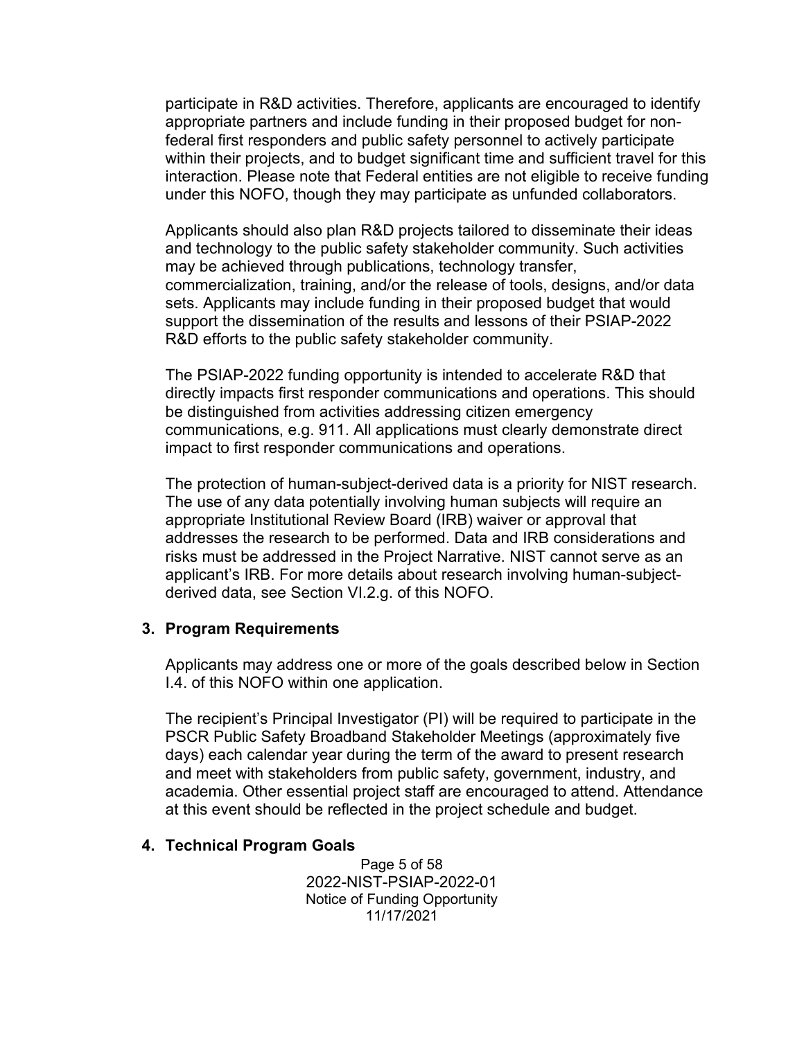participate in R&D activities. Therefore, applicants are encouraged to identify appropriate partners and include funding in their proposed budget for non-federal first responders and public safety personnel to actively participate within their projects, and to budget significant time and sufficient travel for this interaction. Please note that Federal entities are not eligible to receive funding under this NOFO, though they may participate as unfunded collaborators.

Applicants should also plan R&D projects tailored to disseminate their ideas and technology to the public safety stakeholder community. Such activities may be achieved through publications, technology transfer, commercialization, training, and/or the release of tools, designs, and/or data sets. Applicants may include funding in their proposed budget that would support the dissemination of the results and lessons of their PSIAP-2022 R&D efforts to the public safety stakeholder community.

The PSIAP-2022 funding opportunity is intended to accelerate R&D that directly impacts first responder communications and operations. This should be distinguished from activities addressing citizen emergency communications, e.g. 911. All applications must clearly demonstrate direct impact to first responder communications and operations.

The protection of human-subject-derived data is a priority for NIST research. The use of any data potentially involving human subjects will require an appropriate Institutional Review Board (IRB) waiver or approval that addresses the research to be performed. Data and IRB considerations and risks must be addressed in the Project Narrative. NIST cannot serve as an applicant's IRB. For more details about research involving human-subject-derived data, see Section VI.2.g. of this NOFO.

### 3. Program Requirements

Applicants may address one or more of the goals described below in Section I.4. of this NOFO within one application.

The recipient's Principal Investigator (PI) will be required to participate in the PSCR Public Safety Broadband Stakeholder Meetings (approximately five days) each calendar year during the term of the award to present research and meet with stakeholders from public safety, government, industry, and academia. Other essential project staff are encouraged to attend. Attendance at this event should be reflected in the project schedule and budget.

### 4. Technical Program Goals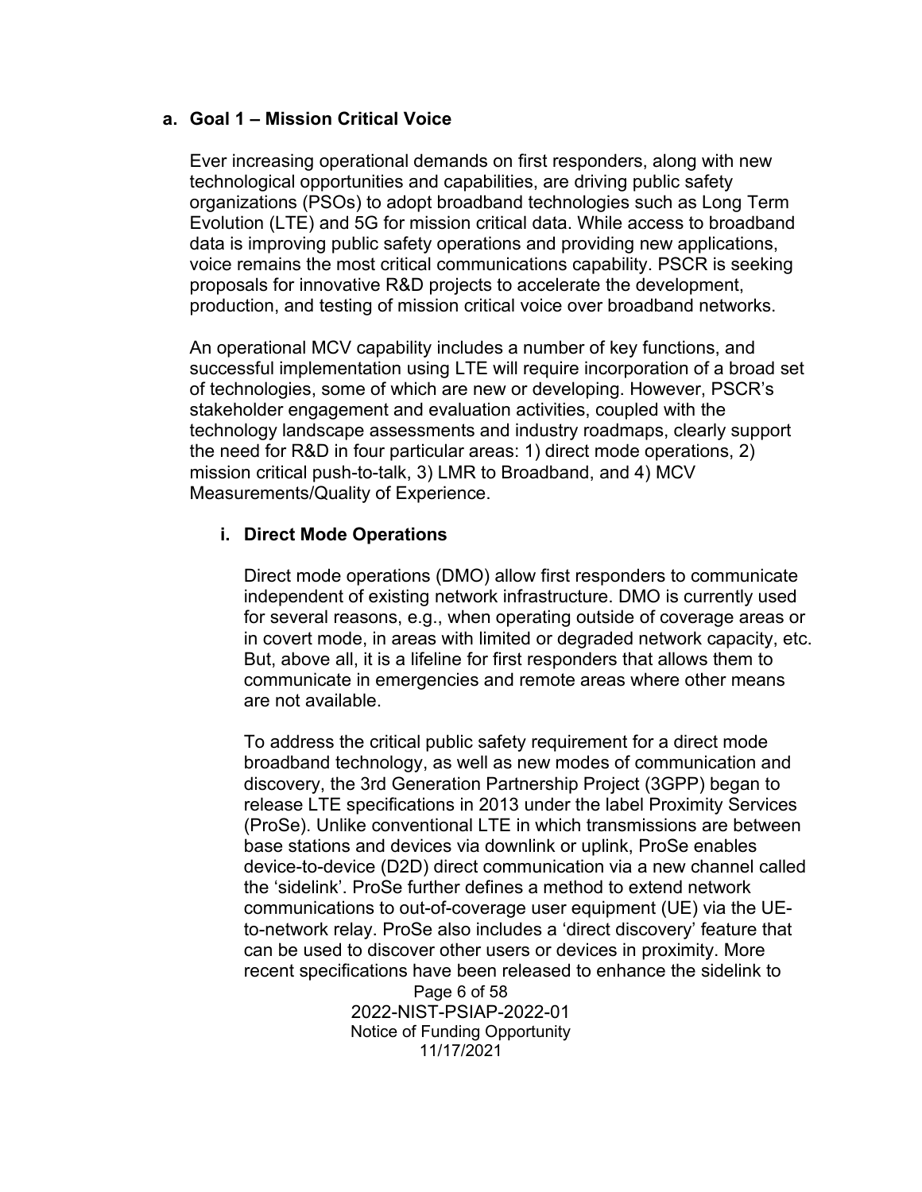## a. Goal 1 – Mission Critical Voice

Ever increasing operational demands on first responders, along with new technological opportunities and capabilities, are driving public safety organizations (PSOs) to adopt broadband technologies such as Long Term Evolution (LTE) and 5G for mission critical data. While access to broadband data is improving public safety operations and providing new applications, voice remains the most critical communications capability. PSCR is seeking proposals for innovative R&D projects to accelerate the development, production, and testing of mission critical voice over broadband networks.

An operational MCV capability includes a number of key functions, and successful implementation using LTE will require incorporation of a broad set of technologies, some of which are new or developing. However, PSCR's stakeholder engagement and evaluation activities, coupled with the technology landscape assessments and industry roadmaps, clearly support the need for R&D in four particular areas: 1) direct mode operations, 2) mission critical push-to-talk, 3) LMR to Broadband, and 4) MCV Measurements/Quality of Experience.

### i. Direct Mode Operations

Direct mode operations (DMO) allow first responders to communicate independent of existing network infrastructure. DMO is currently used for several reasons, e.g., when operating outside of coverage areas or in covert mode, in areas with limited or degraded network capacity, etc. But, above all, it is a lifeline for first responders that allows them to communicate in emergencies and remote areas where other means are not available.

To address the critical public safety requirement for a direct mode broadband technology, as well as new modes of communication and discovery, the 3rd Generation Partnership Project (3GPP) began to release LTE specifications in 2013 under the label Proximity Services (ProSe). Unlike conventional LTE in which transmissions are between base stations and devices via downlink or uplink, ProSe enables device-to-device (D2D) direct communication via a new channel called the 'sidelink'. ProSe further defines a method to extend network communications to out-of-coverage user equipment (UE) via the UE-to-network relay. ProSe also includes a 'direct discovery' feature that can be used to discover other users or devices in proximity. More recent specifications have been released to enhance the sidelink to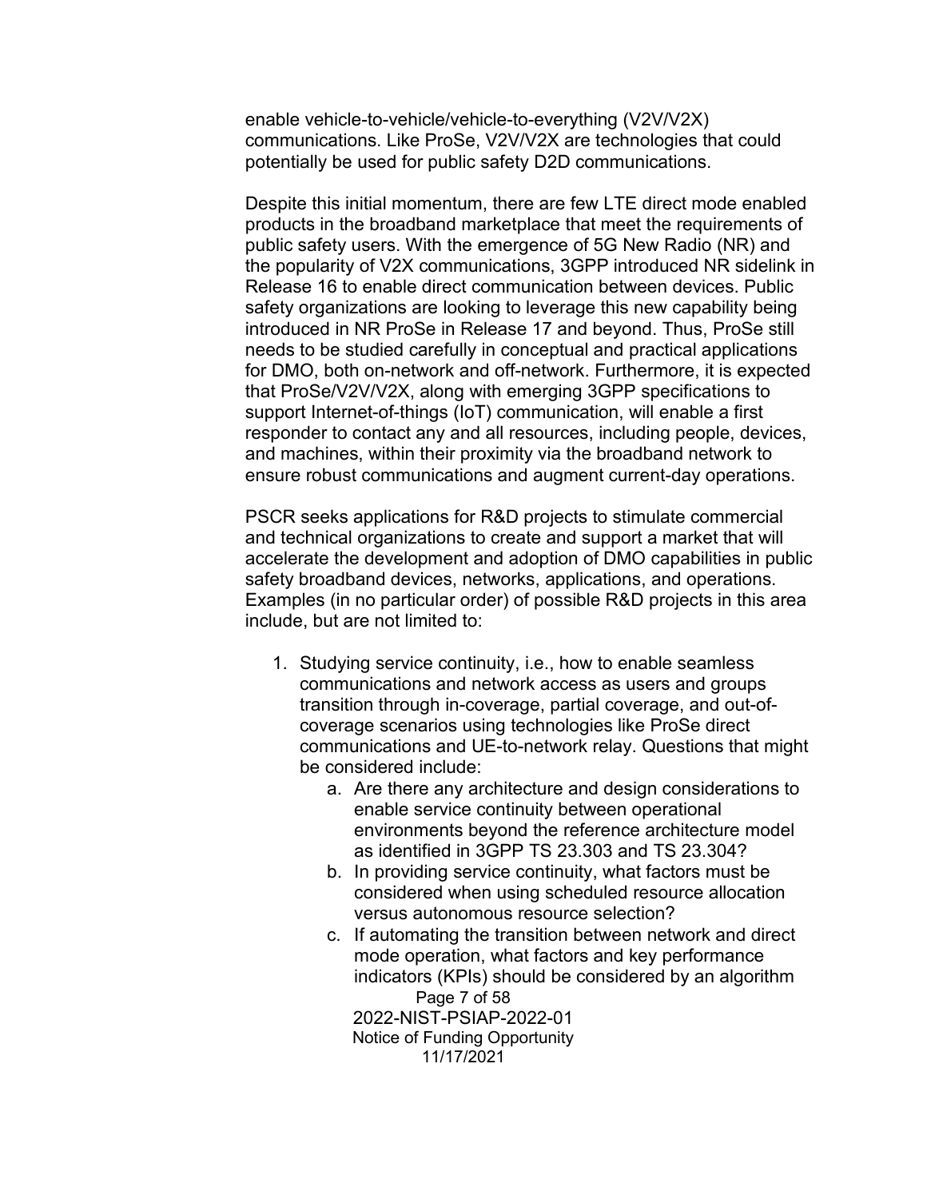enable vehicle-to-vehicle/vehicle-to-everything (V2V/V2X) communications. Like ProSe, V2V/V2X are technologies that could potentially be used for public safety D2D communications.

Despite this initial momentum, there are few LTE direct mode enabled products in the broadband marketplace that meet the requirements of public safety users. With the emergence of 5G New Radio (NR) and the popularity of V2X communications, 3GPP introduced NR sidelink in Release 16 to enable direct communication between devices. Public safety organizations are looking to leverage this new capability being introduced in NR ProSe in Release 17 and beyond. Thus, ProSe still needs to be studied carefully in conceptual and practical applications for DMO, both on-network and off-network. Furthermore, it is expected that ProSe/V2V/V2X, along with emerging 3GPP specifications to support Internet-of-things (IoT) communication, will enable a first responder to contact any and all resources, including people, devices, and machines, within their proximity via the broadband network to ensure robust communications and augment current-day operations.

PSCR seeks applications for R&D projects to stimulate commercial and technical organizations to create and support a market that will accelerate the development and adoption of DMO capabilities in public safety broadband devices, networks, applications, and operations. Examples (in no particular order) of possible R&D projects in this area include, but are not limited to:

1. Studying service continuity, i.e., how to enable seamless communications and network access as users and groups transition through in-coverage, partial coverage, and out-of-coverage scenarios using technologies like ProSe direct communications and UE-to-network relay. Questions that might be considered include:
    a. Are there any architecture and design considerations to enable service continuity between operational environments beyond the reference architecture model as identified in 3GPP TS 23.303 and TS 23.304?
    b. In providing service continuity, what factors must be considered when using scheduled resource allocation versus autonomous resource selection?
    c. If automating the transition between network and direct mode operation, what factors and key performance indicators (KPIs) should be considered by an algorithm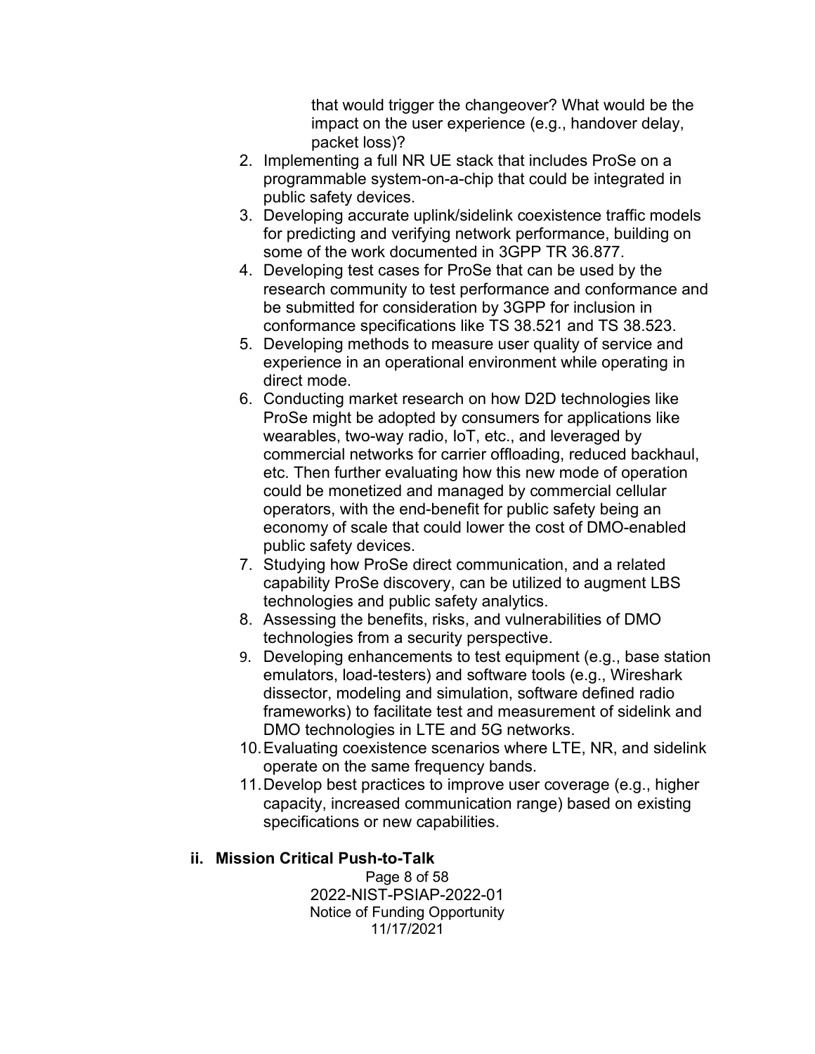that would trigger the changeover? What would be the impact on the user experience (e.g., handover delay, packet loss)?

2. Implementing a full NR UE stack that includes ProSe on a programmable system-on-a-chip that could be integrated in public safety devices.
3. Developing accurate uplink/sidelink coexistence traffic models for predicting and verifying network performance, building on some of the work documented in 3GPP TR 36.877.
4. Developing test cases for ProSe that can be used by the research community to test performance and conformance and be submitted for consideration by 3GPP for inclusion in conformance specifications like TS 38.521 and TS 38.523.
5. Developing methods to measure user quality of service and experience in an operational environment while operating in direct mode.
6. Conducting market research on how D2D technologies like ProSe might be adopted by consumers for applications like wearables, two-way radio, IoT, etc., and leveraged by commercial networks for carrier offloading, reduced backhaul, etc. Then further evaluating how this new mode of operation could be monetized and managed by commercial cellular operators, with the end-benefit for public safety being an economy of scale that could lower the cost of DMO-enabled public safety devices.
7. Studying how ProSe direct communication, and a related capability ProSe discovery, can be utilized to augment LBS technologies and public safety analytics.
8. Assessing the benefits, risks, and vulnerabilities of DMO technologies from a security perspective.
9. Developing enhancements to test equipment (e.g., base station emulators, load-testers) and software tools (e.g., Wireshark dissector, modeling and simulation, software defined radio frameworks) to facilitate test and measurement of sidelink and DMO technologies in LTE and 5G networks.
10. Evaluating coexistence scenarios where LTE, NR, and sidelink operate on the same frequency bands.
11. Develop best practices to improve user coverage (e.g., higher capacity, increased communication range) based on existing specifications or new capabilities.

### ii. Mission Critical Push-to-Talk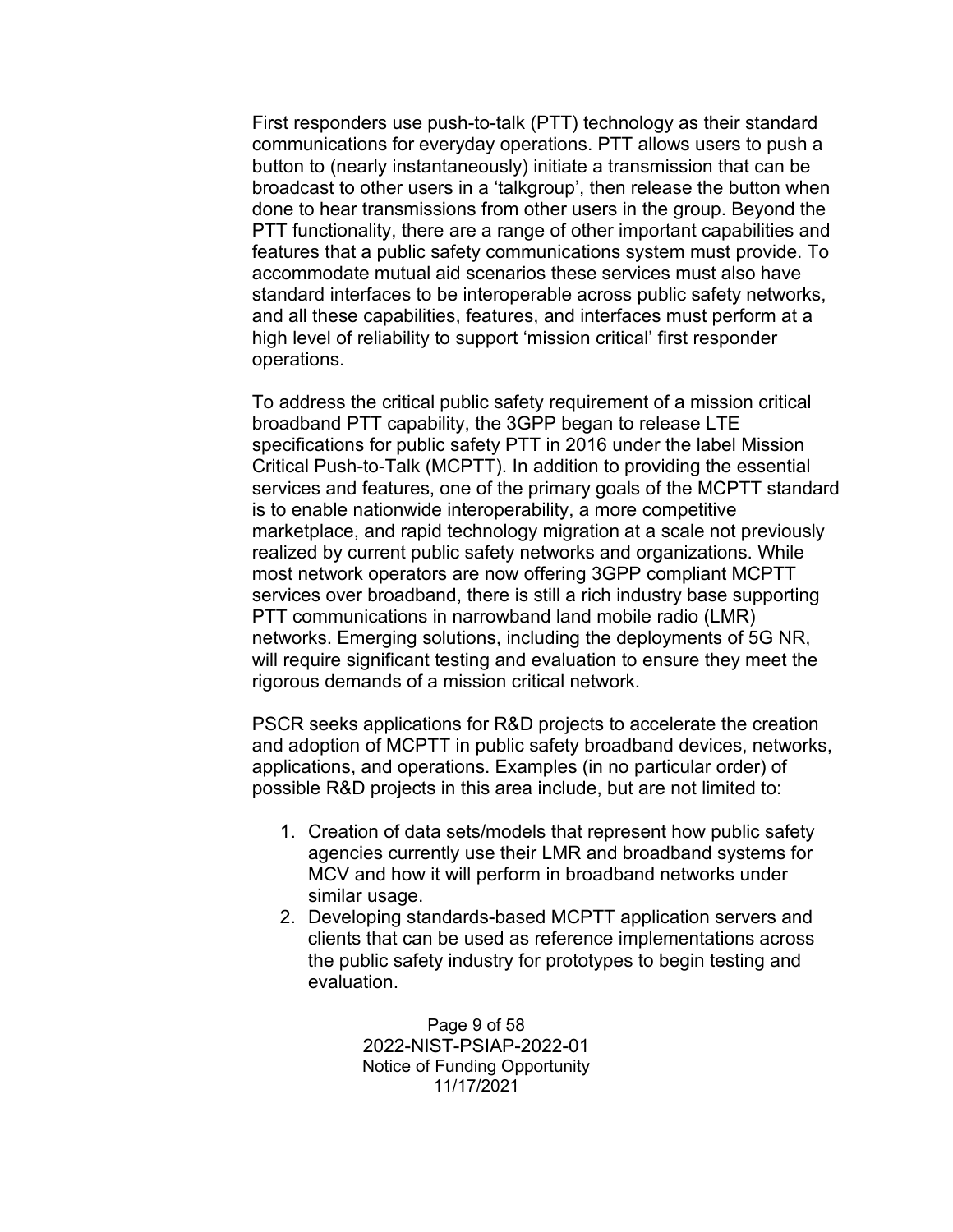First responders use push-to-talk (PTT) technology as their standard communications for everyday operations. PTT allows users to push a button to (nearly instantaneously) initiate a transmission that can be broadcast to other users in a 'talkgroup', then release the button when done to hear transmissions from other users in the group. Beyond the PTT functionality, there are a range of other important capabilities and features that a public safety communications system must provide. To accommodate mutual aid scenarios these services must also have standard interfaces to be interoperable across public safety networks, and all these capabilities, features, and interfaces must perform at a high level of reliability to support 'mission critical' first responder operations.

To address the critical public safety requirement of a mission critical broadband PTT capability, the 3GPP began to release LTE specifications for public safety PTT in 2016 under the label Mission Critical Push-to-Talk (MCPTT). In addition to providing the essential services and features, one of the primary goals of the MCPTT standard is to enable nationwide interoperability, a more competitive marketplace, and rapid technology migration at a scale not previously realized by current public safety networks and organizations. While most network operators are now offering 3GPP compliant MCPTT services over broadband, there is still a rich industry base supporting PTT communications in narrowband land mobile radio (LMR) networks. Emerging solutions, including the deployments of 5G NR, will require significant testing and evaluation to ensure they meet the rigorous demands of a mission critical network.

PSCR seeks applications for R&D projects to accelerate the creation and adoption of MCPTT in public safety broadband devices, networks, applications, and operations. Examples (in no particular order) of possible R&D projects in this area include, but are not limited to:

1. Creation of data sets/models that represent how public safety agencies currently use their LMR and broadband systems for MCV and how it will perform in broadband networks under similar usage.
2. Developing standards-based MCPTT application servers and clients that can be used as reference implementations across the public safety industry for prototypes to begin testing and evaluation.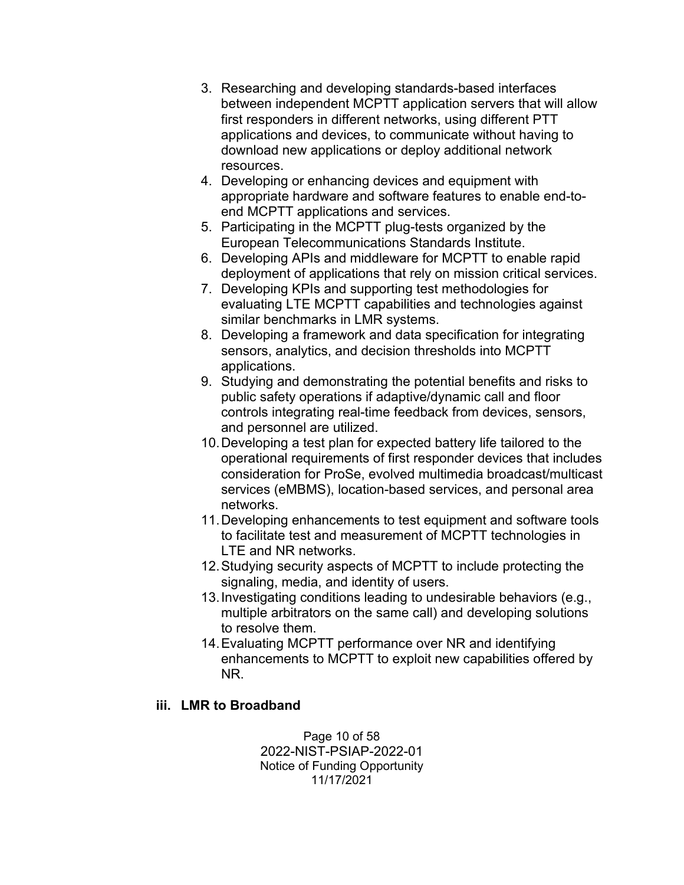3. Researching and developing standards-based interfaces between independent MCPTT application servers that will allow first responders in different networks, using different PTT applications and devices, to communicate without having to download new applications or deploy additional network resources.
4. Developing or enhancing devices and equipment with appropriate hardware and software features to enable end-to-end MCPTT applications and services.
5. Participating in the MCPTT plug-tests organized by the European Telecommunications Standards Institute.
6. Developing APIs and middleware for MCPTT to enable rapid deployment of applications that rely on mission critical services.
7. Developing KPIs and supporting test methodologies for evaluating LTE MCPTT capabilities and technologies against similar benchmarks in LMR systems.
8. Developing a framework and data specification for integrating sensors, analytics, and decision thresholds into MCPTT applications.
9. Studying and demonstrating the potential benefits and risks to public safety operations if adaptive/dynamic call and floor controls integrating real-time feedback from devices, sensors, and personnel are utilized.
10. Developing a test plan for expected battery life tailored to the operational requirements of first responder devices that includes consideration for ProSe, evolved multimedia broadcast/multicast services (eMBMS), location-based services, and personal area networks.
11. Developing enhancements to test equipment and software tools to facilitate test and measurement of MCPTT technologies in LTE and NR networks.
12. Studying security aspects of MCPTT to include protecting the signaling, media, and identity of users.
13. Investigating conditions leading to undesirable behaviors (e.g., multiple arbitrators on the same call) and developing solutions to resolve them.
14. Evaluating MCPTT performance over NR and identifying enhancements to MCPTT to exploit new capabilities offered by NR.

### iii. LMR to Broadband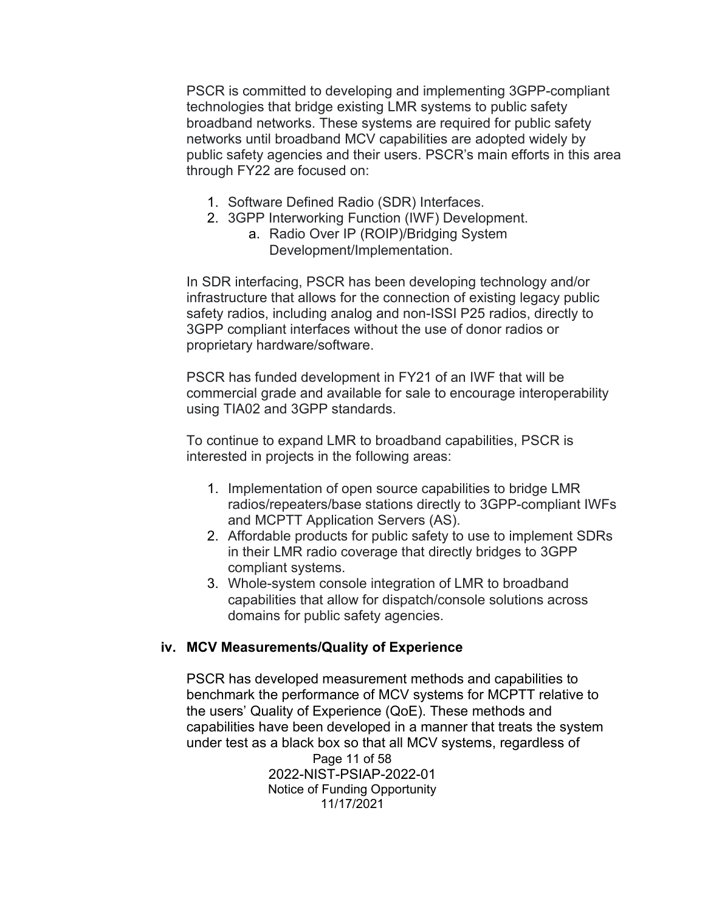PSCR is committed to developing and implementing 3GPP-compliant technologies that bridge existing LMR systems to public safety broadband networks. These systems are required for public safety networks until broadband MCV capabilities are adopted widely by public safety agencies and their users. PSCR's main efforts in this area through FY22 are focused on:

1. Software Defined Radio (SDR) Interfaces.
2. 3GPP Interworking Function (IWF) Development.
   a. Radio Over IP (ROIP)/Bridging System Development/Implementation.

In SDR interfacing, PSCR has been developing technology and/or infrastructure that allows for the connection of existing legacy public safety radios, including analog and non-ISSI P25 radios, directly to 3GPP compliant interfaces without the use of donor radios or proprietary hardware/software.

PSCR has funded development in FY21 of an IWF that will be commercial grade and available for sale to encourage interoperability using TIA02 and 3GPP standards.

To continue to expand LMR to broadband capabilities, PSCR is interested in projects in the following areas:

1. Implementation of open source capabilities to bridge LMR radios/repeaters/base stations directly to 3GPP-compliant IWFs and MCPTT Application Servers (AS).
2. Affordable products for public safety to use to implement SDRs in their LMR radio coverage that directly bridges to 3GPP compliant systems.
3. Whole-system console integration of LMR to broadband capabilities that allow for dispatch/console solutions across domains for public safety agencies.

### iv. MCV Measurements/Quality of Experience

PSCR has developed measurement methods and capabilities to benchmark the performance of MCV systems for MCPTT relative to the users' Quality of Experience (QoE). These methods and capabilities have been developed in a manner that treats the system under test as a black box so that all MCV systems, regardless of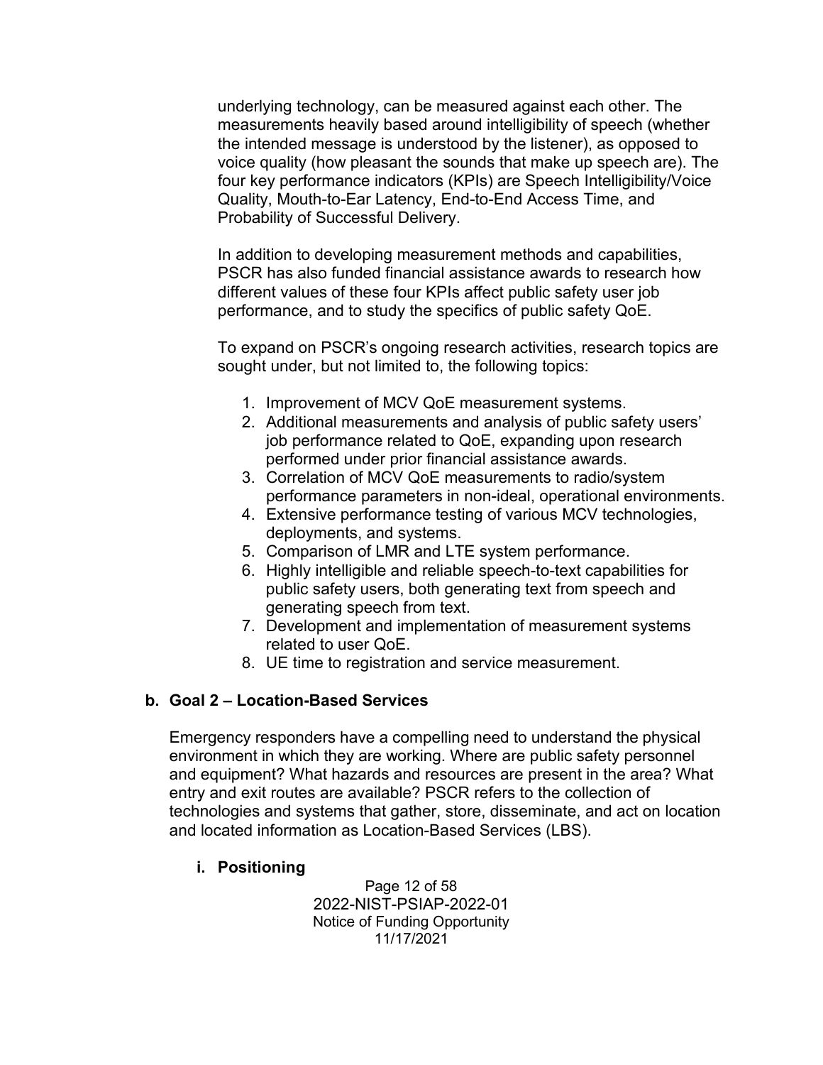underlying technology, can be measured against each other. The measurements heavily based around intelligibility of speech (whether the intended message is understood by the listener), as opposed to voice quality (how pleasant the sounds that make up speech are). The four key performance indicators (KPIs) are Speech Intelligibility/Voice Quality, Mouth-to-Ear Latency, End-to-End Access Time, and Probability of Successful Delivery.

In addition to developing measurement methods and capabilities, PSCR has also funded financial assistance awards to research how different values of these four KPIs affect public safety user job performance, and to study the specifics of public safety QoE.

To expand on PSCR's ongoing research activities, research topics are sought under, but not limited to, the following topics:

1. Improvement of MCV QoE measurement systems.
2. Additional measurements and analysis of public safety users' job performance related to QoE, expanding upon research performed under prior financial assistance awards.
3. Correlation of MCV QoE measurements to radio/system performance parameters in non-ideal, operational environments.
4. Extensive performance testing of various MCV technologies, deployments, and systems.
5. Comparison of LMR and LTE system performance.
6. Highly intelligible and reliable speech-to-text capabilities for public safety users, both generating text from speech and generating speech from text.
7. Development and implementation of measurement systems related to user QoE.
8. UE time to registration and service measurement.

### b. Goal 2 – Location-Based Services

Emergency responders have a compelling need to understand the physical environment in which they are working. Where are public safety personnel and equipment? What hazards and resources are present in the area? What entry and exit routes are available? PSCR refers to the collection of technologies and systems that gather, store, disseminate, and act on location and located information as Location-Based Services (LBS).

#### i. Positioning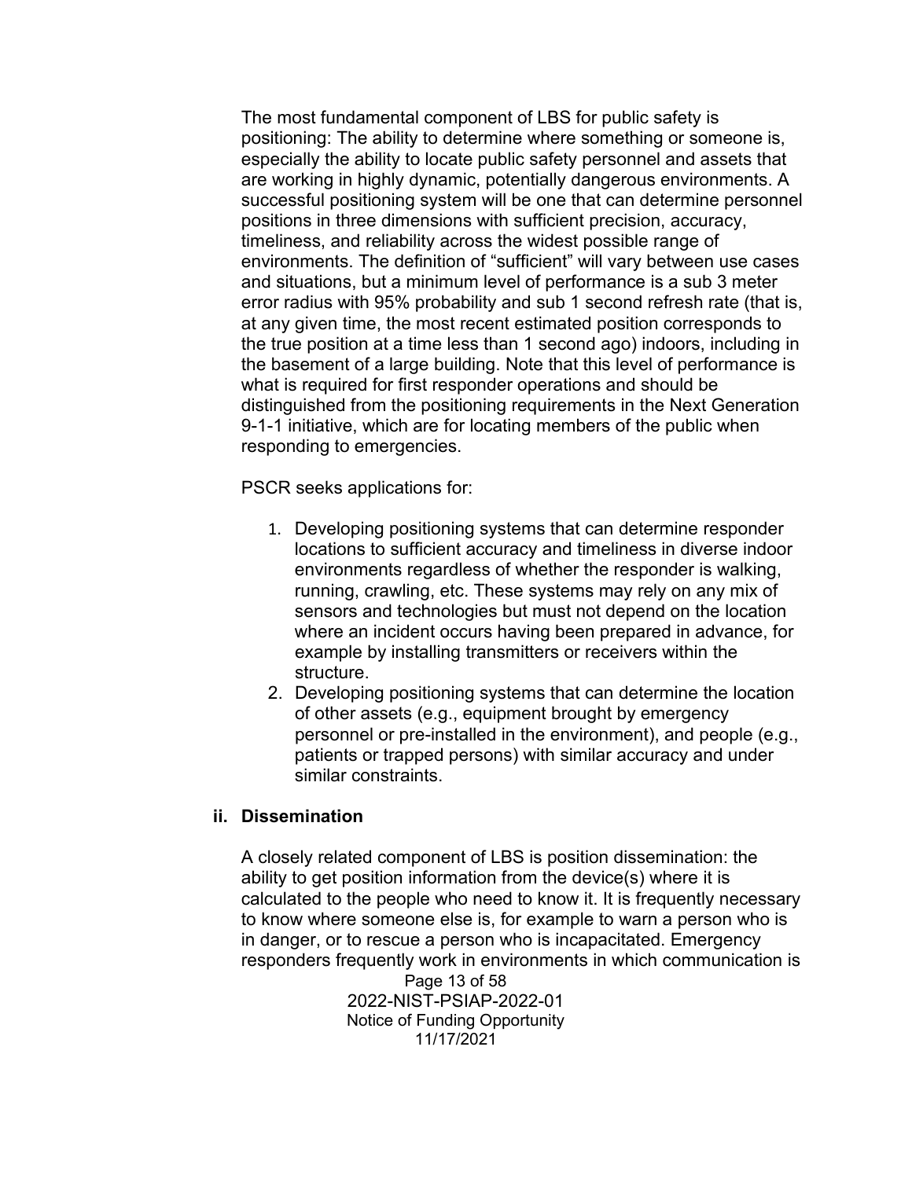The most fundamental component of LBS for public safety is positioning: The ability to determine where something or someone is, especially the ability to locate public safety personnel and assets that are working in highly dynamic, potentially dangerous environments. A successful positioning system will be one that can determine personnel positions in three dimensions with sufficient precision, accuracy, timeliness, and reliability across the widest possible range of environments. The definition of "sufficient" will vary between use cases and situations, but a minimum level of performance is a sub 3 meter error radius with 95% probability and sub 1 second refresh rate (that is, at any given time, the most recent estimated position corresponds to the true position at a time less than 1 second ago) indoors, including in the basement of a large building. Note that this level of performance is what is required for first responder operations and should be distinguished from the positioning requirements in the Next Generation 9-1-1 initiative, which are for locating members of the public when responding to emergencies.

PSCR seeks applications for:

1. Developing positioning systems that can determine responder locations to sufficient accuracy and timeliness in diverse indoor environments regardless of whether the responder is walking, running, crawling, etc. These systems may rely on any mix of sensors and technologies but must not depend on the location where an incident occurs having been prepared in advance, for example by installing transmitters or receivers within the structure.
2. Developing positioning systems that can determine the location of other assets (e.g., equipment brought by emergency personnel or pre-installed in the environment), and people (e.g., patients or trapped persons) with similar accuracy and under similar constraints.

### ii. Dissemination

A closely related component of LBS is position dissemination: the ability to get position information from the device(s) where it is calculated to the people who need to know it. It is frequently necessary to know where someone else is, for example to warn a person who is in danger, or to rescue a person who is incapacitated. Emergency responders frequently work in environments in which communication is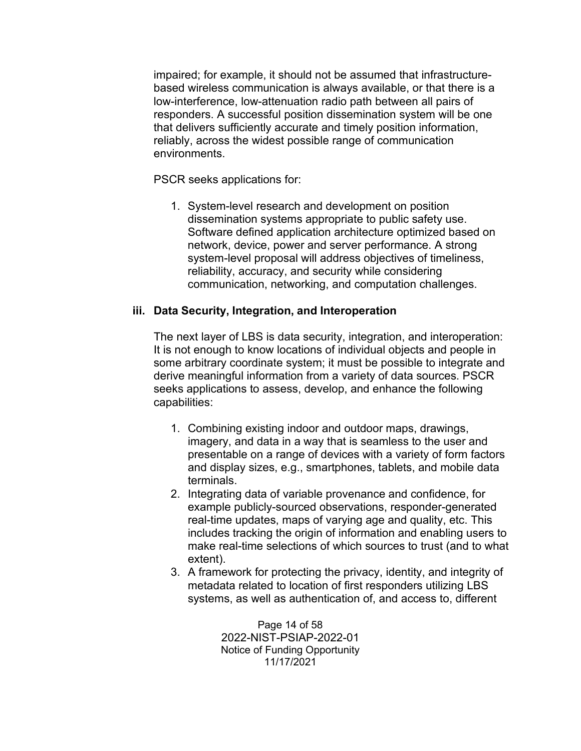impaired; for example, it should not be assumed that infrastructure-based wireless communication is always available, or that there is a low-interference, low-attenuation radio path between all pairs of responders. A successful position dissemination system will be one that delivers sufficiently accurate and timely position information, reliably, across the widest possible range of communication environments.

PSCR seeks applications for:

1. System-level research and development on position dissemination systems appropriate to public safety use. Software defined application architecture optimized based on network, device, power and server performance. A strong system-level proposal will address objectives of timeliness, reliability, accuracy, and security while considering communication, networking, and computation challenges.

### iii. Data Security, Integration, and Interoperation

The next layer of LBS is data security, integration, and interoperation: It is not enough to know locations of individual objects and people in some arbitrary coordinate system; it must be possible to integrate and derive meaningful information from a variety of data sources. PSCR seeks applications to assess, develop, and enhance the following capabilities:

1. Combining existing indoor and outdoor maps, drawings, imagery, and data in a way that is seamless to the user and presentable on a range of devices with a variety of form factors and display sizes, e.g., smartphones, tablets, and mobile data terminals.
2. Integrating data of variable provenance and confidence, for example publicly-sourced observations, responder-generated real-time updates, maps of varying age and quality, etc. This includes tracking the origin of information and enabling users to make real-time selections of which sources to trust (and to what extent).
3. A framework for protecting the privacy, identity, and integrity of metadata related to location of first responders utilizing LBS systems, as well as authentication of, and access to, different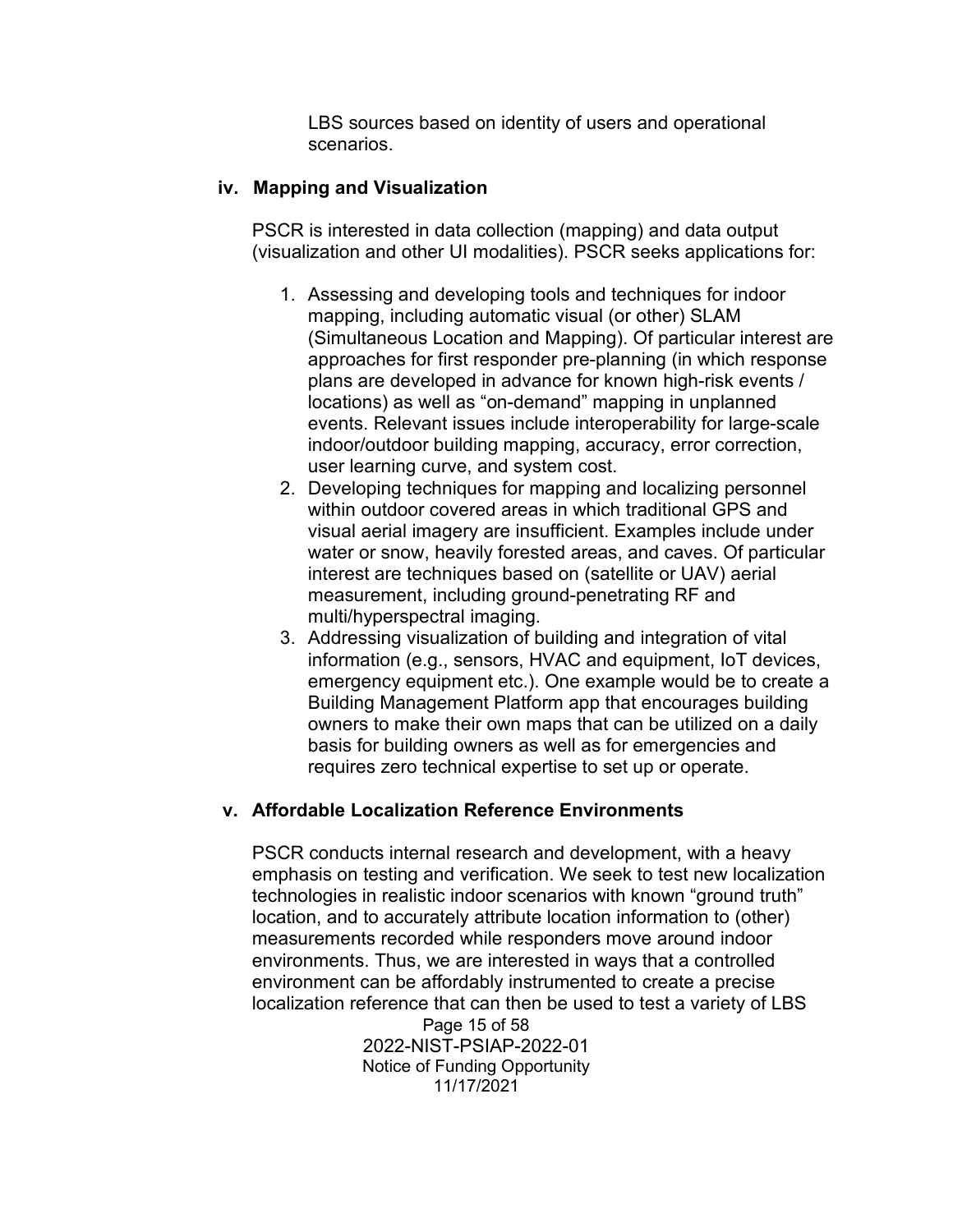LBS sources based on identity of users and operational scenarios.

### iv. Mapping and Visualization

PSCR is interested in data collection (mapping) and data output (visualization and other UI modalities). PSCR seeks applications for:

1. Assessing and developing tools and techniques for indoor mapping, including automatic visual (or other) SLAM (Simultaneous Location and Mapping). Of particular interest are approaches for first responder pre-planning (in which response plans are developed in advance for known high-risk events / locations) as well as "on-demand" mapping in unplanned events. Relevant issues include interoperability for large-scale indoor/outdoor building mapping, accuracy, error correction, user learning curve, and system cost.
2. Developing techniques for mapping and localizing personnel within outdoor covered areas in which traditional GPS and visual aerial imagery are insufficient. Examples include under water or snow, heavily forested areas, and caves. Of particular interest are techniques based on (satellite or UAV) aerial measurement, including ground-penetrating RF and multi/hyperspectral imaging.
3. Addressing visualization of building and integration of vital information (e.g., sensors, HVAC and equipment, IoT devices, emergency equipment etc.). One example would be to create a Building Management Platform app that encourages building owners to make their own maps that can be utilized on a daily basis for building owners as well as for emergencies and requires zero technical expertise to set up or operate.

### v. Affordable Localization Reference Environments

PSCR conducts internal research and development, with a heavy emphasis on testing and verification. We seek to test new localization technologies in realistic indoor scenarios with known "ground truth" location, and to accurately attribute location information to (other) measurements recorded while responders move around indoor environments. Thus, we are interested in ways that a controlled environment can be affordably instrumented to create a precise localization reference that can then be used to test a variety of LBS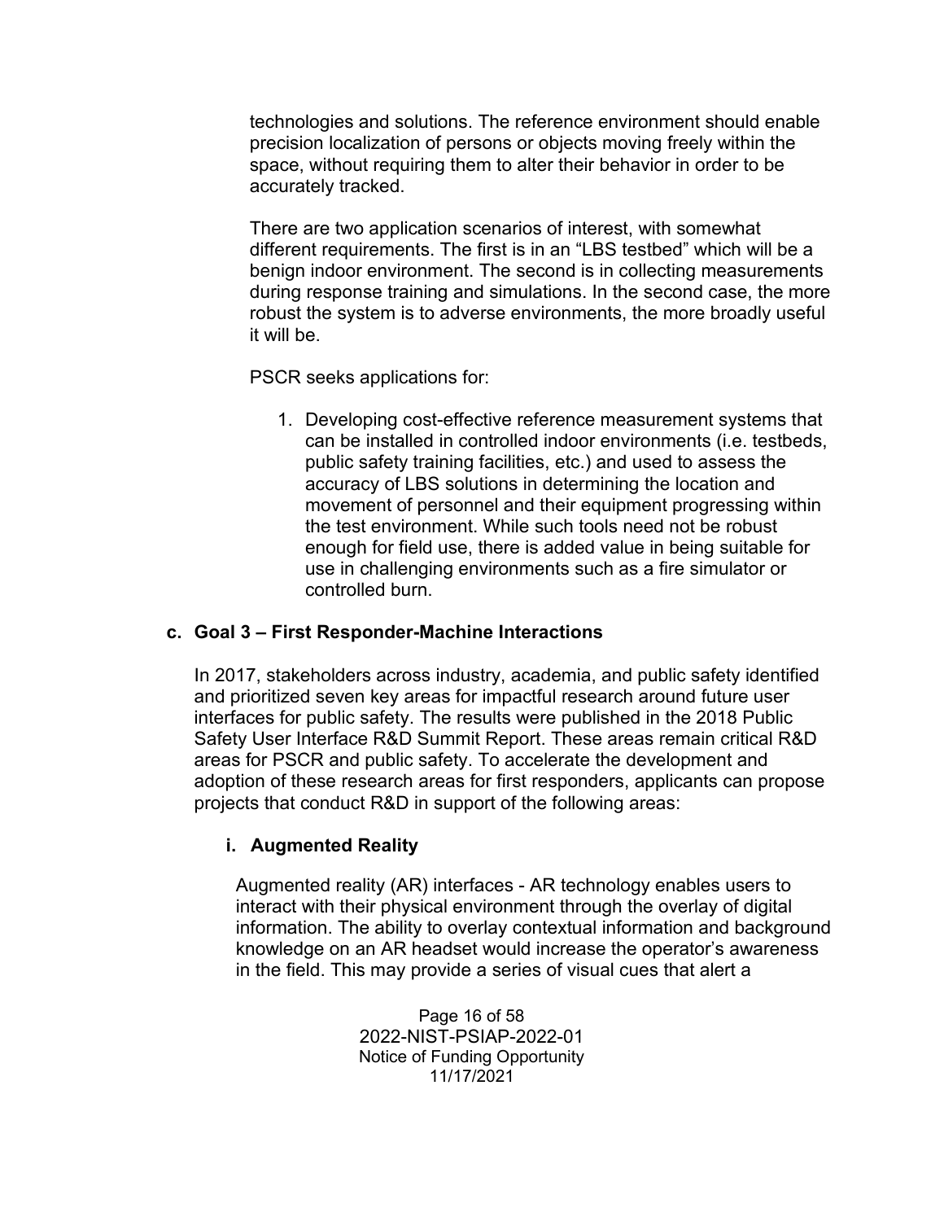technologies and solutions. The reference environment should enable precision localization of persons or objects moving freely within the space, without requiring them to alter their behavior in order to be accurately tracked.

There are two application scenarios of interest, with somewhat different requirements. The first is in an "LBS testbed" which will be a benign indoor environment. The second is in collecting measurements during response training and simulations. In the second case, the more robust the system is to adverse environments, the more broadly useful it will be.

PSCR seeks applications for:

1. Developing cost-effective reference measurement systems that can be installed in controlled indoor environments (i.e. testbeds, public safety training facilities, etc.) and used to assess the accuracy of LBS solutions in determining the location and movement of personnel and their equipment progressing within the test environment. While such tools need not be robust enough for field use, there is added value in being suitable for use in challenging environments such as a fire simulator or controlled burn.

### c. Goal 3 – First Responder-Machine Interactions

In 2017, stakeholders across industry, academia, and public safety identified and prioritized seven key areas for impactful research around future user interfaces for public safety. The results were published in the 2018 Public Safety User Interface R&D Summit Report. These areas remain critical R&D areas for PSCR and public safety. To accelerate the development and adoption of these research areas for first responders, applicants can propose projects that conduct R&D in support of the following areas:

#### i. Augmented Reality

Augmented reality (AR) interfaces - AR technology enables users to interact with their physical environment through the overlay of digital information. The ability to overlay contextual information and background knowledge on an AR headset would increase the operator's awareness in the field. This may provide a series of visual cues that alert a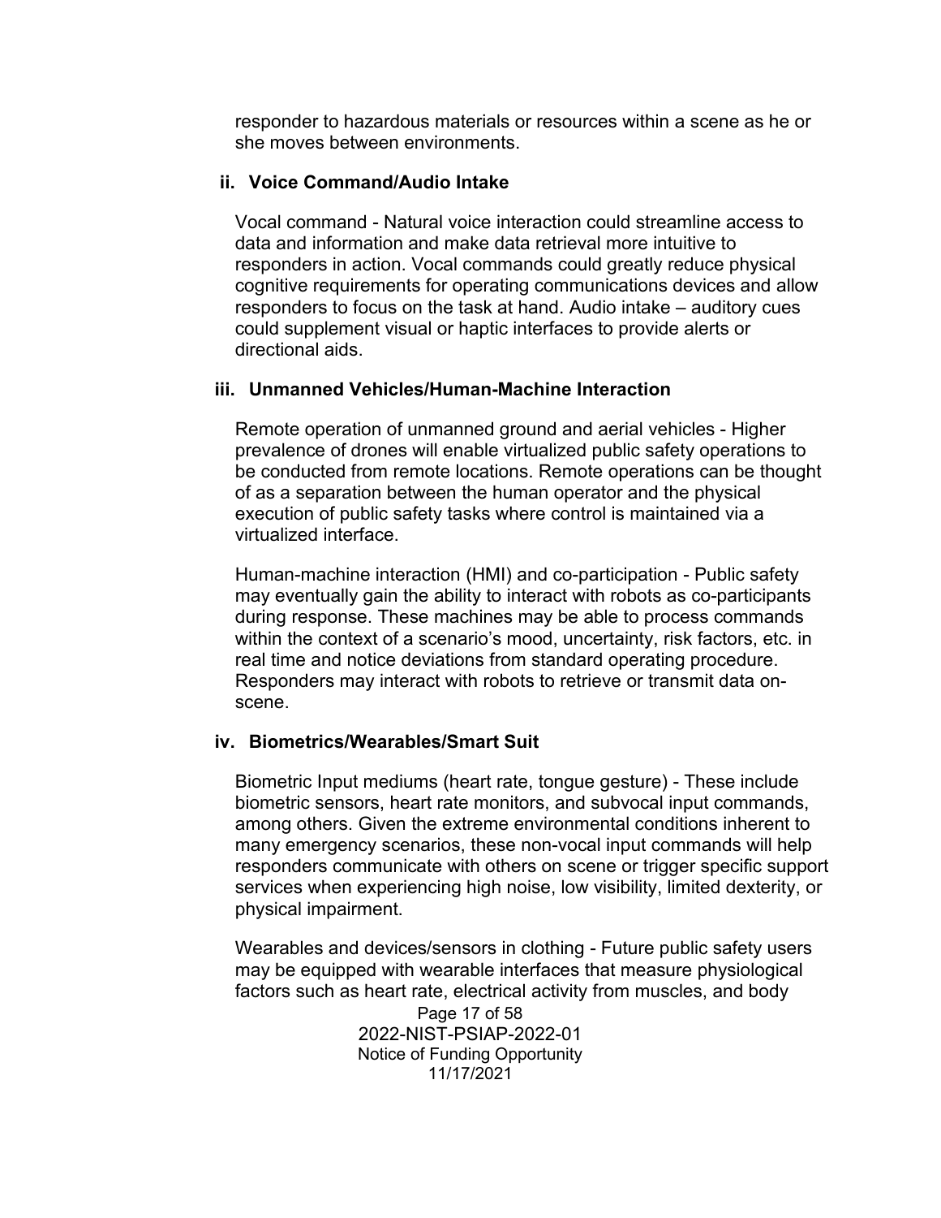responder to hazardous materials or resources within a scene as he or she moves between environments.

### ii. Voice Command/Audio Intake

Vocal command - Natural voice interaction could streamline access to data and information and make data retrieval more intuitive to responders in action. Vocal commands could greatly reduce physical cognitive requirements for operating communications devices and allow responders to focus on the task at hand. Audio intake – auditory cues could supplement visual or haptic interfaces to provide alerts or directional aids.

### iii. Unmanned Vehicles/Human-Machine Interaction

Remote operation of unmanned ground and aerial vehicles - Higher prevalence of drones will enable virtualized public safety operations to be conducted from remote locations. Remote operations can be thought of as a separation between the human operator and the physical execution of public safety tasks where control is maintained via a virtualized interface.

Human-machine interaction (HMI) and co-participation - Public safety may eventually gain the ability to interact with robots as co-participants during response. These machines may be able to process commands within the context of a scenario's mood, uncertainty, risk factors, etc. in real time and notice deviations from standard operating procedure. Responders may interact with robots to retrieve or transmit data on-scene.

### iv. Biometrics/Wearables/Smart Suit

Biometric Input mediums (heart rate, tongue gesture) - These include biometric sensors, heart rate monitors, and subvocal input commands, among others. Given the extreme environmental conditions inherent to many emergency scenarios, these non-vocal input commands will help responders communicate with others on scene or trigger specific support services when experiencing high noise, low visibility, limited dexterity, or physical impairment.

Wearables and devices/sensors in clothing - Future public safety users may be equipped with wearable interfaces that measure physiological factors such as heart rate, electrical activity from muscles, and body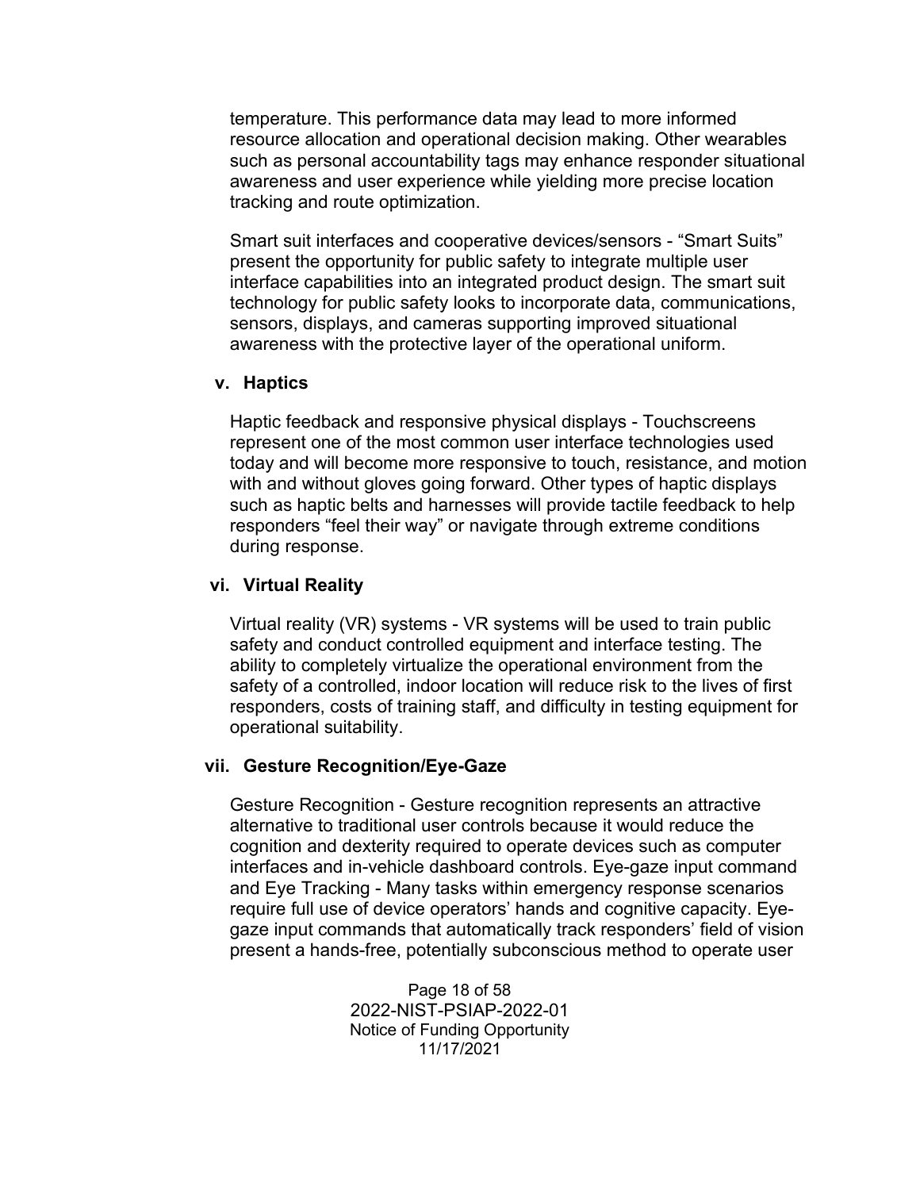temperature. This performance data may lead to more informed resource allocation and operational decision making. Other wearables such as personal accountability tags may enhance responder situational awareness and user experience while yielding more precise location tracking and route optimization.

Smart suit interfaces and cooperative devices/sensors - “Smart Suits” present the opportunity for public safety to integrate multiple user interface capabilities into an integrated product design. The smart suit technology for public safety looks to incorporate data, communications, sensors, displays, and cameras supporting improved situational awareness with the protective layer of the operational uniform.

### v. Haptics

Haptic feedback and responsive physical displays - Touchscreens represent one of the most common user interface technologies used today and will become more responsive to touch, resistance, and motion with and without gloves going forward. Other types of haptic displays such as haptic belts and harnesses will provide tactile feedback to help responders “feel their way” or navigate through extreme conditions during response.

### vi. Virtual Reality

Virtual reality (VR) systems - VR systems will be used to train public safety and conduct controlled equipment and interface testing. The ability to completely virtualize the operational environment from the safety of a controlled, indoor location will reduce risk to the lives of first responders, costs of training staff, and difficulty in testing equipment for operational suitability.

### vii. Gesture Recognition/Eye-Gaze

Gesture Recognition - Gesture recognition represents an attractive alternative to traditional user controls because it would reduce the cognition and dexterity required to operate devices such as computer interfaces and in-vehicle dashboard controls. Eye-gaze input command and Eye Tracking - Many tasks within emergency response scenarios require full use of device operators’ hands and cognitive capacity. Eye-gaze input commands that automatically track responders’ field of vision present a hands-free, potentially subconscious method to operate user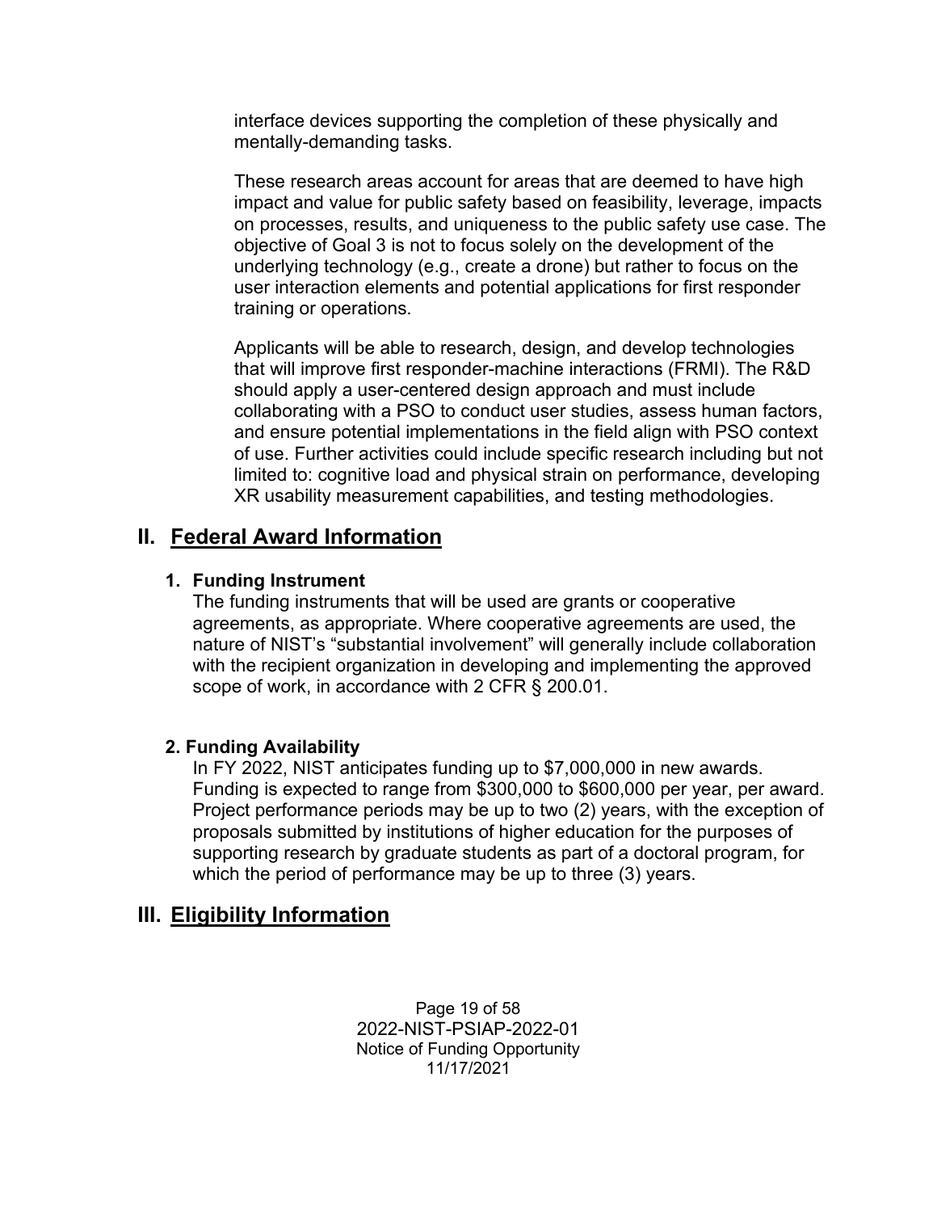interface devices supporting the completion of these physically and mentally-demanding tasks.

These research areas account for areas that are deemed to have high impact and value for public safety based on feasibility, leverage, impacts on processes, results, and uniqueness to the public safety use case. The objective of Goal 3 is not to focus solely on the development of the underlying technology (e.g., create a drone) but rather to focus on the user interaction elements and potential applications for first responder training or operations.

Applicants will be able to research, design, and develop technologies that will improve first responder-machine interactions (FRMI). The R&D should apply a user-centered design approach and must include collaborating with a PSO to conduct user studies, assess human factors, and ensure potential implementations in the field align with PSO context of use. Further activities could include specific research including but not limited to: cognitive load and physical strain on performance, developing XR usability measurement capabilities, and testing methodologies.

## II. Federal Award Information

### 1. Funding Instrument

The funding instruments that will be used are grants or cooperative agreements, as appropriate. Where cooperative agreements are used, the nature of NIST's "substantial involvement" will generally include collaboration with the recipient organization in developing and implementing the approved scope of work, in accordance with 2 CFR § 200.01.

### 2. Funding Availability

In FY 2022, NIST anticipates funding up to $7,000,000 in new awards. Funding is expected to range from $300,000 to $600,000 per year, per award. Project performance periods may be up to two (2) years, with the exception of proposals submitted by institutions of higher education for the purposes of supporting research by graduate students as part of a doctoral program, for which the period of performance may be up to three (3) years.

## III. Eligibility Information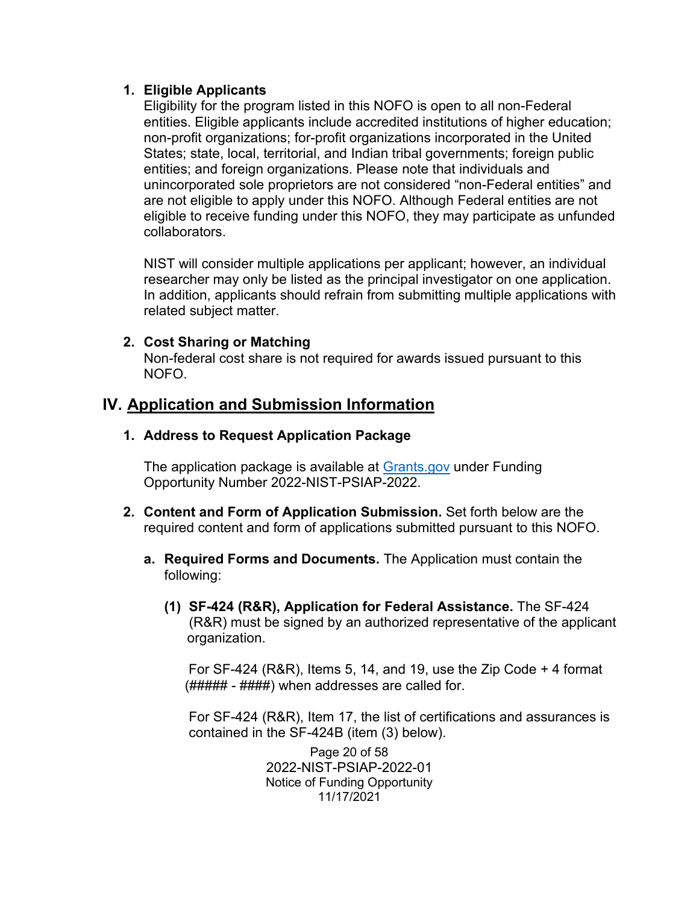1. **Eligible Applicants**
   Eligibility for the program listed in this NOFO is open to all non-Federal entities. Eligible applicants include accredited institutions of higher education; non-profit organizations; for-profit organizations incorporated in the United States; state, local, territorial, and Indian tribal governments; foreign public entities; and foreign organizations. Please note that individuals and unincorporated sole proprietors are not considered "non-Federal entities" and are not eligible to apply under this NOFO. Although Federal entities are not eligible to receive funding under this NOFO, they may participate as unfunded collaborators.

   NIST will consider multiple applications per applicant; however, an individual researcher may only be listed as the principal investigator on one application. In addition, applicants should refrain from submitting multiple applications with related subject matter.

2. **Cost Sharing or Matching**
   Non-federal cost share is not required for awards issued pursuant to this NOFO.

## IV. Application and Submission Information

1. **Address to Request Application Package**

   The application package is available at [Grants.gov](Grants.gov) under Funding Opportunity Number 2022-NIST-PSIAP-2022.

2. **Content and Form of Application Submission.** Set forth below are the required content and form of applications submitted pursuant to this NOFO.

   a. **Required Forms and Documents.** The Application must contain the following:

      **(1) SF-424 (R&R), Application for Federal Assistance.** The SF-424 (R&R) must be signed by an authorized representative of the applicant organization.

      For SF-424 (R&R), Items 5, 14, and 19, use the Zip Code + 4 format (##### - ####) when addresses are called for.

      For SF-424 (R&R), Item 17, the list of certifications and assurances is contained in the SF-424B (item (3) below).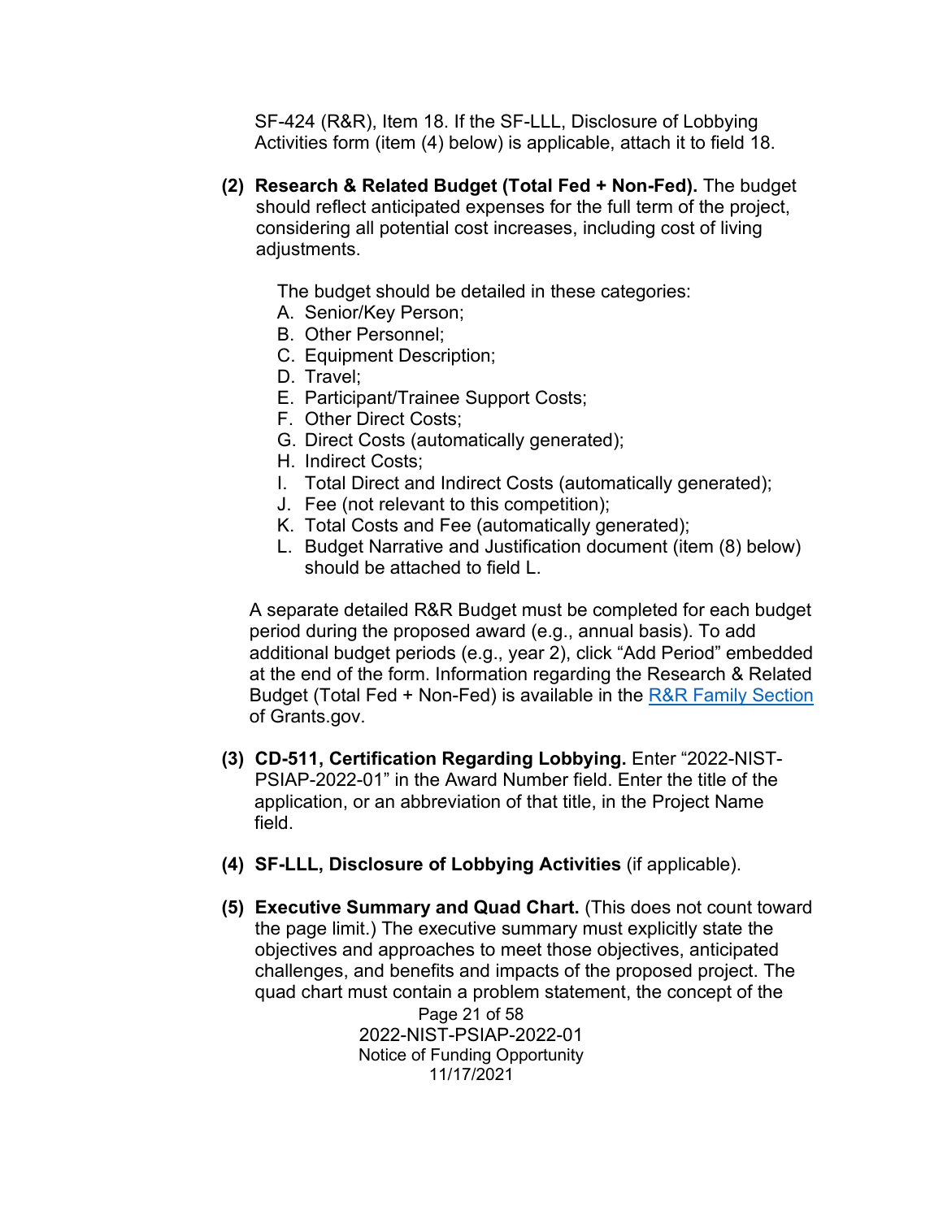SF-424 (R&R), Item 18. If the SF-LLL, Disclosure of Lobbying Activities form (item (4) below) is applicable, attach it to field 18.

**(2) Research & Related Budget (Total Fed + Non-Fed).** The budget should reflect anticipated expenses for the full term of the project, considering all potential cost increases, including cost of living adjustments.

The budget should be detailed in these categories:

A. Senior/Key Person;
B. Other Personnel;
C. Equipment Description;
D. Travel;
E. Participant/Trainee Support Costs;
F. Other Direct Costs;
G. Direct Costs (automatically generated);
H. Indirect Costs;
I. Total Direct and Indirect Costs (automatically generated);
J. Fee (not relevant to this competition);
K. Total Costs and Fee (automatically generated);
L. Budget Narrative and Justification document (item (8) below) should be attached to field L.

A separate detailed R&R Budget must be completed for each budget period during the proposed award (e.g., annual basis). To add additional budget periods (e.g., year 2), click "Add Period" embedded at the end of the form. Information regarding the Research & Related Budget (Total Fed + Non-Fed) is available in the [R&R Family Section](R&R Family Section) of Grants.gov.

**(3) CD-511, Certification Regarding Lobbying.** Enter "2022-NIST-PSIAP-2022-01" in the Award Number field. Enter the title of the application, or an abbreviation of that title, in the Project Name field.

**(4) SF-LLL, Disclosure of Lobbying Activities** (if applicable).

**(5) Executive Summary and Quad Chart.** (This does not count toward the page limit.) The executive summary must explicitly state the objectives and approaches to meet those objectives, anticipated challenges, and benefits and impacts of the proposed project. The quad chart must contain a problem statement, the concept of the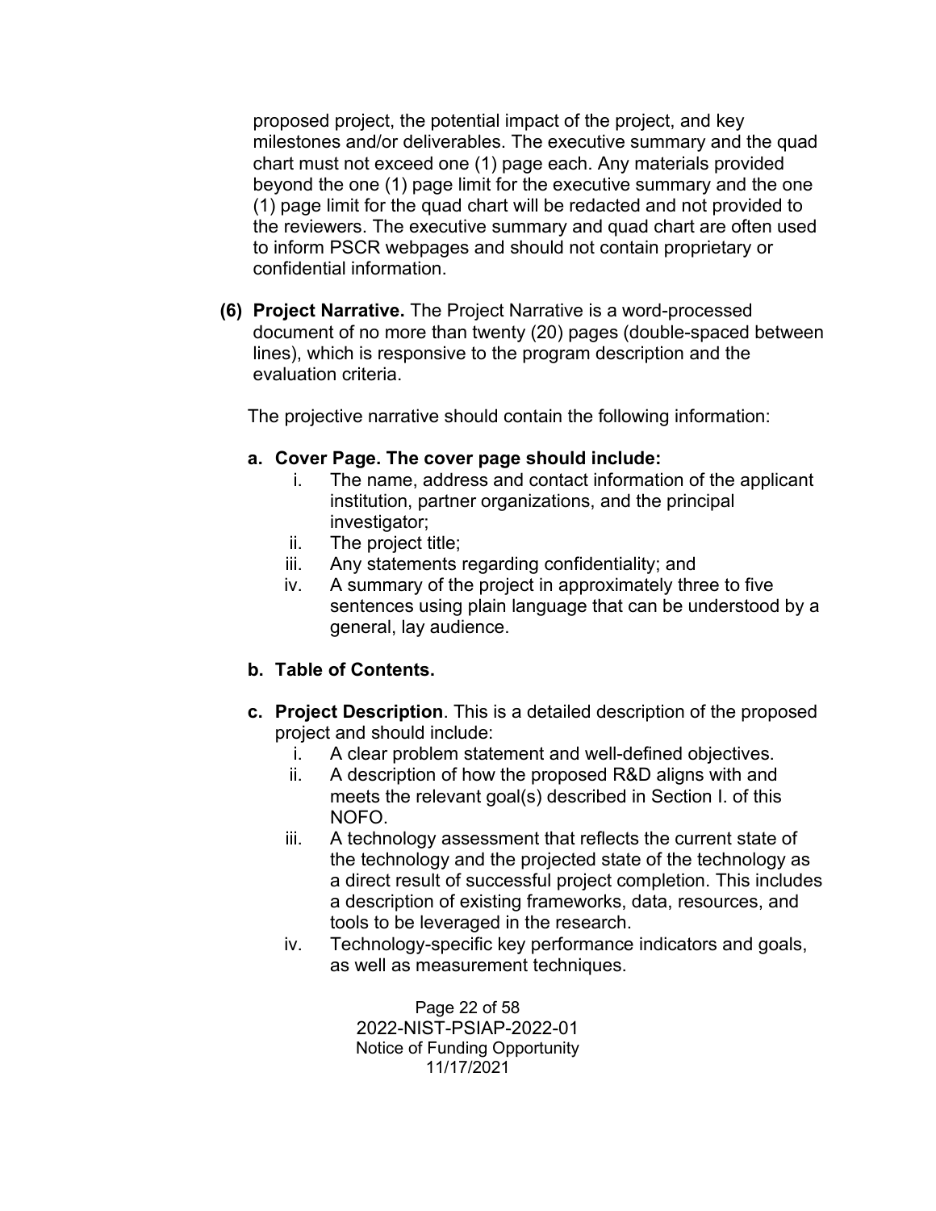proposed project, the potential impact of the project, and key milestones and/or deliverables. The executive summary and the quad chart must not exceed one (1) page each. Any materials provided beyond the one (1) page limit for the executive summary and the one (1) page limit for the quad chart will be redacted and not provided to the reviewers. The executive summary and quad chart are often used to inform PSCR webpages and should not contain proprietary or confidential information.

**(6) Project Narrative.** The Project Narrative is a word-processed document of no more than twenty (20) pages (double-spaced between lines), which is responsive to the program description and the evaluation criteria.

The projective narrative should contain the following information:

**a. Cover Page. The cover page should include:**

i. The name, address and contact information of the applicant institution, partner organizations, and the principal investigator;

ii. The project title;

iii. Any statements regarding confidentiality; and

iv. A summary of the project in approximately three to five sentences using plain language that can be understood by a general, lay audience.

**b. Table of Contents.**

**c. Project Description**. This is a detailed description of the proposed project and should include:

i. A clear problem statement and well-defined objectives.

ii. A description of how the proposed R&D aligns with and meets the relevant goal(s) described in Section I. of this NOFO.

iii. A technology assessment that reflects the current state of the technology and the projected state of the technology as a direct result of successful project completion. This includes a description of existing frameworks, data, resources, and tools to be leveraged in the research.

iv. Technology-specific key performance indicators and goals, as well as measurement techniques.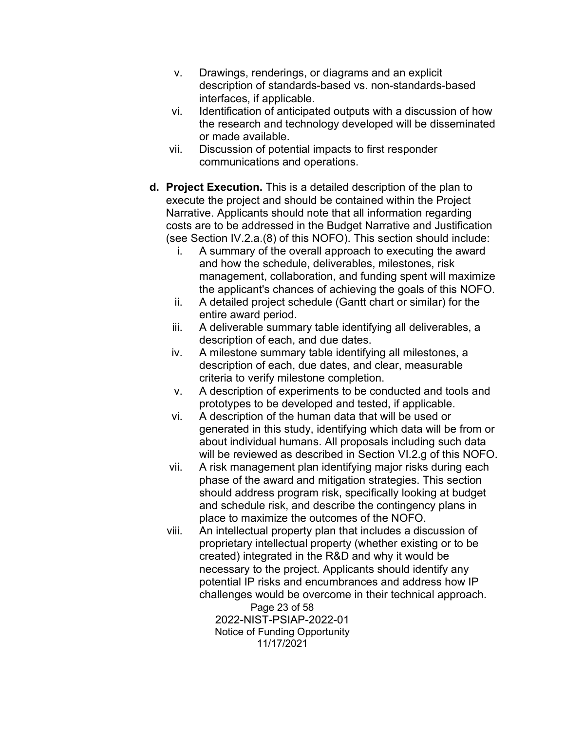v. Drawings, renderings, or diagrams and an explicit description of standards-based vs. non-standards-based interfaces, if applicable.

vi. Identification of anticipated outputs with a discussion of how the research and technology developed will be disseminated or made available.

vii. Discussion of potential impacts to first responder communications and operations.

**d. Project Execution.** This is a detailed description of the plan to execute the project and should be contained within the Project Narrative. Applicants should note that all information regarding costs are to be addressed in the Budget Narrative and Justification (see Section IV.2.a.(8) of this NOFO). This section should include:

i. A summary of the overall approach to executing the award and how the schedule, deliverables, milestones, risk management, collaboration, and funding spent will maximize the applicant's chances of achieving the goals of this NOFO.

ii. A detailed project schedule (Gantt chart or similar) for the entire award period.

iii. A deliverable summary table identifying all deliverables, a description of each, and due dates.

iv. A milestone summary table identifying all milestones, a description of each, due dates, and clear, measurable criteria to verify milestone completion.

v. A description of experiments to be conducted and tools and prototypes to be developed and tested, if applicable.

vi. A description of the human data that will be used or generated in this study, identifying which data will be from or about individual humans. All proposals including such data will be reviewed as described in Section VI.2.g of this NOFO.

vii. A risk management plan identifying major risks during each phase of the award and mitigation strategies. This section should address program risk, specifically looking at budget and schedule risk, and describe the contingency plans in place to maximize the outcomes of the NOFO.

viii. An intellectual property plan that includes a discussion of proprietary intellectual property (whether existing or to be created) integrated in the R&D and why it would be necessary to the project. Applicants should identify any potential IP risks and encumbrances and address how IP challenges would be overcome in their technical approach.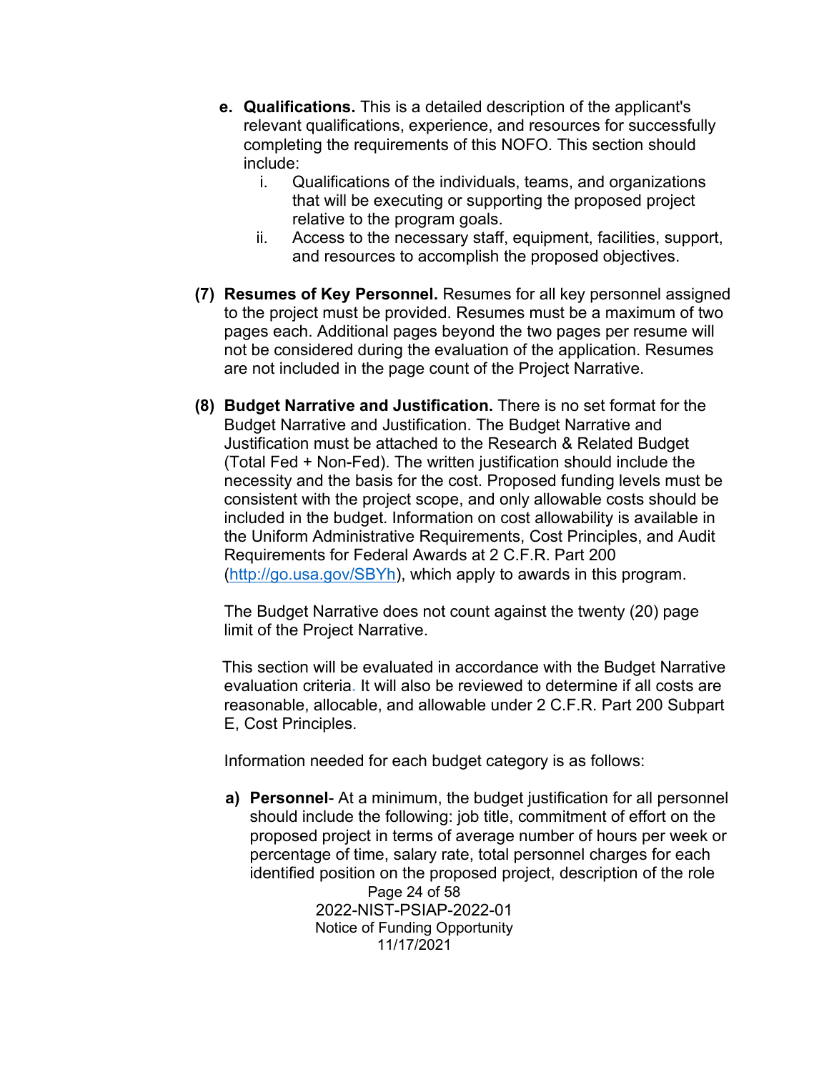e. **Qualifications.** This is a detailed description of the applicant's relevant qualifications, experience, and resources for successfully completing the requirements of this NOFO. This section should include:
   i. Qualifications of the individuals, teams, and organizations that will be executing or supporting the proposed project relative to the program goals.
   ii. Access to the necessary staff, equipment, facilities, support, and resources to accomplish the proposed objectives.

**(7) Resumes of Key Personnel.** Resumes for all key personnel assigned to the project must be provided. Resumes must be a maximum of two pages each. Additional pages beyond the two pages per resume will not be considered during the evaluation of the application. Resumes are not included in the page count of the Project Narrative.

**(8) Budget Narrative and Justification.** There is no set format for the Budget Narrative and Justification. The Budget Narrative and Justification must be attached to the Research & Related Budget (Total Fed + Non-Fed). The written justification should include the necessity and the basis for the cost. Proposed funding levels must be consistent with the project scope, and only allowable costs should be included in the budget. Information on cost allowability is available in the Uniform Administrative Requirements, Cost Principles, and Audit Requirements for Federal Awards at 2 C.F.R. Part 200 (http://go.usa.gov/SBYh), which apply to awards in this program.

The Budget Narrative does not count against the twenty (20) page limit of the Project Narrative.

This section will be evaluated in accordance with the Budget Narrative evaluation criteria. It will also be reviewed to determine if all costs are reasonable, allocable, and allowable under 2 C.F.R. Part 200 Subpart E, Cost Principles.

Information needed for each budget category is as follows:

a) **Personnel**- At a minimum, the budget justification for all personnel should include the following: job title, commitment of effort on the proposed project in terms of average number of hours per week or percentage of time, salary rate, total personnel charges for each identified position on the proposed project, description of the role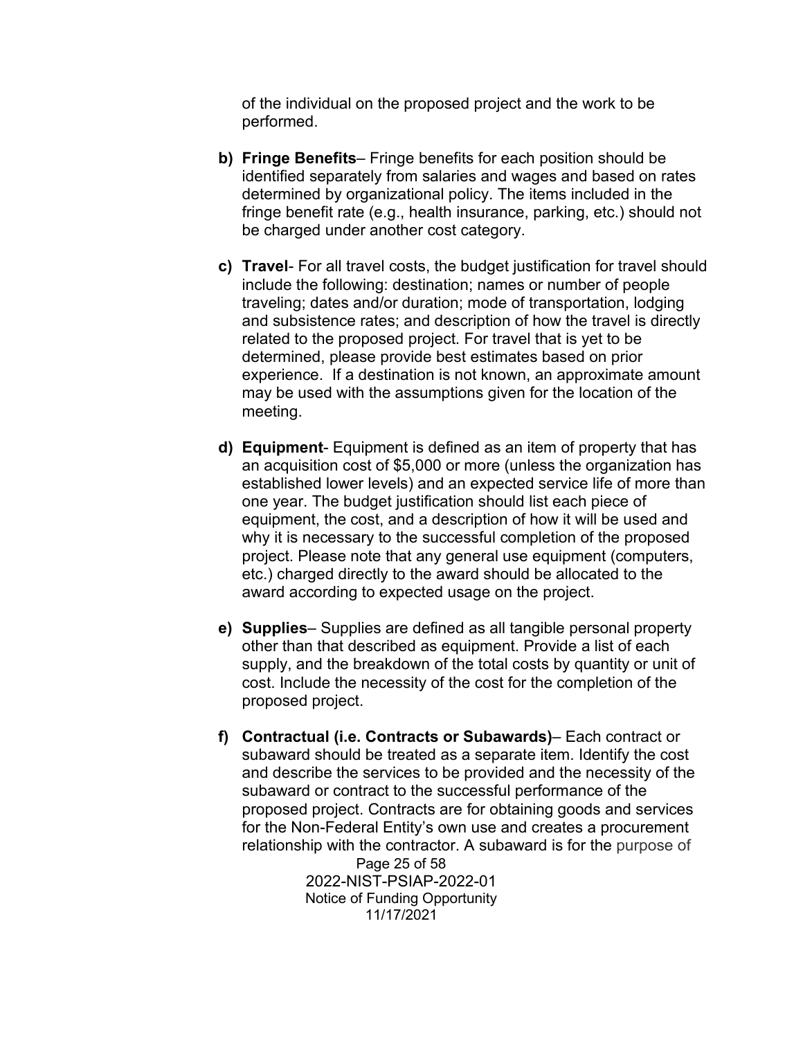of the individual on the proposed project and the work to be performed.

- **b) Fringe Benefits**– Fringe benefits for each position should be identified separately from salaries and wages and based on rates determined by organizational policy. The items included in the fringe benefit rate (e.g., health insurance, parking, etc.) should not be charged under another cost category.

- **c) Travel**- For all travel costs, the budget justification for travel should include the following: destination; names or number of people traveling; dates and/or duration; mode of transportation, lodging and subsistence rates; and description of how the travel is directly related to the proposed project. For travel that is yet to be determined, please provide best estimates based on prior experience. If a destination is not known, an approximate amount may be used with the assumptions given for the location of the meeting.

- **d) Equipment**- Equipment is defined as an item of property that has an acquisition cost of $5,000 or more (unless the organization has established lower levels) and an expected service life of more than one year. The budget justification should list each piece of equipment, the cost, and a description of how it will be used and why it is necessary to the successful completion of the proposed project. Please note that any general use equipment (computers, etc.) charged directly to the award should be allocated to the award according to expected usage on the project.

- **e) Supplies**– Supplies are defined as all tangible personal property other than that described as equipment. Provide a list of each supply, and the breakdown of the total costs by quantity or unit of cost. Include the necessity of the cost for the completion of the proposed project.

- **f) Contractual (i.e. Contracts or Subawards)**– Each contract or subaward should be treated as a separate item. Identify the cost and describe the services to be provided and the necessity of the subaward or contract to the successful performance of the proposed project. Contracts are for obtaining goods and services for the Non-Federal Entity's own use and creates a procurement relationship with the contractor. A subaward is for the purpose of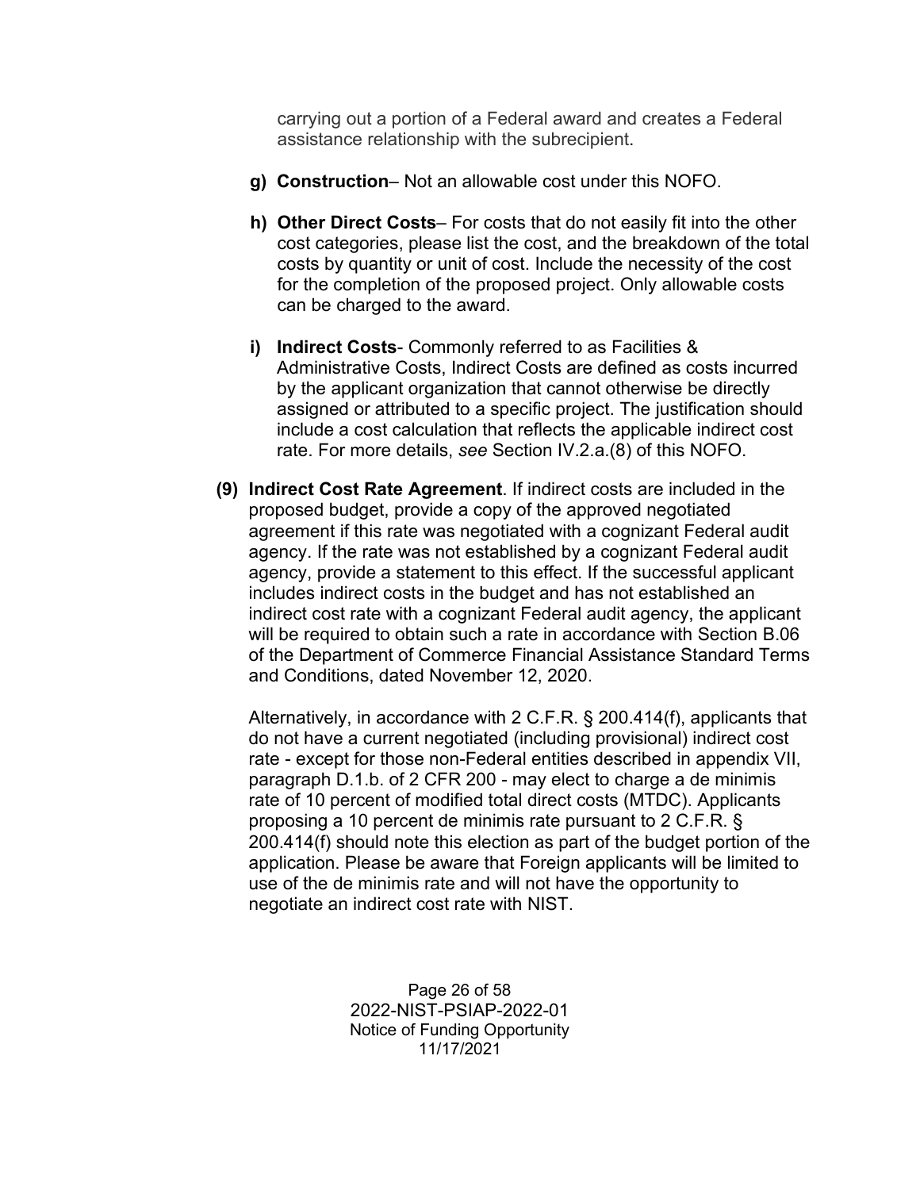carrying out a portion of a Federal award and creates a Federal assistance relationship with the subrecipient.

- **g) Construction**– Not an allowable cost under this NOFO.

- **h) Other Direct Costs**– For costs that do not easily fit into the other cost categories, please list the cost, and the breakdown of the total costs by quantity or unit of cost. Include the necessity of the cost for the completion of the proposed project. Only allowable costs can be charged to the award.

- **i) Indirect Costs**- Commonly referred to as Facilities & Administrative Costs, Indirect Costs are defined as costs incurred by the applicant organization that cannot otherwise be directly assigned or attributed to a specific project. The justification should include a cost calculation that reflects the applicable indirect cost rate. For more details, *see* Section IV.2.a.(8) of this NOFO.

**(9) Indirect Cost Rate Agreement**. If indirect costs are included in the proposed budget, provide a copy of the approved negotiated agreement if this rate was negotiated with a cognizant Federal audit agency. If the rate was not established by a cognizant Federal audit agency, provide a statement to this effect. If the successful applicant includes indirect costs in the budget and has not established an indirect cost rate with a cognizant Federal audit agency, the applicant will be required to obtain such a rate in accordance with Section B.06 of the Department of Commerce Financial Assistance Standard Terms and Conditions, dated November 12, 2020.

Alternatively, in accordance with 2 C.F.R. § 200.414(f), applicants that do not have a current negotiated (including provisional) indirect cost rate - except for those non-Federal entities described in appendix VII, paragraph D.1.b. of 2 CFR 200 - may elect to charge a de minimis rate of 10 percent of modified total direct costs (MTDC). Applicants proposing a 10 percent de minimis rate pursuant to 2 C.F.R. § 200.414(f) should note this election as part of the budget portion of the application. Please be aware that Foreign applicants will be limited to use of the de minimis rate and will not have the opportunity to negotiate an indirect cost rate with NIST.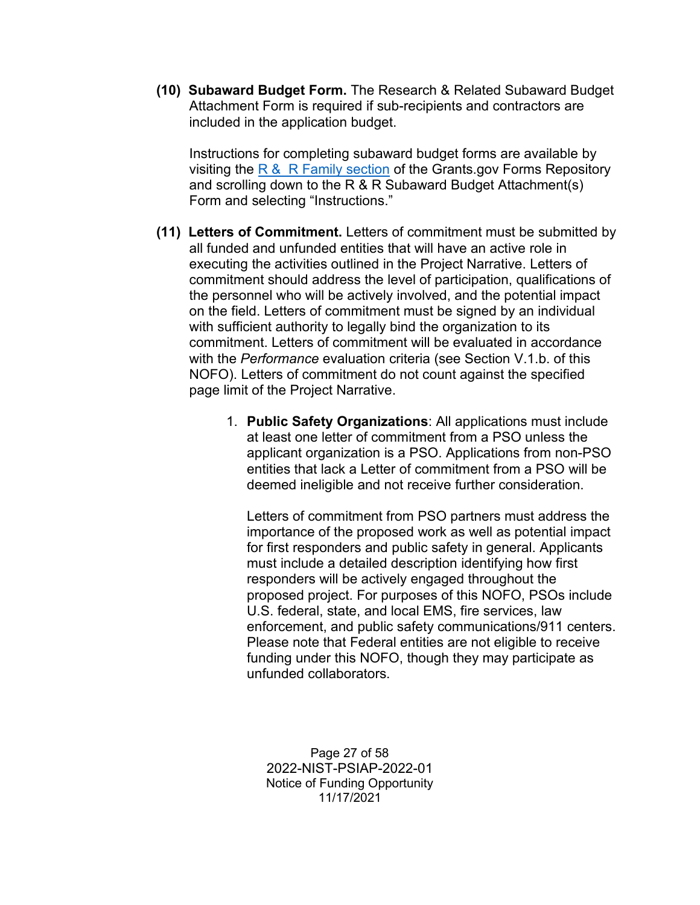**(10) Subaward Budget Form.** The Research & Related Subaward Budget Attachment Form is required if sub-recipients and contractors are included in the application budget.

Instructions for completing subaward budget forms are available by visiting the R & R Family section of the Grants.gov Forms Repository and scrolling down to the R & R Subaward Budget Attachment(s) Form and selecting "Instructions."

**(11) Letters of Commitment.** Letters of commitment must be submitted by all funded and unfunded entities that will have an active role in executing the activities outlined in the Project Narrative. Letters of commitment should address the level of participation, qualifications of the personnel who will be actively involved, and the potential impact on the field. Letters of commitment must be signed by an individual with sufficient authority to legally bind the organization to its commitment. Letters of commitment will be evaluated in accordance with the *Performance* evaluation criteria (see Section V.1.b. of this NOFO). Letters of commitment do not count against the specified page limit of the Project Narrative.

1. **Public Safety Organizations**: All applications must include at least one letter of commitment from a PSO unless the applicant organization is a PSO. Applications from non-PSO entities that lack a Letter of commitment from a PSO will be deemed ineligible and not receive further consideration.

   Letters of commitment from PSO partners must address the importance of the proposed work as well as potential impact for first responders and public safety in general. Applicants must include a detailed description identifying how first responders will be actively engaged throughout the proposed project. For purposes of this NOFO, PSOs include U.S. federal, state, and local EMS, fire services, law enforcement, and public safety communications/911 centers. Please note that Federal entities are not eligible to receive funding under this NOFO, though they may participate as unfunded collaborators.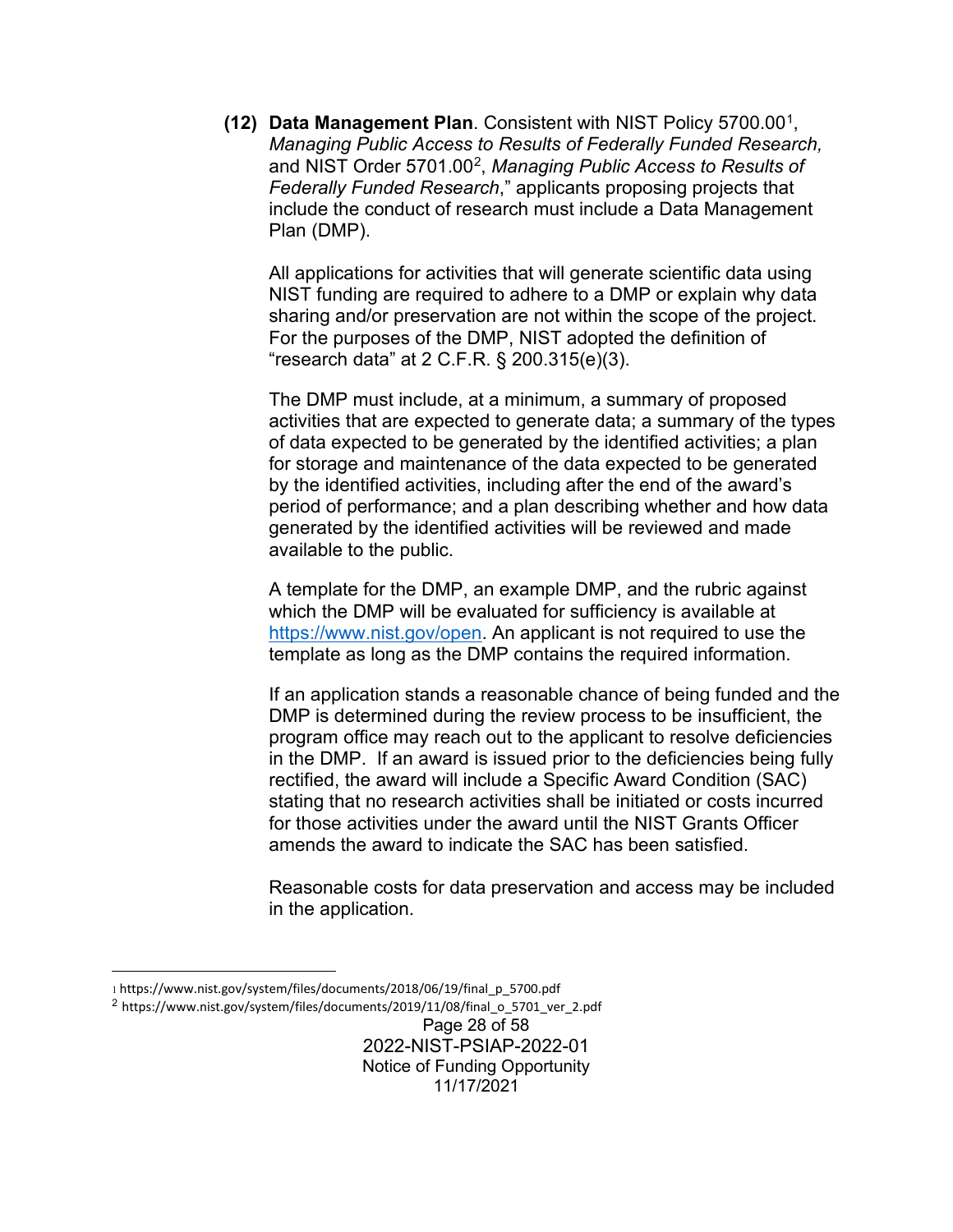**(12) Data Management Plan**. Consistent with NIST Policy 5700.00[1], *Managing Public Access to Results of Federally Funded Research,* and NIST Order 5701.00[2], *Managing Public Access to Results of Federally Funded Research*," applicants proposing projects that include the conduct of research must include a Data Management Plan (DMP).

All applications for activities that will generate scientific data using NIST funding are required to adhere to a DMP or explain why data sharing and/or preservation are not within the scope of the project. For the purposes of the DMP, NIST adopted the definition of "research data" at 2 C.F.R. § 200.315(e)(3).

The DMP must include, at a minimum, a summary of proposed activities that are expected to generate data; a summary of the types of data expected to be generated by the identified activities; a plan for storage and maintenance of the data expected to be generated by the identified activities, including after the end of the award's period of performance; and a plan describing whether and how data generated by the identified activities will be reviewed and made available to the public.

A template for the DMP, an example DMP, and the rubric against which the DMP will be evaluated for sufficiency is available at https://www.nist.gov/open. An applicant is not required to use the template as long as the DMP contains the required information.

If an application stands a reasonable chance of being funded and the DMP is determined during the review process to be insufficient, the program office may reach out to the applicant to resolve deficiencies in the DMP. If an award is issued prior to the deficiencies being fully rectified, the award will include a Specific Award Condition (SAC) stating that no research activities shall be initiated or costs incurred for those activities under the award until the NIST Grants Officer amends the award to indicate the SAC has been satisfied.

Reasonable costs for data preservation and access may be included in the application.

---

[1] https://www.nist.gov/system/files/documents/2018/06/19/final_p_5700.pdf

[2] https://www.nist.gov/system/files/documents/2019/11/08/final_o_5701_ver_2.pdf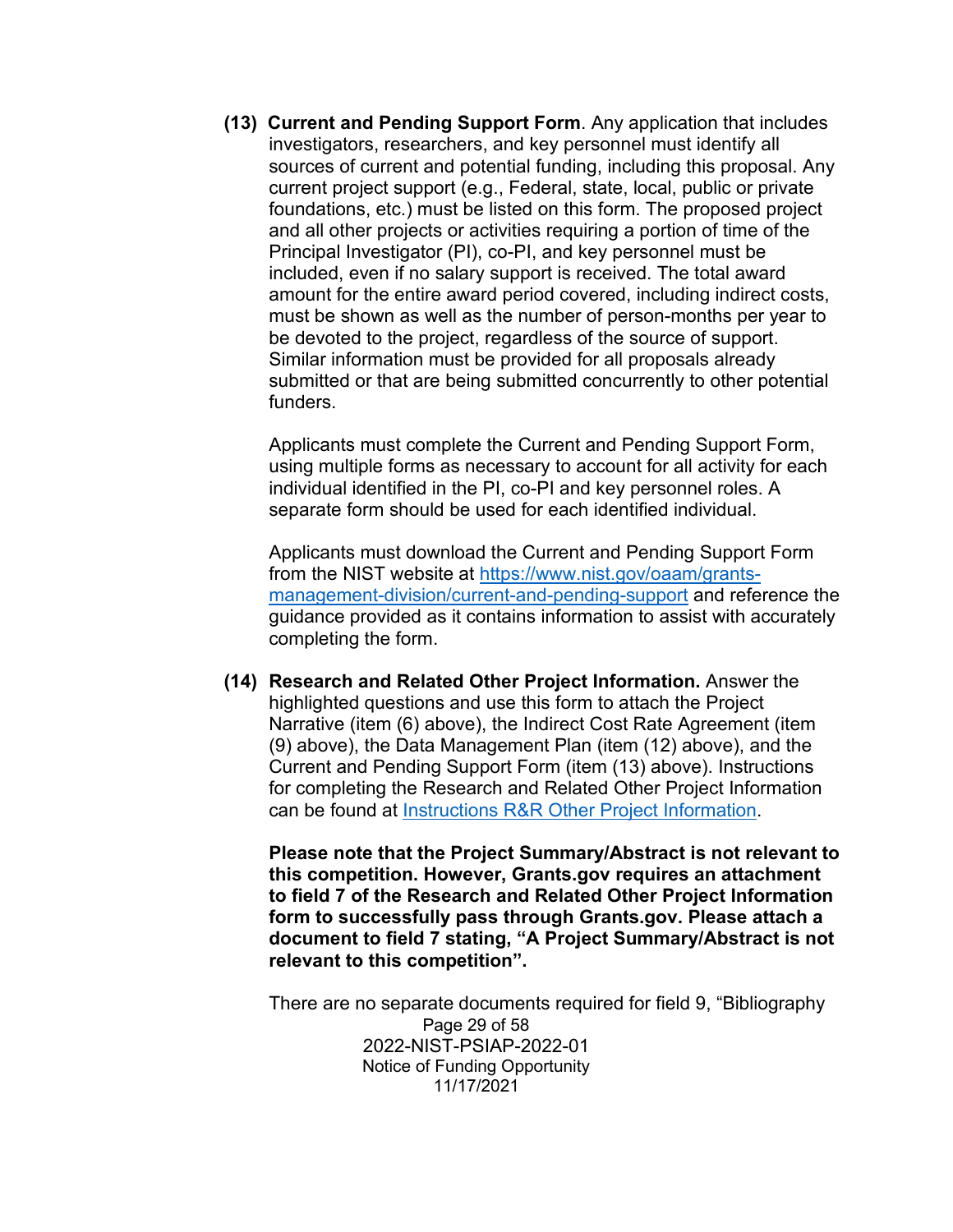**(13) Current and Pending Support Form**. Any application that includes investigators, researchers, and key personnel must identify all sources of current and potential funding, including this proposal. Any current project support (e.g., Federal, state, local, public or private foundations, etc.) must be listed on this form. The proposed project and all other projects or activities requiring a portion of time of the Principal Investigator (PI), co-PI, and key personnel must be included, even if no salary support is received. The total award amount for the entire award period covered, including indirect costs, must be shown as well as the number of person-months per year to be devoted to the project, regardless of the source of support. Similar information must be provided for all proposals already submitted or that are being submitted concurrently to other potential funders.

Applicants must complete the Current and Pending Support Form, using multiple forms as necessary to account for all activity for each individual identified in the PI, co-PI and key personnel roles. A separate form should be used for each identified individual.

Applicants must download the Current and Pending Support Form from the NIST website at [https://www.nist.gov/oaam/grants-management-division/current-and-pending-support](https://www.nist.gov/oaam/grants-management-division/current-and-pending-support) and reference the guidance provided as it contains information to assist with accurately completing the form.

**(14) Research and Related Other Project Information.** Answer the highlighted questions and use this form to attach the Project Narrative (item (6) above), the Indirect Cost Rate Agreement (item (9) above), the Data Management Plan (item (12) above), and the Current and Pending Support Form (item (13) above). Instructions for completing the Research and Related Other Project Information can be found at Instructions R&R Other Project Information.

**Please note that the Project Summary/Abstract is not relevant to this competition. However, Grants.gov requires an attachment to field 7 of the Research and Related Other Project Information form to successfully pass through Grants.gov. Please attach a document to field 7 stating, "A Project Summary/Abstract is not relevant to this competition".**

There are no separate documents required for field 9, "Bibliography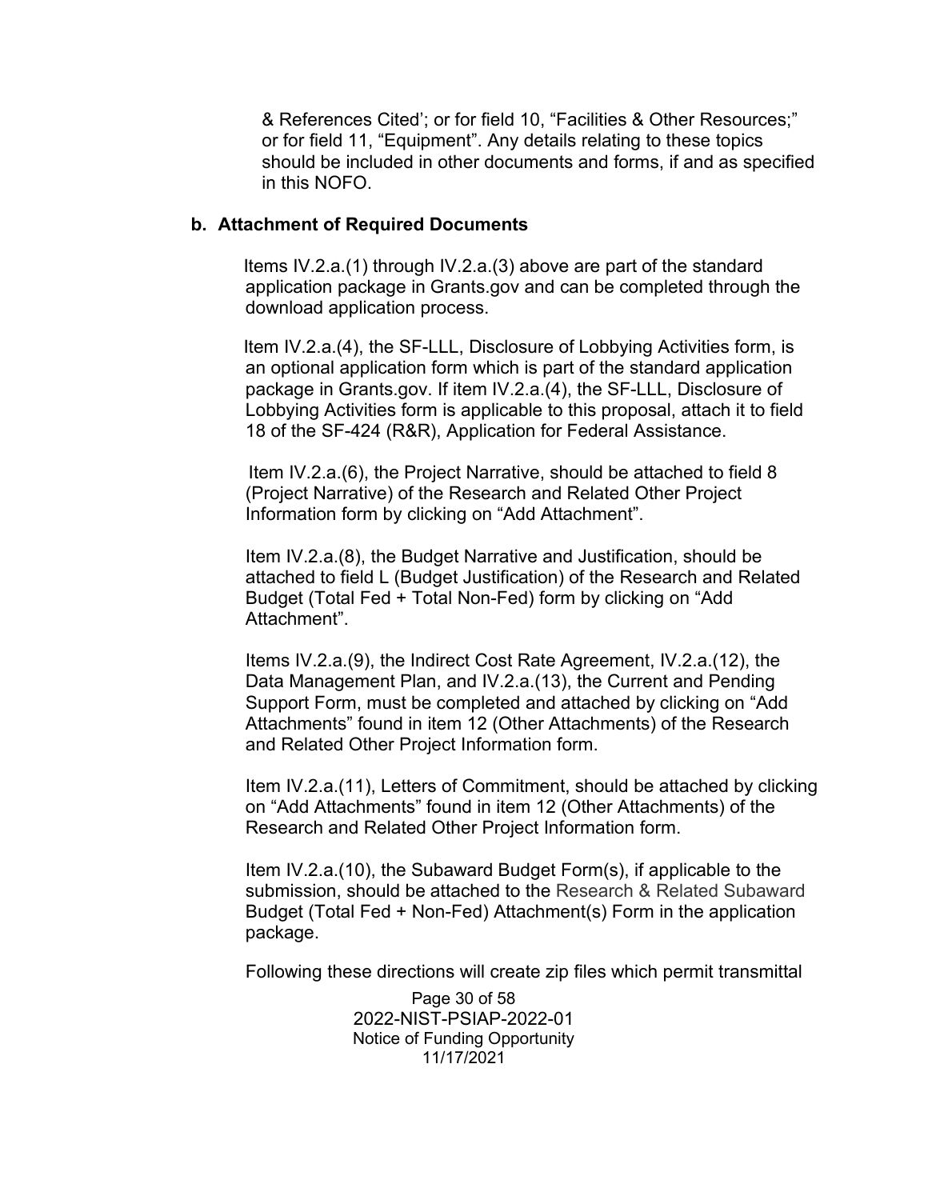& References Cited'; or for field 10, "Facilities & Other Resources;" or for field 11, "Equipment". Any details relating to these topics should be included in other documents and forms, if and as specified in this NOFO.

**b. Attachment of Required Documents**

Items IV.2.a.(1) through IV.2.a.(3) above are part of the standard application package in Grants.gov and can be completed through the download application process.

Item IV.2.a.(4), the SF-LLL, Disclosure of Lobbying Activities form, is an optional application form which is part of the standard application package in Grants.gov. If item IV.2.a.(4), the SF-LLL, Disclosure of Lobbying Activities form is applicable to this proposal, attach it to field 18 of the SF-424 (R&R), Application for Federal Assistance.

Item IV.2.a.(6), the Project Narrative, should be attached to field 8 (Project Narrative) of the Research and Related Other Project Information form by clicking on "Add Attachment".

Item IV.2.a.(8), the Budget Narrative and Justification, should be attached to field L (Budget Justification) of the Research and Related Budget (Total Fed + Total Non-Fed) form by clicking on "Add Attachment".

Items IV.2.a.(9), the Indirect Cost Rate Agreement, IV.2.a.(12), the Data Management Plan, and IV.2.a.(13), the Current and Pending Support Form, must be completed and attached by clicking on "Add Attachments" found in item 12 (Other Attachments) of the Research and Related Other Project Information form.

Item IV.2.a.(11), Letters of Commitment, should be attached by clicking on "Add Attachments" found in item 12 (Other Attachments) of the Research and Related Other Project Information form.

Item IV.2.a.(10), the Subaward Budget Form(s), if applicable to the submission, should be attached to the Research & Related Subaward Budget (Total Fed + Non-Fed) Attachment(s) Form in the application package.

Following these directions will create zip files which permit transmittal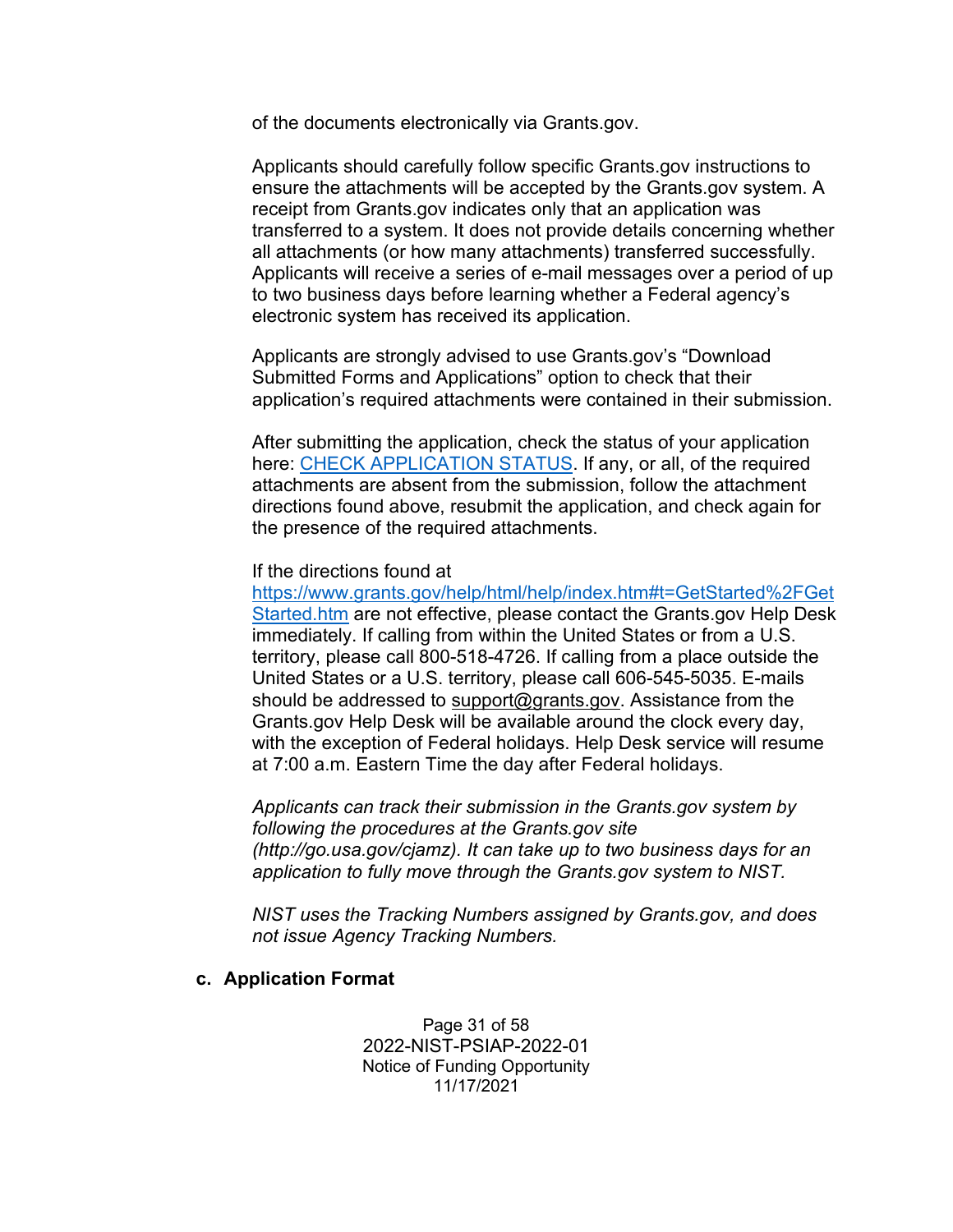of the documents electronically via Grants.gov.

Applicants should carefully follow specific Grants.gov instructions to ensure the attachments will be accepted by the Grants.gov system. A receipt from Grants.gov indicates only that an application was transferred to a system. It does not provide details concerning whether all attachments (or how many attachments) transferred successfully. Applicants will receive a series of e-mail messages over a period of up to two business days before learning whether a Federal agency's electronic system has received its application.

Applicants are strongly advised to use Grants.gov's "Download Submitted Forms and Applications" option to check that their application's required attachments were contained in their submission.

After submitting the application, check the status of your application here: [CHECK APPLICATION STATUS](). If any, or all, of the required attachments are absent from the submission, follow the attachment directions found above, resubmit the application, and check again for the presence of the required attachments.

If the directions found at [https://www.grants.gov/help/html/help/index.htm#t=GetStarted%2FGetStarted.htm](https://www.grants.gov/help/html/help/index.htm#t=GetStarted%2FGetStarted.htm) are not effective, please contact the Grants.gov Help Desk immediately. If calling from within the United States or from a U.S. territory, please call 800-518-4726. If calling from a place outside the United States or a U.S. territory, please call 606-545-5035. E-mails should be addressed to support@grants.gov. Assistance from the Grants.gov Help Desk will be available around the clock every day, with the exception of Federal holidays. Help Desk service will resume at 7:00 a.m. Eastern Time the day after Federal holidays.

*Applicants can track their submission in the Grants.gov system by following the procedures at the Grants.gov site (http://go.usa.gov/cjamz). It can take up to two business days for an application to fully move through the Grants.gov system to NIST.*

*NIST uses the Tracking Numbers assigned by Grants.gov, and does not issue Agency Tracking Numbers.*

**c. Application Format**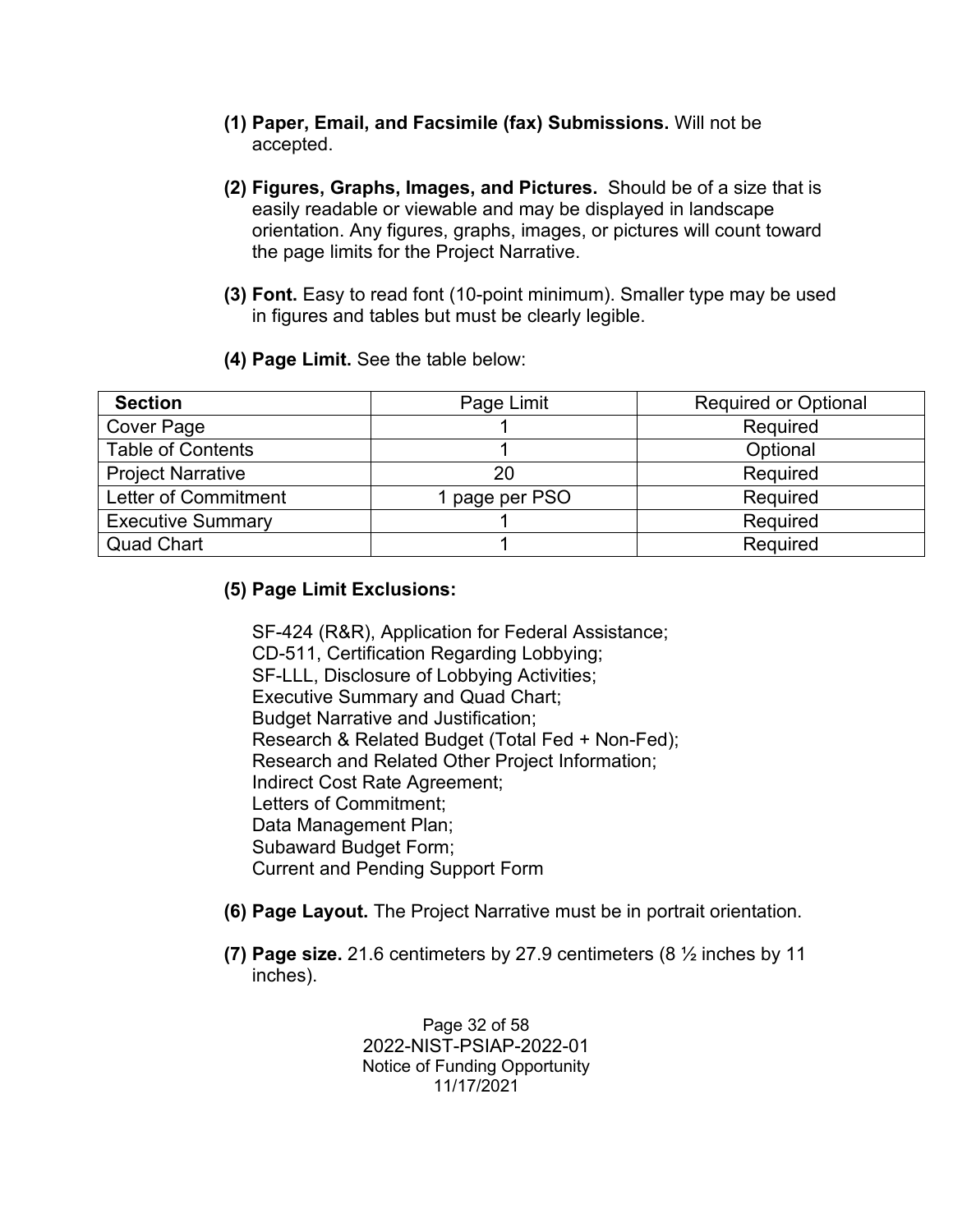**(1) Paper, Email, and Facsimile (fax) Submissions.** Will not be accepted.

**(2) Figures, Graphs, Images, and Pictures.** Should be of a size that is easily readable or viewable and may be displayed in landscape orientation. Any figures, graphs, images, or pictures will count toward the page limits for the Project Narrative.

**(3) Font.** Easy to read font (10-point minimum). Smaller type may be used in figures and tables but must be clearly legible.

**(4) Page Limit.** See the table below:

| **Section** | Page Limit | Required or Optional |
|---|---|---|
| Cover Page | 1 | Required |
| Table of Contents | 1 | Optional |
| Project Narrative | 20 | Required |
| Letter of Commitment | 1 page per PSO | Required |
| Executive Summary | 1 | Required |
| Quad Chart | 1 | Required |

**(5) Page Limit Exclusions:**

SF-424 (R&R), Application for Federal Assistance;
CD-511, Certification Regarding Lobbying;
SF-LLL, Disclosure of Lobbying Activities;
Executive Summary and Quad Chart;
Budget Narrative and Justification;
Research & Related Budget (Total Fed + Non-Fed);
Research and Related Other Project Information;
Indirect Cost Rate Agreement;
Letters of Commitment;
Data Management Plan;
Subaward Budget Form;
Current and Pending Support Form

**(6) Page Layout.** The Project Narrative must be in portrait orientation.

**(7) Page size.** 21.6 centimeters by 27.9 centimeters (8 ½ inches by 11 inches).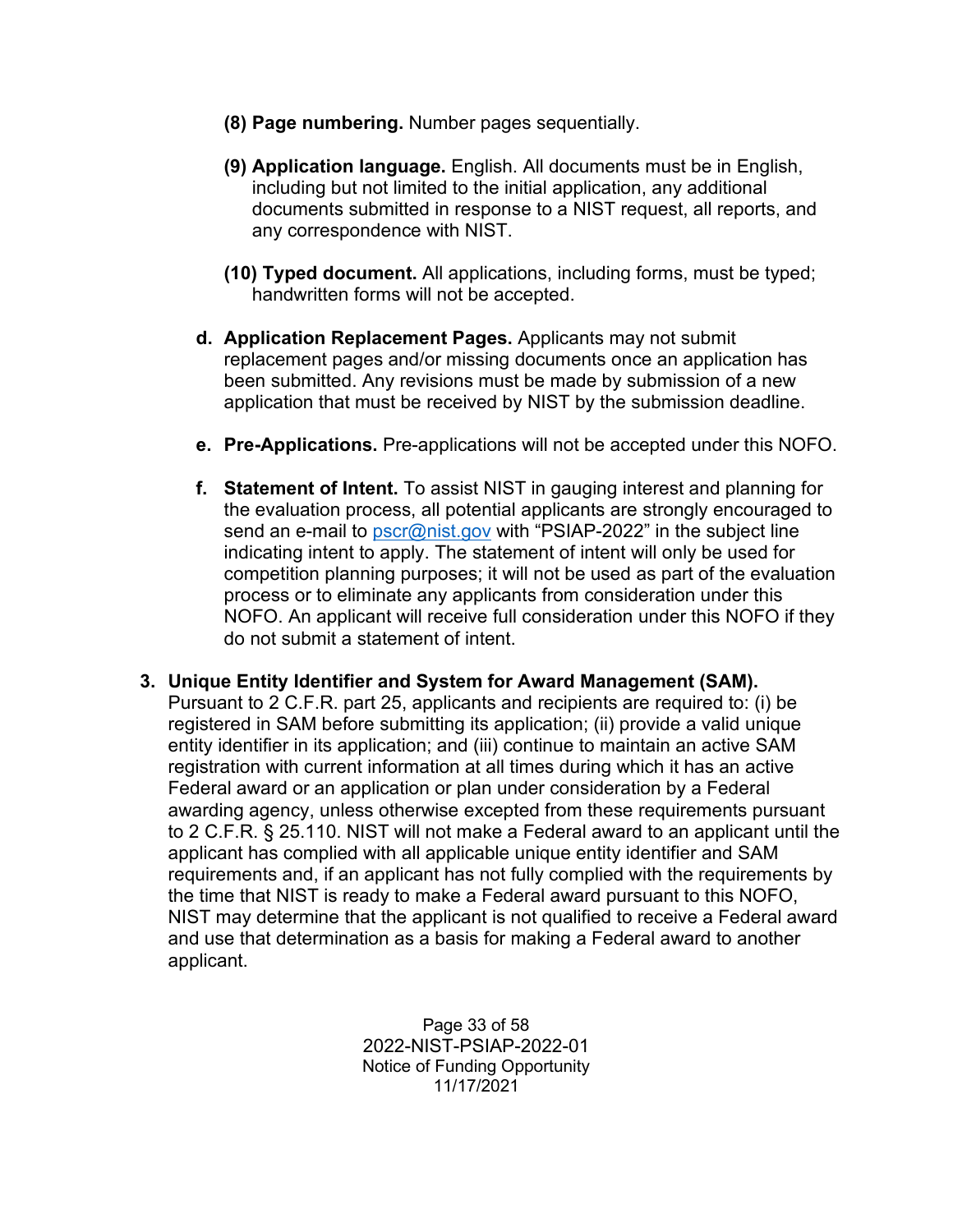**(8) Page numbering.** Number pages sequentially.

**(9) Application language.** English. All documents must be in English, including but not limited to the initial application, any additional documents submitted in response to a NIST request, all reports, and any correspondence with NIST.

**(10) Typed document.** All applications, including forms, must be typed; handwritten forms will not be accepted.

**d. Application Replacement Pages.** Applicants may not submit replacement pages and/or missing documents once an application has been submitted. Any revisions must be made by submission of a new application that must be received by NIST by the submission deadline.

**e. Pre-Applications.** Pre-applications will not be accepted under this NOFO.

**f. Statement of Intent.** To assist NIST in gauging interest and planning for the evaluation process, all potential applicants are strongly encouraged to send an e-mail to pscr@nist.gov with "PSIAP-2022" in the subject line indicating intent to apply. The statement of intent will only be used for competition planning purposes; it will not be used as part of the evaluation process or to eliminate any applicants from consideration under this NOFO. An applicant will receive full consideration under this NOFO if they do not submit a statement of intent.

**3. Unique Entity Identifier and System for Award Management (SAM).** Pursuant to 2 C.F.R. part 25, applicants and recipients are required to: (i) be registered in SAM before submitting its application; (ii) provide a valid unique entity identifier in its application; and (iii) continue to maintain an active SAM registration with current information at all times during which it has an active Federal award or an application or plan under consideration by a Federal awarding agency, unless otherwise excepted from these requirements pursuant to 2 C.F.R. § 25.110. NIST will not make a Federal award to an applicant until the applicant has complied with all applicable unique entity identifier and SAM requirements and, if an applicant has not fully complied with the requirements by the time that NIST is ready to make a Federal award pursuant to this NOFO, NIST may determine that the applicant is not qualified to receive a Federal award and use that determination as a basis for making a Federal award to another applicant.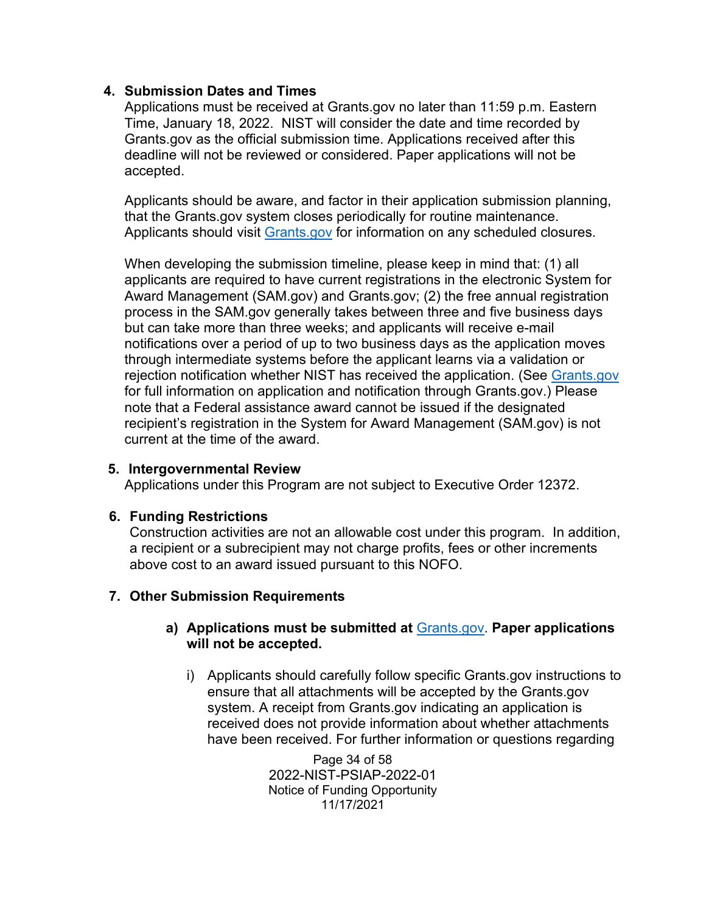### 4. Submission Dates and Times

Applications must be received at Grants.gov no later than 11:59 p.m. Eastern Time, January 18, 2022. NIST will consider the date and time recorded by Grants.gov as the official submission time. Applications received after this deadline will not be reviewed or considered. Paper applications will not be accepted.

Applicants should be aware, and factor in their application submission planning, that the Grants.gov system closes periodically for routine maintenance. Applicants should visit Grants.gov for information on any scheduled closures.

When developing the submission timeline, please keep in mind that: (1) all applicants are required to have current registrations in the electronic System for Award Management (SAM.gov) and Grants.gov; (2) the free annual registration process in the SAM.gov generally takes between three and five business days but can take more than three weeks; and applicants will receive e-mail notifications over a period of up to two business days as the application moves through intermediate systems before the applicant learns via a validation or rejection notification whether NIST has received the application. (See Grants.gov for full information on application and notification through Grants.gov.) Please note that a Federal assistance award cannot be issued if the designated recipient's registration in the System for Award Management (SAM.gov) is not current at the time of the award.

### 5. Intergovernmental Review

Applications under this Program are not subject to Executive Order 12372.

### 6. Funding Restrictions

Construction activities are not an allowable cost under this program. In addition, a recipient or a subrecipient may not charge profits, fees or other increments above cost to an award issued pursuant to this NOFO.

### 7. Other Submission Requirements

**a) Applications must be submitted at Grants.gov. Paper applications will not be accepted.**

i) Applicants should carefully follow specific Grants.gov instructions to ensure that all attachments will be accepted by the Grants.gov system. A receipt from Grants.gov indicating an application is received does not provide information about whether attachments have been received. For further information or questions regarding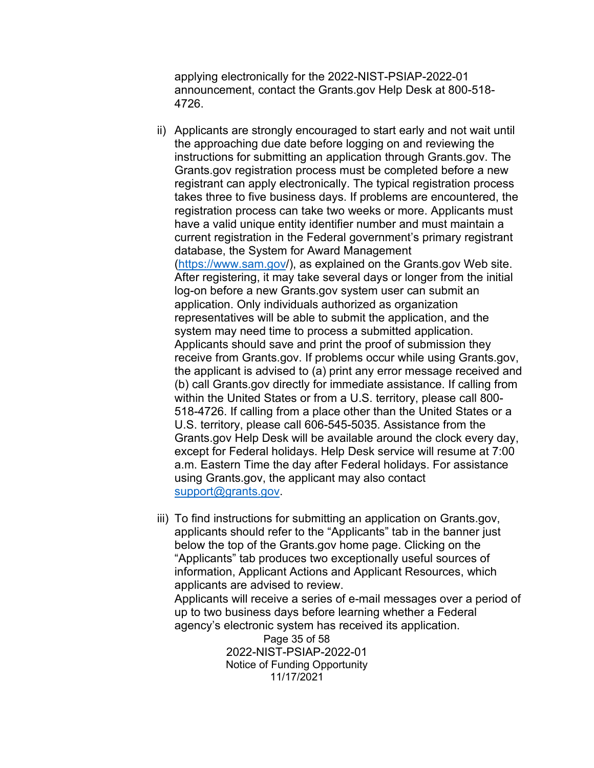applying electronically for the 2022-NIST-PSIAP-2022-01 announcement, contact the Grants.gov Help Desk at 800-518-4726.

ii) Applicants are strongly encouraged to start early and not wait until the approaching due date before logging on and reviewing the instructions for submitting an application through Grants.gov. The Grants.gov registration process must be completed before a new registrant can apply electronically. The typical registration process takes three to five business days. If problems are encountered, the registration process can take two weeks or more. Applicants must have a valid unique entity identifier number and must maintain a current registration in the Federal government's primary registrant database, the System for Award Management (https://www.sam.gov/), as explained on the Grants.gov Web site. After registering, it may take several days or longer from the initial log-on before a new Grants.gov system user can submit an application. Only individuals authorized as organization representatives will be able to submit the application, and the system may need time to process a submitted application. Applicants should save and print the proof of submission they receive from Grants.gov. If problems occur while using Grants.gov, the applicant is advised to (a) print any error message received and (b) call Grants.gov directly for immediate assistance. If calling from within the United States or from a U.S. territory, please call 800-518-4726. If calling from a place other than the United States or a U.S. territory, please call 606-545-5035. Assistance from the Grants.gov Help Desk will be available around the clock every day, except for Federal holidays. Help Desk service will resume at 7:00 a.m. Eastern Time the day after Federal holidays. For assistance using Grants.gov, the applicant may also contact support@grants.gov.

iii) To find instructions for submitting an application on Grants.gov, applicants should refer to the "Applicants" tab in the banner just below the top of the Grants.gov home page. Clicking on the "Applicants" tab produces two exceptionally useful sources of information, Applicant Actions and Applicant Resources, which applicants are advised to review.
Applicants will receive a series of e-mail messages over a period of up to two business days before learning whether a Federal agency's electronic system has received its application.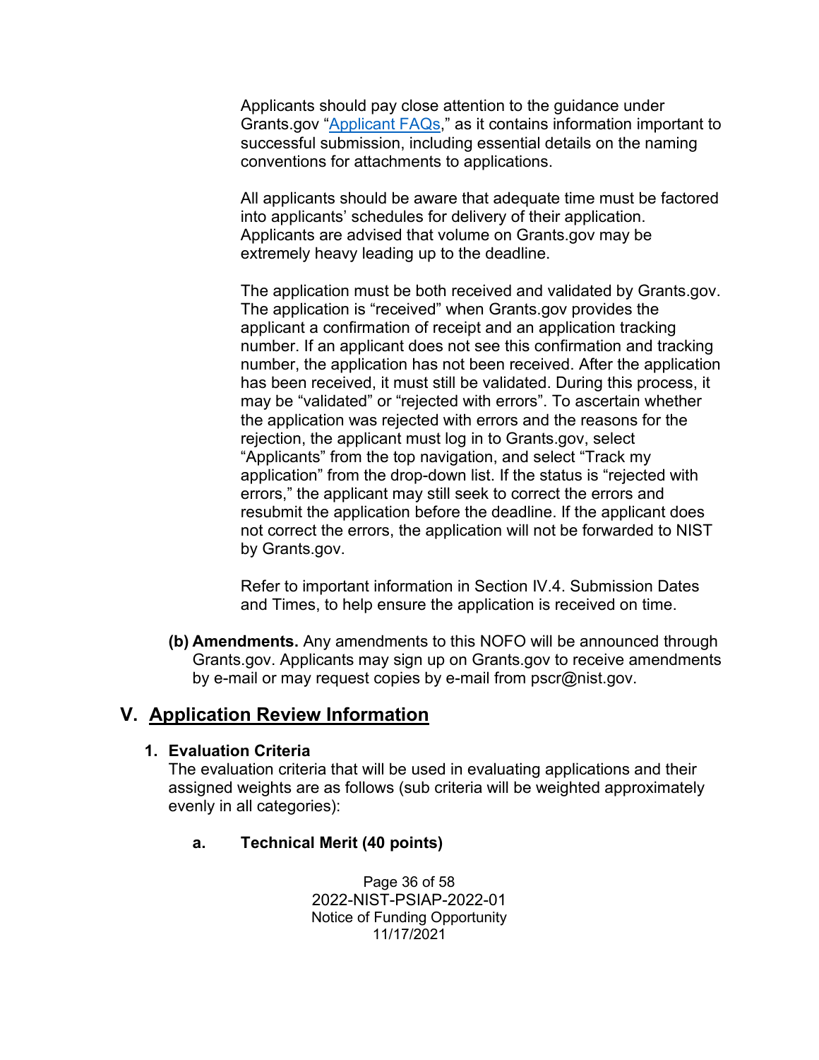Applicants should pay close attention to the guidance under Grants.gov "Applicant FAQs," as it contains information important to successful submission, including essential details on the naming conventions for attachments to applications.

All applicants should be aware that adequate time must be factored into applicants' schedules for delivery of their application. Applicants are advised that volume on Grants.gov may be extremely heavy leading up to the deadline.

The application must be both received and validated by Grants.gov. The application is "received" when Grants.gov provides the applicant a confirmation of receipt and an application tracking number. If an applicant does not see this confirmation and tracking number, the application has not been received. After the application has been received, it must still be validated. During this process, it may be "validated" or "rejected with errors". To ascertain whether the application was rejected with errors and the reasons for the rejection, the applicant must log in to Grants.gov, select "Applicants" from the top navigation, and select "Track my application" from the drop-down list. If the status is "rejected with errors," the applicant may still seek to correct the errors and resubmit the application before the deadline. If the applicant does not correct the errors, the application will not be forwarded to NIST by Grants.gov.

Refer to important information in Section IV.4. Submission Dates and Times, to help ensure the application is received on time.

**(b) Amendments.** Any amendments to this NOFO will be announced through Grants.gov. Applicants may sign up on Grants.gov to receive amendments by e-mail or may request copies by e-mail from pscr@nist.gov.

## V. Application Review Information

### 1. Evaluation Criteria

The evaluation criteria that will be used in evaluating applications and their assigned weights are as follows (sub criteria will be weighted approximately evenly in all categories):

**a. Technical Merit (40 points)**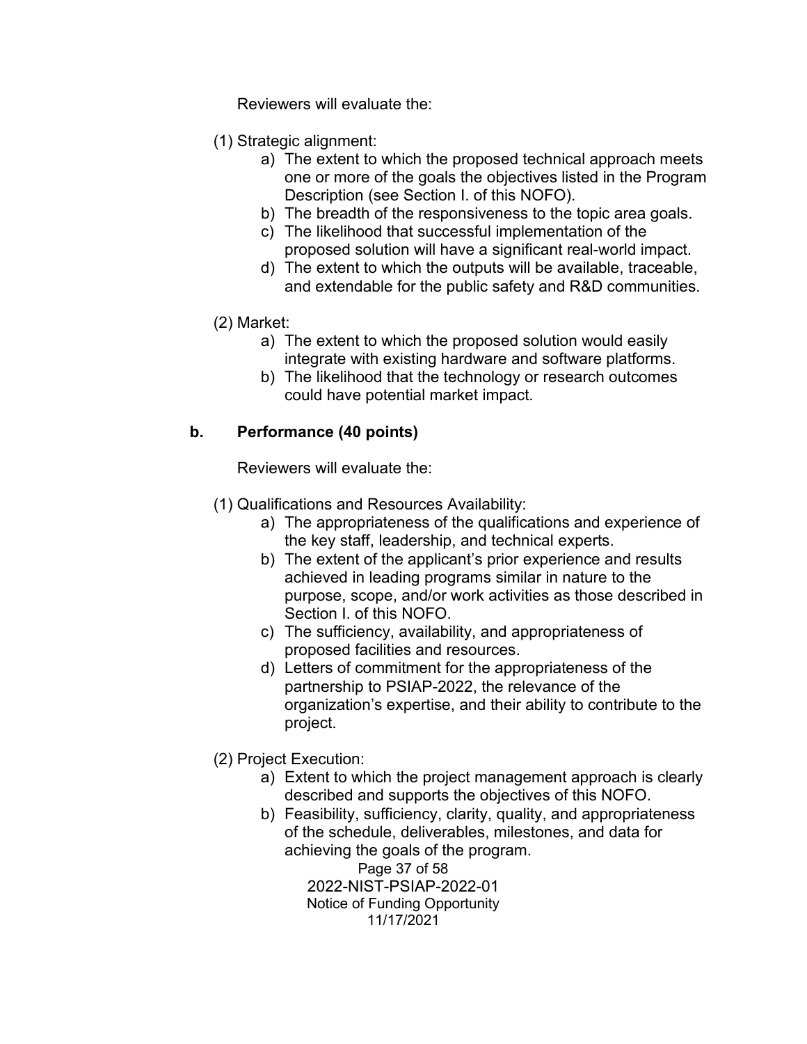Reviewers will evaluate the:

(1) Strategic alignment:

a) The extent to which the proposed technical approach meets one or more of the goals the objectives listed in the Program Description (see Section I. of this NOFO).
b) The breadth of the responsiveness to the topic area goals.
c) The likelihood that successful implementation of the proposed solution will have a significant real-world impact.
d) The extent to which the outputs will be available, traceable, and extendable for the public safety and R&D communities.

(2) Market:

a) The extent to which the proposed solution would easily integrate with existing hardware and software platforms.
b) The likelihood that the technology or research outcomes could have potential market impact.

**b. Performance (40 points)**

Reviewers will evaluate the:

(1) Qualifications and Resources Availability:

a) The appropriateness of the qualifications and experience of the key staff, leadership, and technical experts.
b) The extent of the applicant's prior experience and results achieved in leading programs similar in nature to the purpose, scope, and/or work activities as those described in Section I. of this NOFO.
c) The sufficiency, availability, and appropriateness of proposed facilities and resources.
d) Letters of commitment for the appropriateness of the partnership to PSIAP-2022, the relevance of the organization's expertise, and their ability to contribute to the project.

(2) Project Execution:

a) Extent to which the project management approach is clearly described and supports the objectives of this NOFO.
b) Feasibility, sufficiency, clarity, quality, and appropriateness of the schedule, deliverables, milestones, and data for achieving the goals of the program.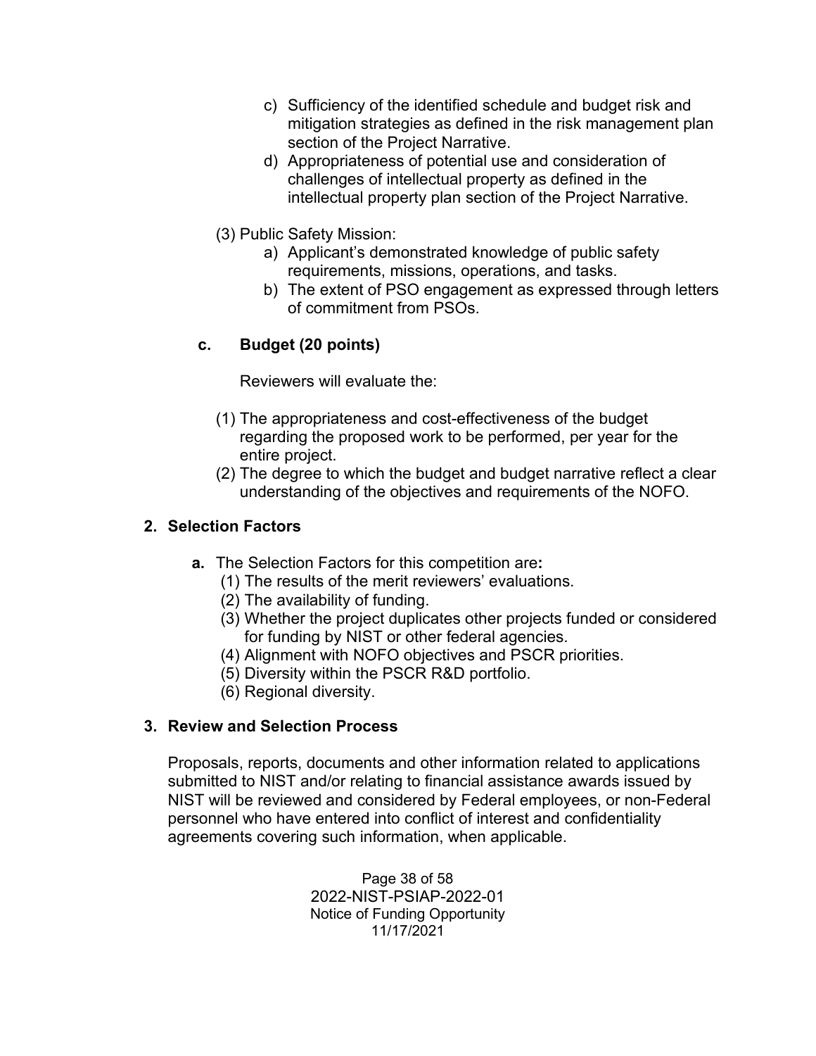c) Sufficiency of the identified schedule and budget risk and mitigation strategies as defined in the risk management plan section of the Project Narrative.

d) Appropriateness of potential use and consideration of challenges of intellectual property as defined in the intellectual property plan section of the Project Narrative.

(3) Public Safety Mission:

a) Applicant's demonstrated knowledge of public safety requirements, missions, operations, and tasks.

b) The extent of PSO engagement as expressed through letters of commitment from PSOs.

**c. Budget (20 points)**

Reviewers will evaluate the:

(1) The appropriateness and cost-effectiveness of the budget regarding the proposed work to be performed, per year for the entire project.

(2) The degree to which the budget and budget narrative reflect a clear understanding of the objectives and requirements of the NOFO.

## 2. Selection Factors

**a.** The Selection Factors for this competition are**:**

(1) The results of the merit reviewers' evaluations.
(2) The availability of funding.
(3) Whether the project duplicates other projects funded or considered for funding by NIST or other federal agencies.
(4) Alignment with NOFO objectives and PSCR priorities.
(5) Diversity within the PSCR R&D portfolio.
(6) Regional diversity.

## 3. Review and Selection Process

Proposals, reports, documents and other information related to applications submitted to NIST and/or relating to financial assistance awards issued by NIST will be reviewed and considered by Federal employees, or non-Federal personnel who have entered into conflict of interest and confidentiality agreements covering such information, when applicable.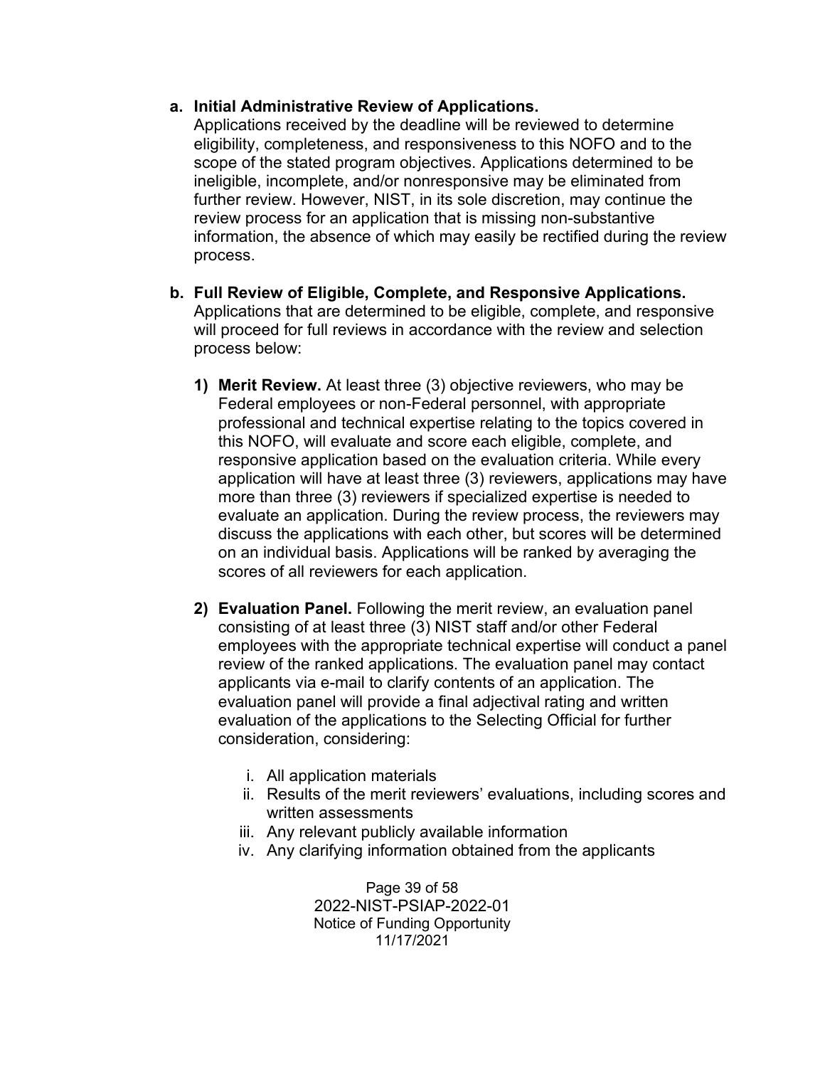**a. Initial Administrative Review of Applications.**
Applications received by the deadline will be reviewed to determine eligibility, completeness, and responsiveness to this NOFO and to the scope of the stated program objectives. Applications determined to be ineligible, incomplete, and/or nonresponsive may be eliminated from further review. However, NIST, in its sole discretion, may continue the review process for an application that is missing non-substantive information, the absence of which may easily be rectified during the review process.

**b. Full Review of Eligible, Complete, and Responsive Applications.**
Applications that are determined to be eligible, complete, and responsive will proceed for full reviews in accordance with the review and selection process below:

**1) Merit Review.** At least three (3) objective reviewers, who may be Federal employees or non-Federal personnel, with appropriate professional and technical expertise relating to the topics covered in this NOFO, will evaluate and score each eligible, complete, and responsive application based on the evaluation criteria. While every application will have at least three (3) reviewers, applications may have more than three (3) reviewers if specialized expertise is needed to evaluate an application. During the review process, the reviewers may discuss the applications with each other, but scores will be determined on an individual basis. Applications will be ranked by averaging the scores of all reviewers for each application.

**2) Evaluation Panel.** Following the merit review, an evaluation panel consisting of at least three (3) NIST staff and/or other Federal employees with the appropriate technical expertise will conduct a panel review of the ranked applications. The evaluation panel may contact applicants via e-mail to clarify contents of an application. The evaluation panel will provide a final adjectival rating and written evaluation of the applications to the Selecting Official for further consideration, considering:

i. All application materials
ii. Results of the merit reviewers' evaluations, including scores and written assessments
iii. Any relevant publicly available information
iv. Any clarifying information obtained from the applicants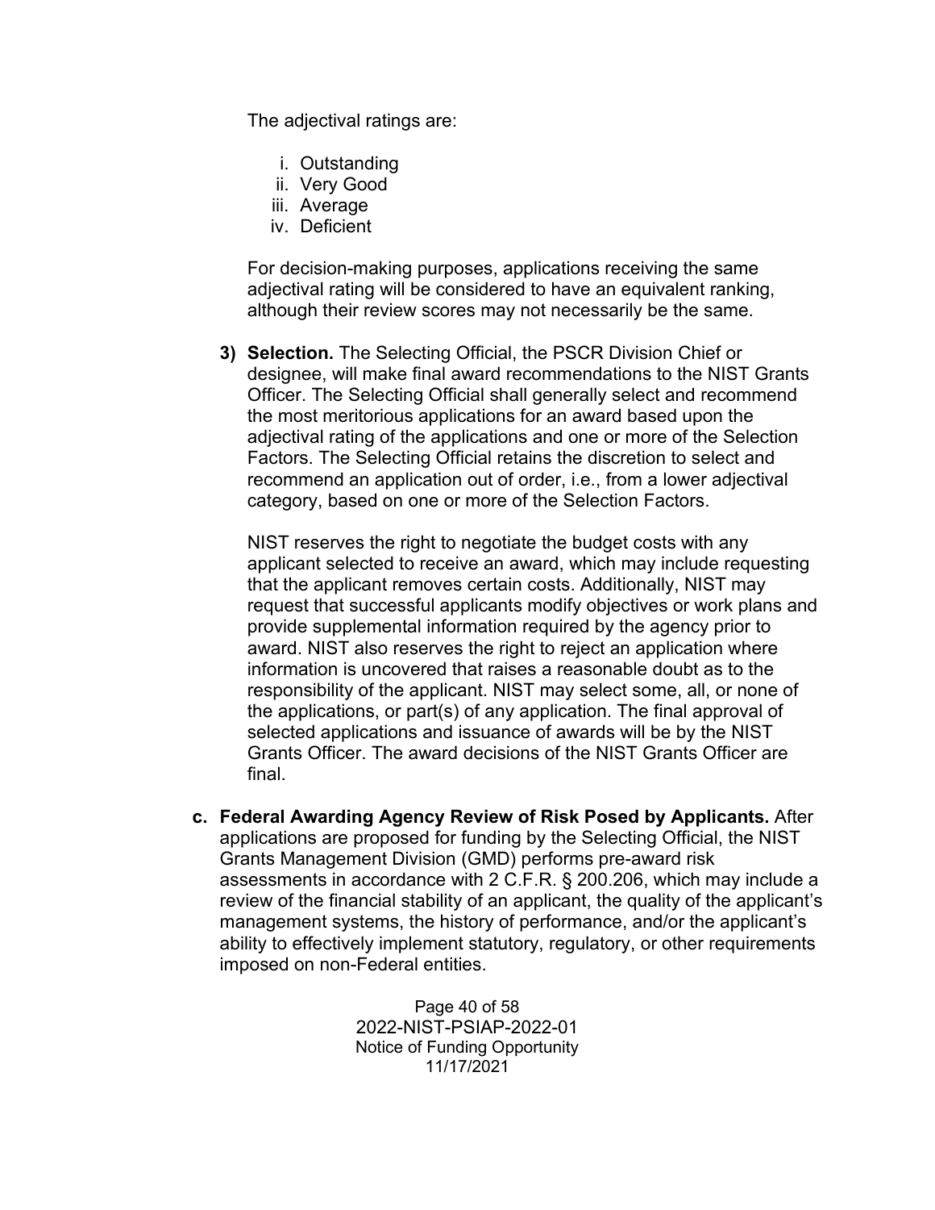The adjectival ratings are:

i. Outstanding
ii. Very Good
iii. Average
iv. Deficient

For decision-making purposes, applications receiving the same adjectival rating will be considered to have an equivalent ranking, although their review scores may not necessarily be the same.

**3) Selection.** The Selecting Official, the PSCR Division Chief or designee, will make final award recommendations to the NIST Grants Officer. The Selecting Official shall generally select and recommend the most meritorious applications for an award based upon the adjectival rating of the applications and one or more of the Selection Factors. The Selecting Official retains the discretion to select and recommend an application out of order, i.e., from a lower adjectival category, based on one or more of the Selection Factors.

NIST reserves the right to negotiate the budget costs with any applicant selected to receive an award, which may include requesting that the applicant removes certain costs. Additionally, NIST may request that successful applicants modify objectives or work plans and provide supplemental information required by the agency prior to award. NIST also reserves the right to reject an application where information is uncovered that raises a reasonable doubt as to the responsibility of the applicant. NIST may select some, all, or none of the applications, or part(s) of any application. The final approval of selected applications and issuance of awards will be by the NIST Grants Officer. The award decisions of the NIST Grants Officer are final.

**c. Federal Awarding Agency Review of Risk Posed by Applicants.** After applications are proposed for funding by the Selecting Official, the NIST Grants Management Division (GMD) performs pre-award risk assessments in accordance with 2 C.F.R. § 200.206, which may include a review of the financial stability of an applicant, the quality of the applicant's management systems, the history of performance, and/or the applicant's ability to effectively implement statutory, regulatory, or other requirements imposed on non-Federal entities.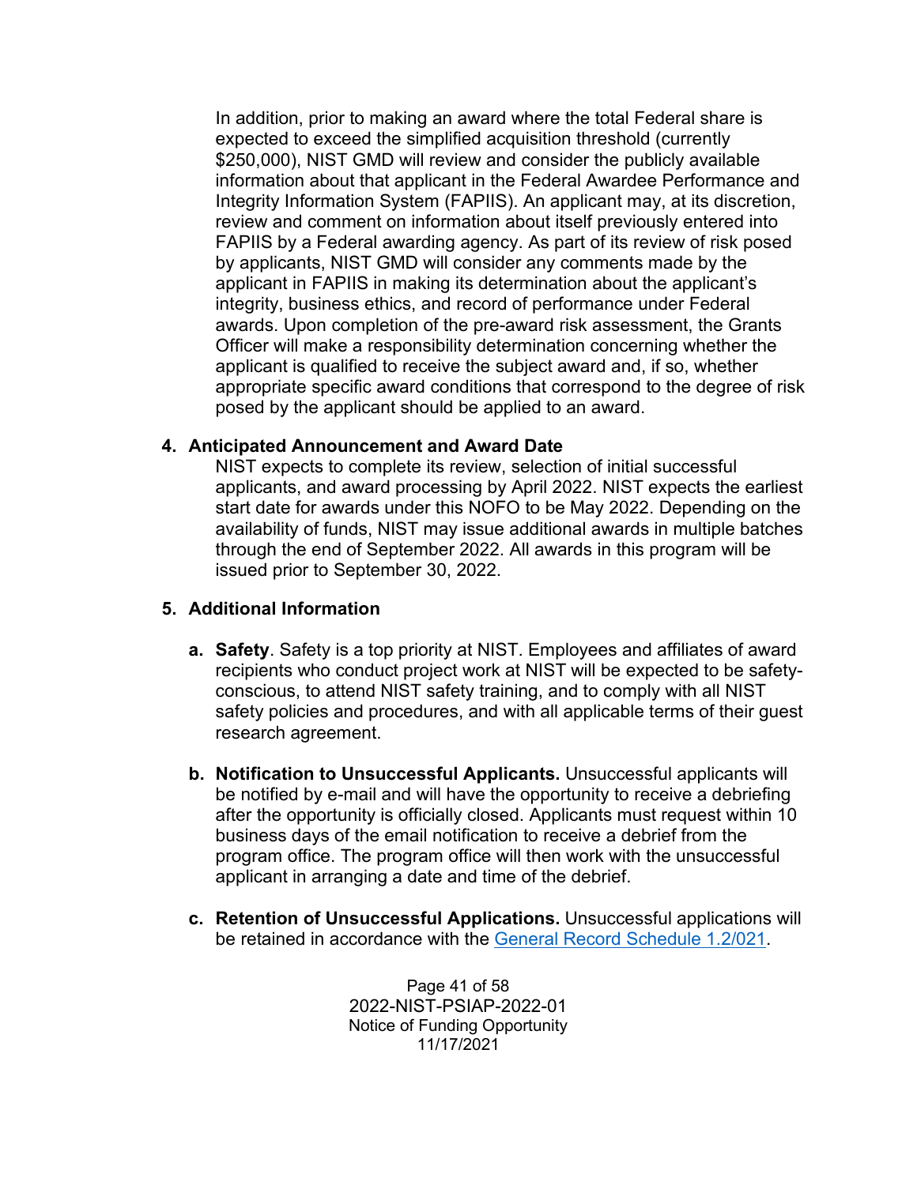In addition, prior to making an award where the total Federal share is expected to exceed the simplified acquisition threshold (currently $250,000), NIST GMD will review and consider the publicly available information about that applicant in the Federal Awardee Performance and Integrity Information System (FAPIIS). An applicant may, at its discretion, review and comment on information about itself previously entered into FAPIIS by a Federal awarding agency. As part of its review of risk posed by applicants, NIST GMD will consider any comments made by the applicant in FAPIIS in making its determination about the applicant's integrity, business ethics, and record of performance under Federal awards. Upon completion of the pre-award risk assessment, the Grants Officer will make a responsibility determination concerning whether the applicant is qualified to receive the subject award and, if so, whether appropriate specific award conditions that correspond to the degree of risk posed by the applicant should be applied to an award.

**4. Anticipated Announcement and Award Date**

NIST expects to complete its review, selection of initial successful applicants, and award processing by April 2022. NIST expects the earliest start date for awards under this NOFO to be May 2022. Depending on the availability of funds, NIST may issue additional awards in multiple batches through the end of September 2022. All awards in this program will be issued prior to September 30, 2022.

**5. Additional Information**

a. **Safety**. Safety is a top priority at NIST. Employees and affiliates of award recipients who conduct project work at NIST will be expected to be safety-conscious, to attend NIST safety training, and to comply with all NIST safety policies and procedures, and with all applicable terms of their guest research agreement.

b. **Notification to Unsuccessful Applicants.** Unsuccessful applicants will be notified by e-mail and will have the opportunity to receive a debriefing after the opportunity is officially closed. Applicants must request within 10 business days of the email notification to receive a debrief from the program office. The program office will then work with the unsuccessful applicant in arranging a date and time of the debrief.

c. **Retention of Unsuccessful Applications.** Unsuccessful applications will be retained in accordance with the General Record Schedule 1.2/021.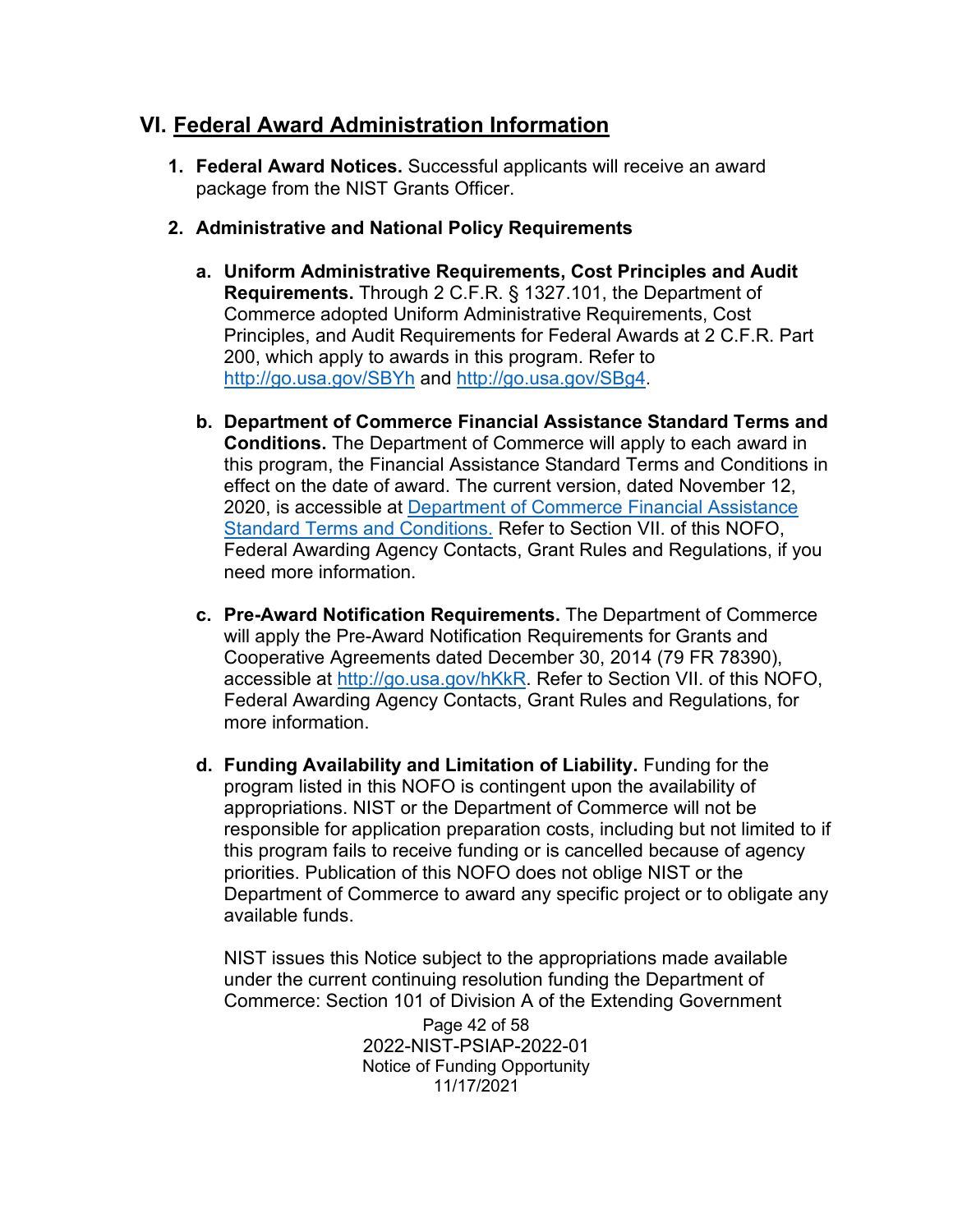## VI. Federal Award Administration Information

1. **Federal Award Notices.** Successful applicants will receive an award package from the NIST Grants Officer.

2. **Administrative and National Policy Requirements**

   a. **Uniform Administrative Requirements, Cost Principles and Audit Requirements.** Through 2 C.F.R. § 1327.101, the Department of Commerce adopted Uniform Administrative Requirements, Cost Principles, and Audit Requirements for Federal Awards at 2 C.F.R. Part 200, which apply to awards in this program. Refer to http://go.usa.gov/SBYh and http://go.usa.gov/SBg4.

   b. **Department of Commerce Financial Assistance Standard Terms and Conditions.** The Department of Commerce will apply to each award in this program, the Financial Assistance Standard Terms and Conditions in effect on the date of award. The current version, dated November 12, 2020, is accessible at Department of Commerce Financial Assistance Standard Terms and Conditions. Refer to Section VII. of this NOFO, Federal Awarding Agency Contacts, Grant Rules and Regulations, if you need more information.

   c. **Pre-Award Notification Requirements.** The Department of Commerce will apply the Pre-Award Notification Requirements for Grants and Cooperative Agreements dated December 30, 2014 (79 FR 78390), accessible at http://go.usa.gov/hKkR. Refer to Section VII. of this NOFO, Federal Awarding Agency Contacts, Grant Rules and Regulations, for more information.

   d. **Funding Availability and Limitation of Liability.** Funding for the program listed in this NOFO is contingent upon the availability of appropriations. NIST or the Department of Commerce will not be responsible for application preparation costs, including but not limited to if this program fails to receive funding or is cancelled because of agency priorities. Publication of this NOFO does not oblige NIST or the Department of Commerce to award any specific project or to obligate any available funds.

   NIST issues this Notice subject to the appropriations made available under the current continuing resolution funding the Department of Commerce: Section 101 of Division A of the Extending Government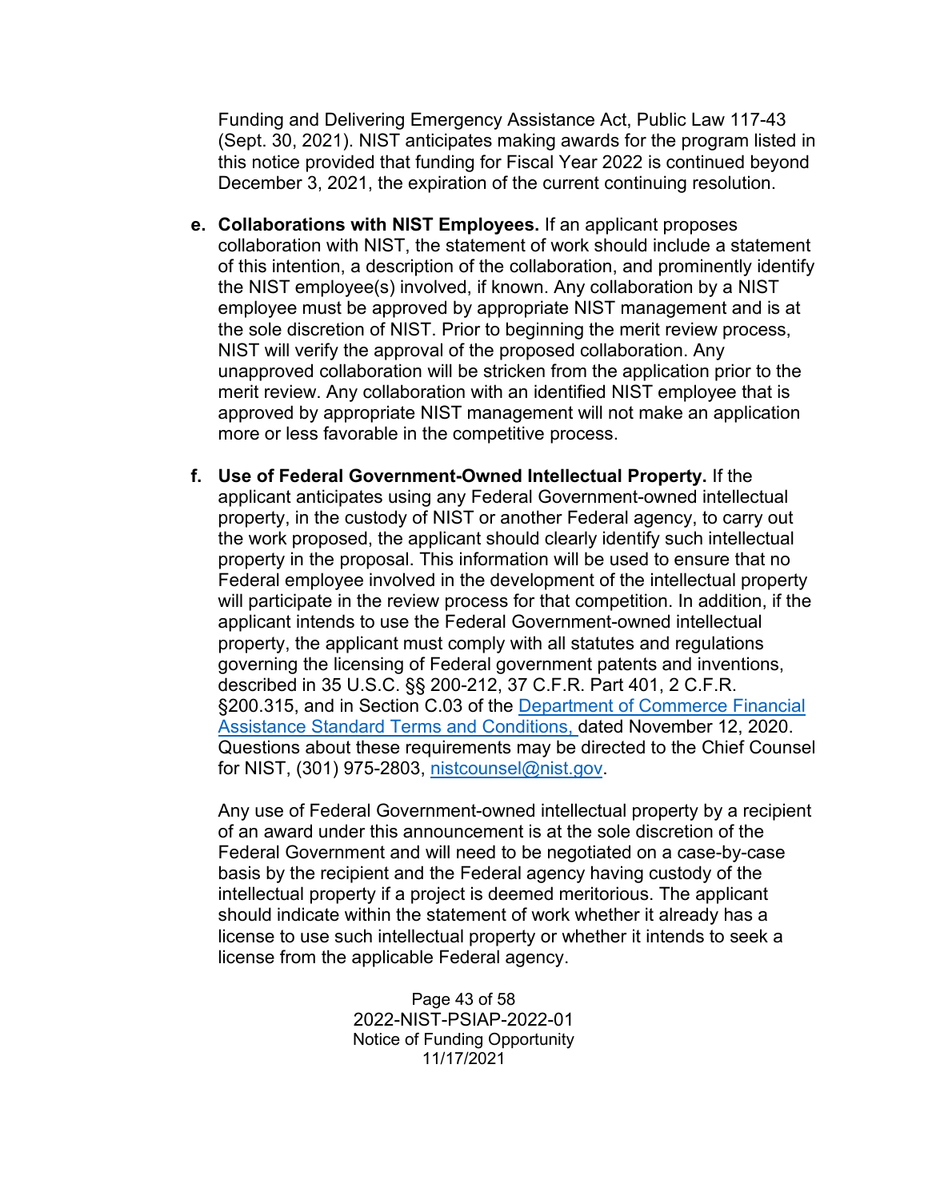Funding and Delivering Emergency Assistance Act, Public Law 117-43 (Sept. 30, 2021). NIST anticipates making awards for the program listed in this notice provided that funding for Fiscal Year 2022 is continued beyond December 3, 2021, the expiration of the current continuing resolution.

e. **Collaborations with NIST Employees.** If an applicant proposes collaboration with NIST, the statement of work should include a statement of this intention, a description of the collaboration, and prominently identify the NIST employee(s) involved, if known. Any collaboration by a NIST employee must be approved by appropriate NIST management and is at the sole discretion of NIST. Prior to beginning the merit review process, NIST will verify the approval of the proposed collaboration. Any unapproved collaboration will be stricken from the application prior to the merit review. Any collaboration with an identified NIST employee that is approved by appropriate NIST management will not make an application more or less favorable in the competitive process.

f. **Use of Federal Government-Owned Intellectual Property.** If the applicant anticipates using any Federal Government-owned intellectual property, in the custody of NIST or another Federal agency, to carry out the work proposed, the applicant should clearly identify such intellectual property in the proposal. This information will be used to ensure that no Federal employee involved in the development of the intellectual property will participate in the review process for that competition. In addition, if the applicant intends to use the Federal Government-owned intellectual property, the applicant must comply with all statutes and regulations governing the licensing of Federal government patents and inventions, described in 35 U.S.C. §§ 200-212, 37 C.F.R. Part 401, 2 C.F.R. §200.315, and in Section C.03 of the Department of Commerce Financial Assistance Standard Terms and Conditions, dated November 12, 2020. Questions about these requirements may be directed to the Chief Counsel for NIST, (301) 975-2803, nistcounsel@nist.gov.

   Any use of Federal Government-owned intellectual property by a recipient of an award under this announcement is at the sole discretion of the Federal Government and will need to be negotiated on a case-by-case basis by the recipient and the Federal agency having custody of the intellectual property if a project is deemed meritorious. The applicant should indicate within the statement of work whether it already has a license to use such intellectual property or whether it intends to seek a license from the applicable Federal agency.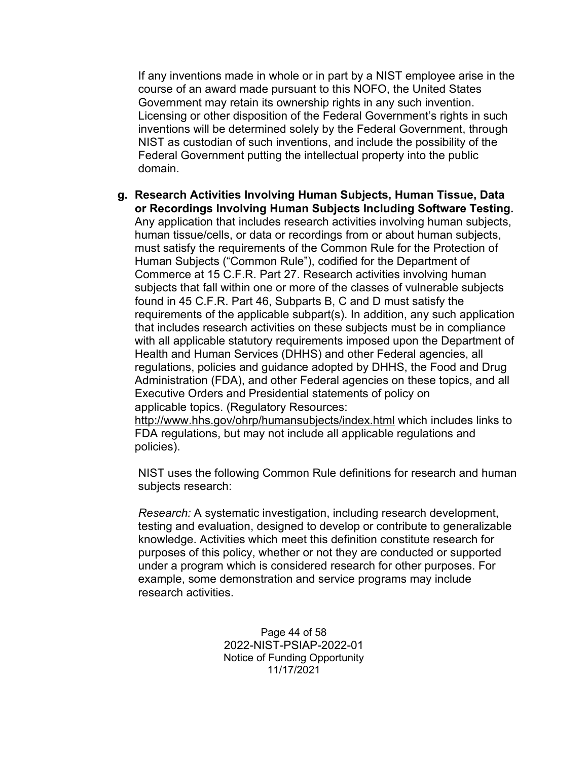If any inventions made in whole or in part by a NIST employee arise in the course of an award made pursuant to this NOFO, the United States Government may retain its ownership rights in any such invention. Licensing or other disposition of the Federal Government's rights in such inventions will be determined solely by the Federal Government, through NIST as custodian of such inventions, and include the possibility of the Federal Government putting the intellectual property into the public domain.

**g. Research Activities Involving Human Subjects, Human Tissue, Data or Recordings Involving Human Subjects Including Software Testing.** Any application that includes research activities involving human subjects, human tissue/cells, or data or recordings from or about human subjects, must satisfy the requirements of the Common Rule for the Protection of Human Subjects ("Common Rule"), codified for the Department of Commerce at 15 C.F.R. Part 27. Research activities involving human subjects that fall within one or more of the classes of vulnerable subjects found in 45 C.F.R. Part 46, Subparts B, C and D must satisfy the requirements of the applicable subpart(s). In addition, any such application that includes research activities on these subjects must be in compliance with all applicable statutory requirements imposed upon the Department of Health and Human Services (DHHS) and other Federal agencies, all regulations, policies and guidance adopted by DHHS, the Food and Drug Administration (FDA), and other Federal agencies on these topics, and all Executive Orders and Presidential statements of policy on applicable topics. (Regulatory Resources: http://www.hhs.gov/ohrp/humansubjects/index.html which includes links to FDA regulations, but may not include all applicable regulations and policies).

NIST uses the following Common Rule definitions for research and human subjects research:

*Research:* A systematic investigation, including research development, testing and evaluation, designed to develop or contribute to generalizable knowledge. Activities which meet this definition constitute research for purposes of this policy, whether or not they are conducted or supported under a program which is considered research for other purposes. For example, some demonstration and service programs may include research activities.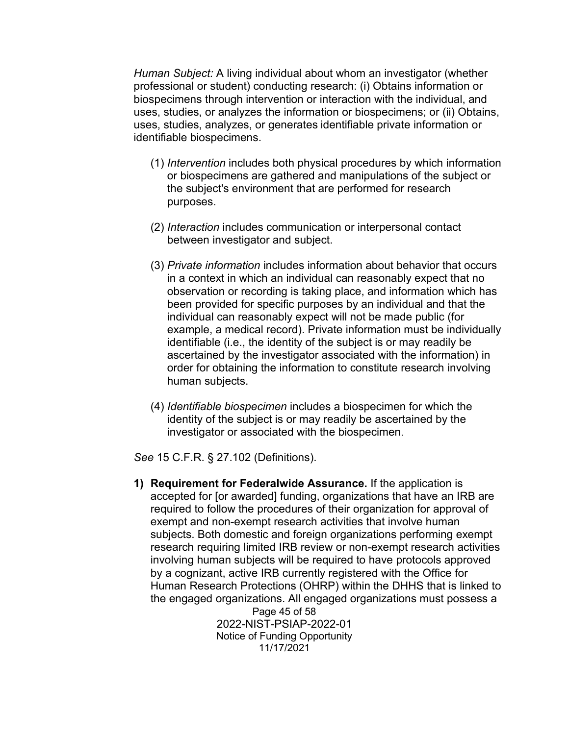*Human Subject:* A living individual about whom an investigator (whether professional or student) conducting research: (i) Obtains information or biospecimens through intervention or interaction with the individual, and uses, studies, or analyzes the information or biospecimens; or (ii) Obtains, uses, studies, analyzes, or generates identifiable private information or identifiable biospecimens.

(1) *Intervention* includes both physical procedures by which information or biospecimens are gathered and manipulations of the subject or the subject's environment that are performed for research purposes.

(2) *Interaction* includes communication or interpersonal contact between investigator and subject.

(3) *Private information* includes information about behavior that occurs in a context in which an individual can reasonably expect that no observation or recording is taking place, and information which has been provided for specific purposes by an individual and that the individual can reasonably expect will not be made public (for example, a medical record). Private information must be individually identifiable (i.e., the identity of the subject is or may readily be ascertained by the investigator associated with the information) in order for obtaining the information to constitute research involving human subjects.

(4) *Identifiable biospecimen* includes a biospecimen for which the identity of the subject is or may readily be ascertained by the investigator or associated with the biospecimen.

*See* 15 C.F.R. § 27.102 (Definitions).

1) **Requirement for Federalwide Assurance.** If the application is accepted for [or awarded] funding, organizations that have an IRB are required to follow the procedures of their organization for approval of exempt and non-exempt research activities that involve human subjects. Both domestic and foreign organizations performing exempt research requiring limited IRB review or non-exempt research activities involving human subjects will be required to have protocols approved by a cognizant, active IRB currently registered with the Office for Human Research Protections (OHRP) within the DHHS that is linked to the engaged organizations. All engaged organizations must possess a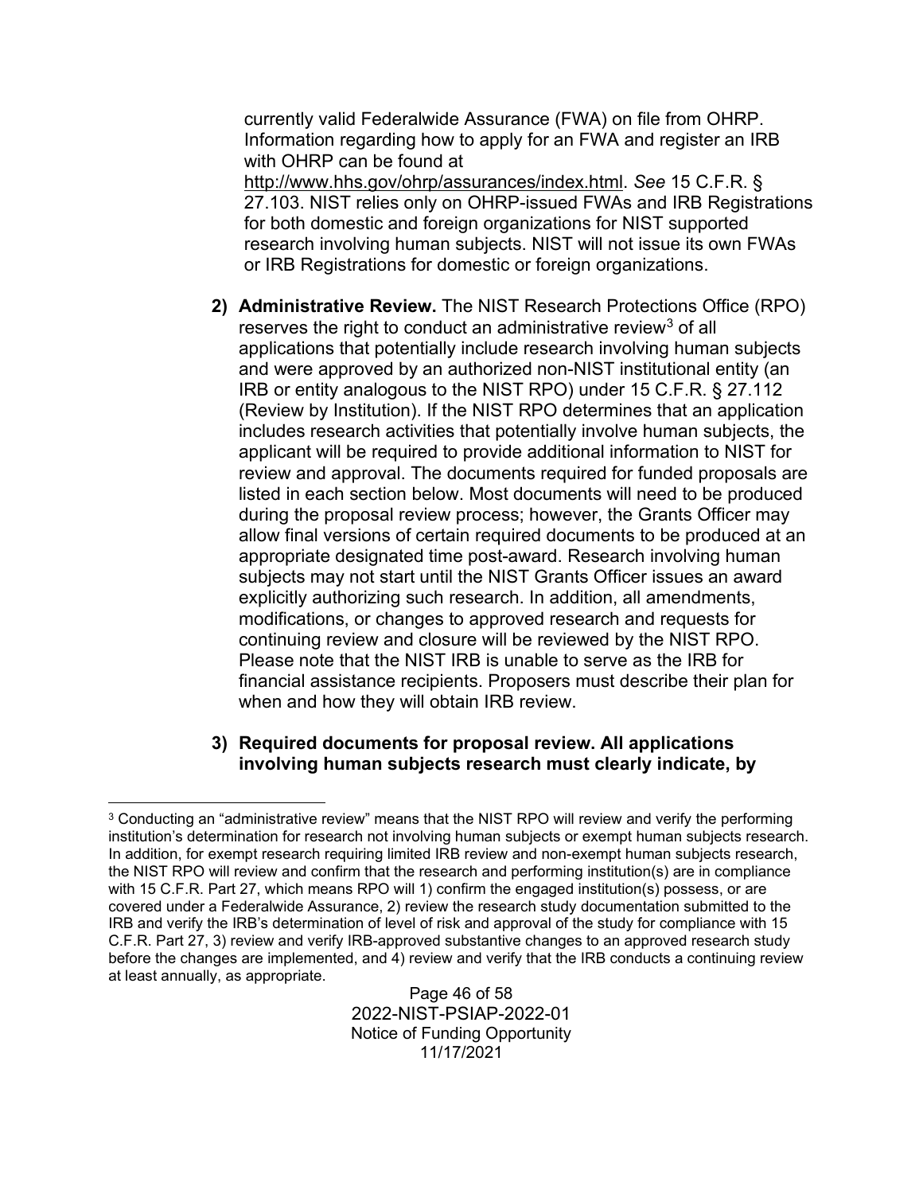currently valid Federalwide Assurance (FWA) on file from OHRP. Information regarding how to apply for an FWA and register an IRB with OHRP can be found at http://www.hhs.gov/ohrp/assurances/index.html. *See* 15 C.F.R. § 27.103. NIST relies only on OHRP-issued FWAs and IRB Registrations for both domestic and foreign organizations for NIST supported research involving human subjects. NIST will not issue its own FWAs or IRB Registrations for domestic or foreign organizations.

2) **Administrative Review.** The NIST Research Protections Office (RPO) reserves the right to conduct an administrative review[3] of all applications that potentially include research involving human subjects and were approved by an authorized non-NIST institutional entity (an IRB or entity analogous to the NIST RPO) under 15 C.F.R. § 27.112 (Review by Institution). If the NIST RPO determines that an application includes research activities that potentially involve human subjects, the applicant will be required to provide additional information to NIST for review and approval. The documents required for funded proposals are listed in each section below. Most documents will need to be produced during the proposal review process; however, the Grants Officer may allow final versions of certain required documents to be produced at an appropriate designated time post-award. Research involving human subjects may not start until the NIST Grants Officer issues an award explicitly authorizing such research. In addition, all amendments, modifications, or changes to approved research and requests for continuing review and closure will be reviewed by the NIST RPO. Please note that the NIST IRB is unable to serve as the IRB for financial assistance recipients. Proposers must describe their plan for when and how they will obtain IRB review.

3) **Required documents for proposal review. All applications involving human subjects research must clearly indicate, by**

---

[3] Conducting an "administrative review" means that the NIST RPO will review and verify the performing institution's determination for research not involving human subjects or exempt human subjects research. In addition, for exempt research requiring limited IRB review and non-exempt human subjects research, the NIST RPO will review and confirm that the research and performing institution(s) are in compliance with 15 C.F.R. Part 27, which means RPO will 1) confirm the engaged institution(s) possess, or are covered under a Federalwide Assurance, 2) review the research study documentation submitted to the IRB and verify the IRB's determination of level of risk and approval of the study for compliance with 15 C.F.R. Part 27, 3) review and verify IRB-approved substantive changes to an approved research study before the changes are implemented, and 4) review and verify that the IRB conducts a continuing review at least annually, as appropriate.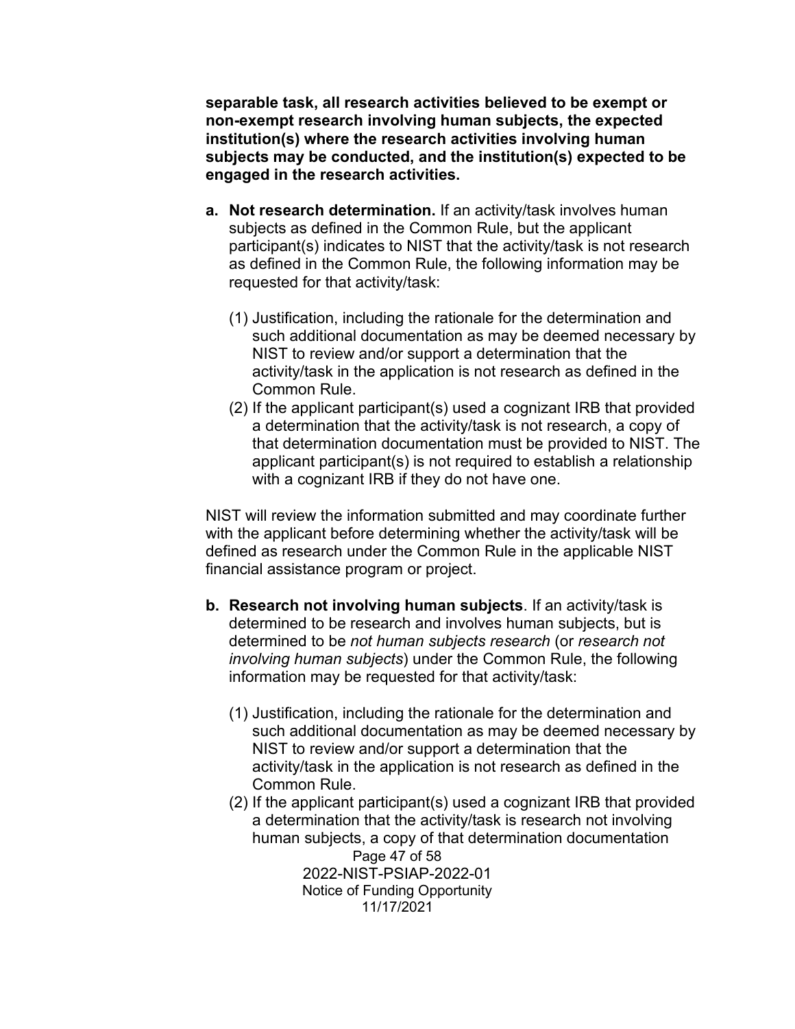**separable task, all research activities believed to be exempt or non-exempt research involving human subjects, the expected institution(s) where the research activities involving human subjects may be conducted, and the institution(s) expected to be engaged in the research activities.**

**a. Not research determination.** If an activity/task involves human subjects as defined in the Common Rule, but the applicant participant(s) indicates to NIST that the activity/task is not research as defined in the Common Rule, the following information may be requested for that activity/task:

   (1) Justification, including the rationale for the determination and such additional documentation as may be deemed necessary by NIST to review and/or support a determination that the activity/task in the application is not research as defined in the Common Rule.

   (2) If the applicant participant(s) used a cognizant IRB that provided a determination that the activity/task is not research, a copy of that determination documentation must be provided to NIST. The applicant participant(s) is not required to establish a relationship with a cognizant IRB if they do not have one.

NIST will review the information submitted and may coordinate further with the applicant before determining whether the activity/task will be defined as research under the Common Rule in the applicable NIST financial assistance program or project.

**b. Research not involving human subjects**. If an activity/task is determined to be research and involves human subjects, but is determined to be *not human subjects research* (or *research not involving human subjects*) under the Common Rule, the following information may be requested for that activity/task:

   (1) Justification, including the rationale for the determination and such additional documentation as may be deemed necessary by NIST to review and/or support a determination that the activity/task in the application is not research as defined in the Common Rule.

   (2) If the applicant participant(s) used a cognizant IRB that provided a determination that the activity/task is research not involving human subjects, a copy of that determination documentation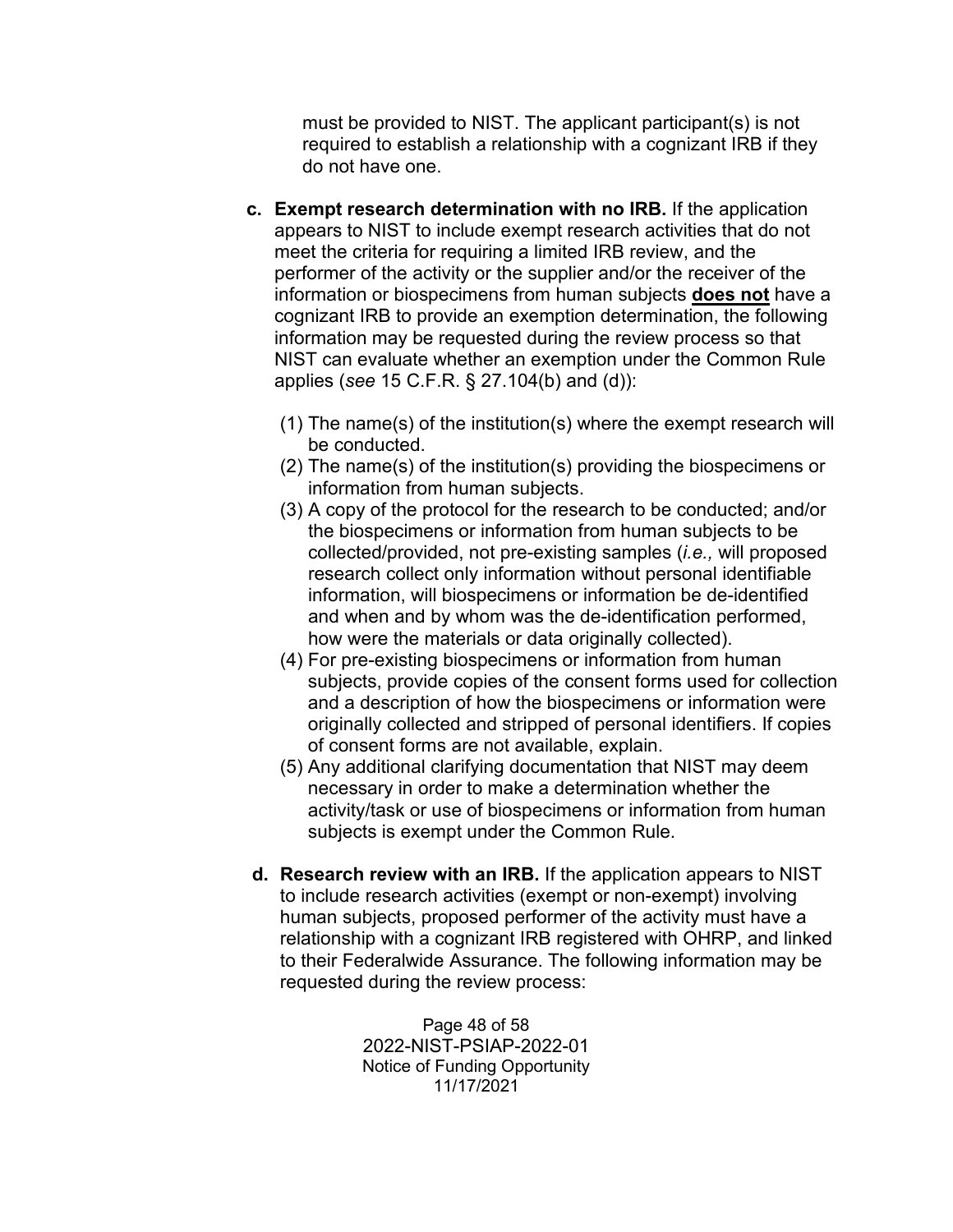must be provided to NIST. The applicant participant(s) is not required to establish a relationship with a cognizant IRB if they do not have one.

**c. Exempt research determination with no IRB.** If the application appears to NIST to include exempt research activities that do not meet the criteria for requiring a limited IRB review, and the performer of the activity or the supplier and/or the receiver of the information or biospecimens from human subjects **does not** have a cognizant IRB to provide an exemption determination, the following information may be requested during the review process so that NIST can evaluate whether an exemption under the Common Rule applies (*see* 15 C.F.R. § 27.104(b) and (d)):

(1) The name(s) of the institution(s) where the exempt research will be conducted.
(2) The name(s) of the institution(s) providing the biospecimens or information from human subjects.
(3) A copy of the protocol for the research to be conducted; and/or the biospecimens or information from human subjects to be collected/provided, not pre-existing samples (*i.e.,* will proposed research collect only information without personal identifiable information, will biospecimens or information be de-identified and when and by whom was the de-identification performed, how were the materials or data originally collected).
(4) For pre-existing biospecimens or information from human subjects, provide copies of the consent forms used for collection and a description of how the biospecimens or information were originally collected and stripped of personal identifiers. If copies of consent forms are not available, explain.
(5) Any additional clarifying documentation that NIST may deem necessary in order to make a determination whether the activity/task or use of biospecimens or information from human subjects is exempt under the Common Rule.

**d. Research review with an IRB.** If the application appears to NIST to include research activities (exempt or non-exempt) involving human subjects, proposed performer of the activity must have a relationship with a cognizant IRB registered with OHRP, and linked to their Federalwide Assurance. The following information may be requested during the review process: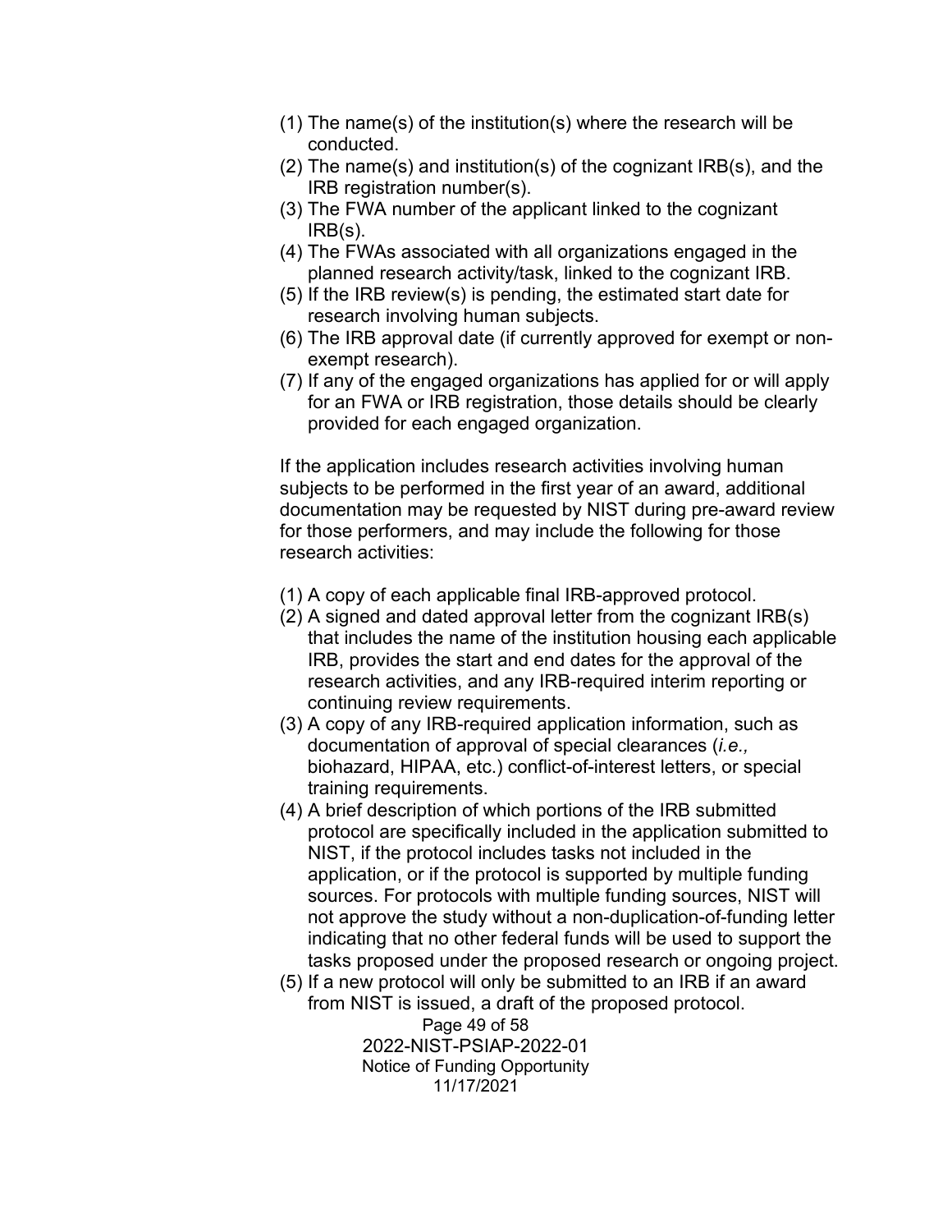(1) The name(s) of the institution(s) where the research will be conducted.
(2) The name(s) and institution(s) of the cognizant IRB(s), and the IRB registration number(s).
(3) The FWA number of the applicant linked to the cognizant IRB(s).
(4) The FWAs associated with all organizations engaged in the planned research activity/task, linked to the cognizant IRB.
(5) If the IRB review(s) is pending, the estimated start date for research involving human subjects.
(6) The IRB approval date (if currently approved for exempt or non-exempt research).
(7) If any of the engaged organizations has applied for or will apply for an FWA or IRB registration, those details should be clearly provided for each engaged organization.

If the application includes research activities involving human subjects to be performed in the first year of an award, additional documentation may be requested by NIST during pre-award review for those performers, and may include the following for those research activities:

(1) A copy of each applicable final IRB-approved protocol.
(2) A signed and dated approval letter from the cognizant IRB(s) that includes the name of the institution housing each applicable IRB, provides the start and end dates for the approval of the research activities, and any IRB-required interim reporting or continuing review requirements.
(3) A copy of any IRB-required application information, such as documentation of approval of special clearances (*i.e.,* biohazard, HIPAA, etc.) conflict-of-interest letters, or special training requirements.
(4) A brief description of which portions of the IRB submitted protocol are specifically included in the application submitted to NIST, if the protocol includes tasks not included in the application, or if the protocol is supported by multiple funding sources. For protocols with multiple funding sources, NIST will not approve the study without a non-duplication-of-funding letter indicating that no other federal funds will be used to support the tasks proposed under the proposed research or ongoing project.
(5) If a new protocol will only be submitted to an IRB if an award from NIST is issued, a draft of the proposed protocol.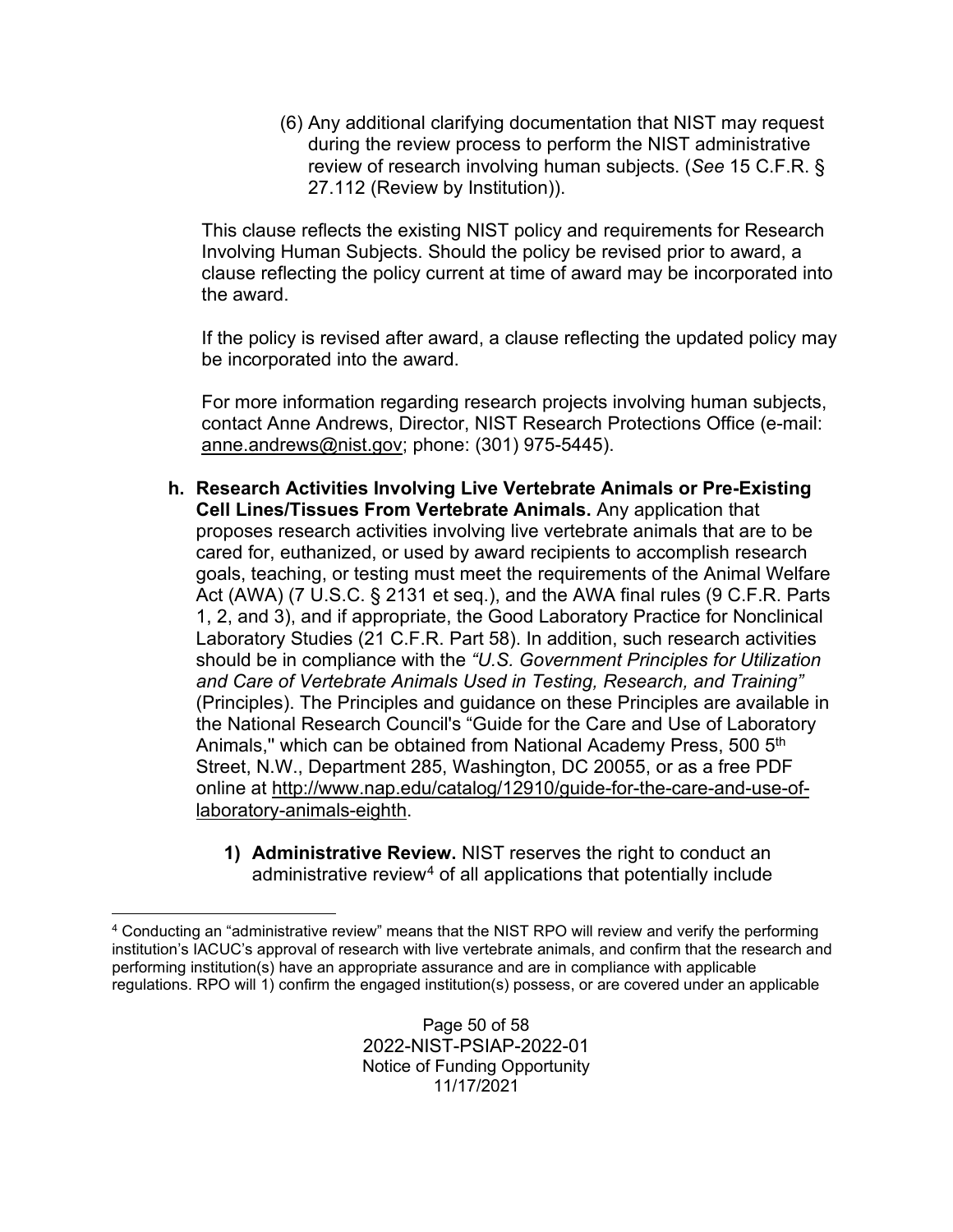(6) Any additional clarifying documentation that NIST may request during the review process to perform the NIST administrative review of research involving human subjects. (*See* 15 C.F.R. § 27.112 (Review by Institution)).

This clause reflects the existing NIST policy and requirements for Research Involving Human Subjects. Should the policy be revised prior to award, a clause reflecting the policy current at time of award may be incorporated into the award.

If the policy is revised after award, a clause reflecting the updated policy may be incorporated into the award.

For more information regarding research projects involving human subjects, contact Anne Andrews, Director, NIST Research Protections Office (e-mail: anne.andrews@nist.gov; phone: (301) 975-5445).

**h. Research Activities Involving Live Vertebrate Animals or Pre-Existing Cell Lines/Tissues From Vertebrate Animals.** Any application that proposes research activities involving live vertebrate animals that are to be cared for, euthanized, or used by award recipients to accomplish research goals, teaching, or testing must meet the requirements of the Animal Welfare Act (AWA) (7 U.S.C. § 2131 et seq.), and the AWA final rules (9 C.F.R. Parts 1, 2, and 3), and if appropriate, the Good Laboratory Practice for Nonclinical Laboratory Studies (21 C.F.R. Part 58). In addition, such research activities should be in compliance with the *"U.S. Government Principles for Utilization and Care of Vertebrate Animals Used in Testing, Research, and Training"* (Principles). The Principles and guidance on these Principles are available in the National Research Council's "Guide for the Care and Use of Laboratory Animals," which can be obtained from National Academy Press, 500 5th Street, N.W., Department 285, Washington, DC 20055, or as a free PDF online at http://www.nap.edu/catalog/12910/guide-for-the-care-and-use-of-laboratory-animals-eighth.

**1) Administrative Review.** NIST reserves the right to conduct an administrative review[4] of all applications that potentially include

[4] Conducting an "administrative review" means that the NIST RPO will review and verify the performing institution's IACUC's approval of research with live vertebrate animals, and confirm that the research and performing institution(s) have an appropriate assurance and are in compliance with applicable regulations. RPO will 1) confirm the engaged institution(s) possess, or are covered under an applicable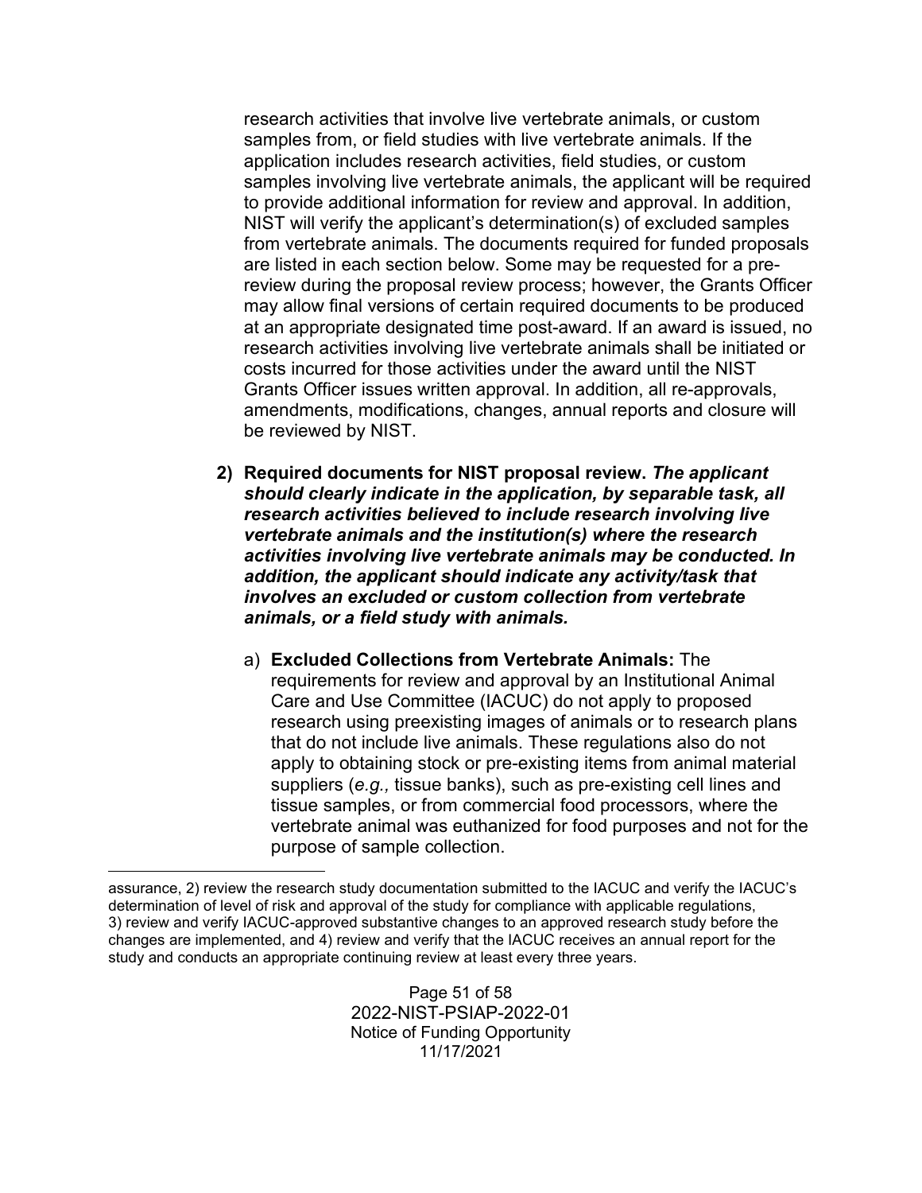research activities that involve live vertebrate animals, or custom samples from, or field studies with live vertebrate animals. If the application includes research activities, field studies, or custom samples involving live vertebrate animals, the applicant will be required to provide additional information for review and approval. In addition, NIST will verify the applicant's determination(s) of excluded samples from vertebrate animals. The documents required for funded proposals are listed in each section below. Some may be requested for a pre-review during the proposal review process; however, the Grants Officer may allow final versions of certain required documents to be produced at an appropriate designated time post-award. If an award is issued, no research activities involving live vertebrate animals shall be initiated or costs incurred for those activities under the award until the NIST Grants Officer issues written approval. In addition, all re-approvals, amendments, modifications, changes, annual reports and closure will be reviewed by NIST.

2) **Required documents for NIST proposal review. *The applicant should clearly indicate in the application, by separable task, all research activities believed to include research involving live vertebrate animals and the institution(s) where the research activities involving live vertebrate animals may be conducted. In addition, the applicant should indicate any activity/task that involves an excluded or custom collection from vertebrate animals, or a field study with animals.***

   a) **Excluded Collections from Vertebrate Animals:** The requirements for review and approval by an Institutional Animal Care and Use Committee (IACUC) do not apply to proposed research using preexisting images of animals or to research plans that do not include live animals. These regulations also do not apply to obtaining stock or pre-existing items from animal material suppliers (*e.g.,* tissue banks), such as pre-existing cell lines and tissue samples, or from commercial food processors, where the vertebrate animal was euthanized for food purposes and not for the purpose of sample collection.

---

assurance, 2) review the research study documentation submitted to the IACUC and verify the IACUC's determination of level of risk and approval of the study for compliance with applicable regulations, 3) review and verify IACUC-approved substantive changes to an approved research study before the changes are implemented, and 4) review and verify that the IACUC receives an annual report for the study and conducts an appropriate continuing review at least every three years.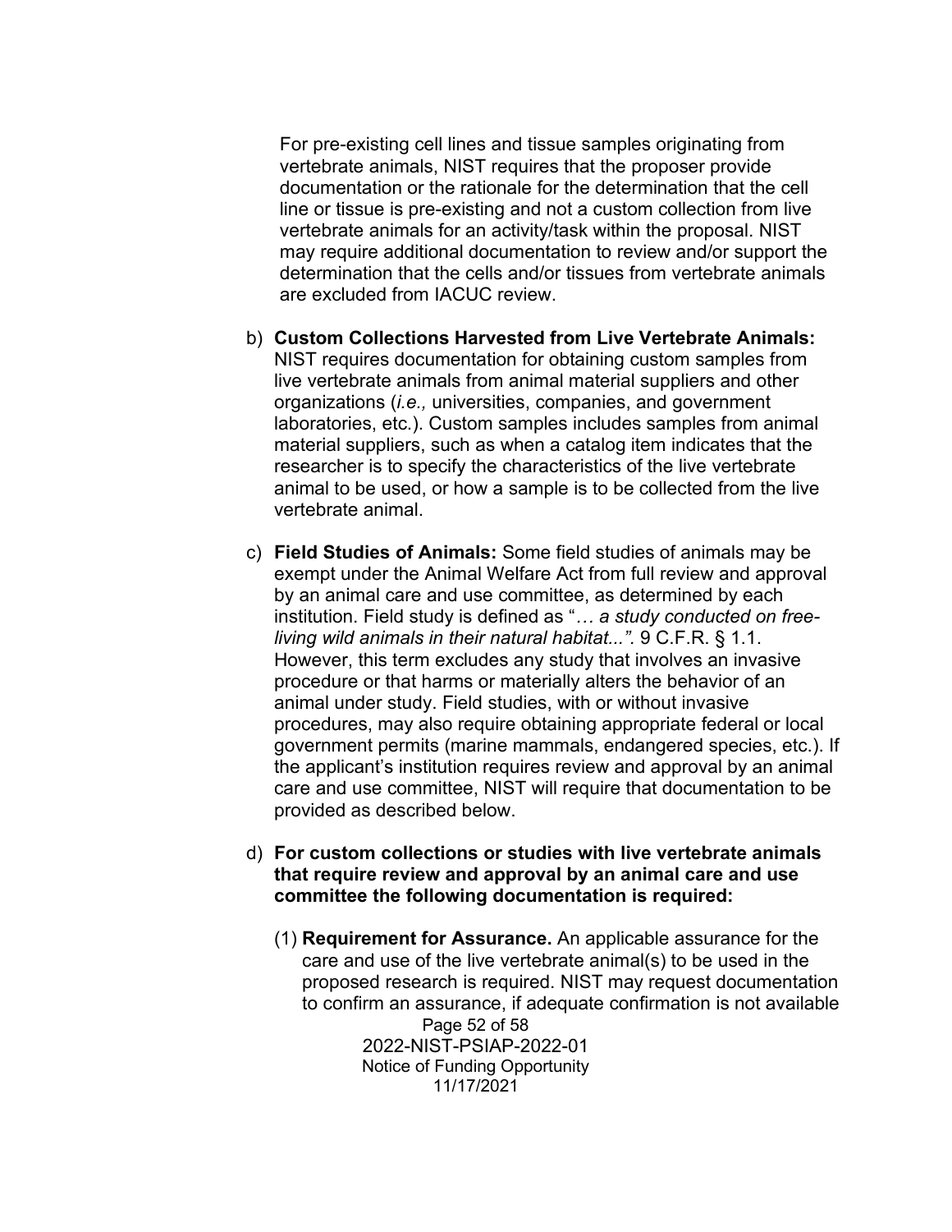For pre-existing cell lines and tissue samples originating from vertebrate animals, NIST requires that the proposer provide documentation or the rationale for the determination that the cell line or tissue is pre-existing and not a custom collection from live vertebrate animals for an activity/task within the proposal. NIST may require additional documentation to review and/or support the determination that the cells and/or tissues from vertebrate animals are excluded from IACUC review.

b) **Custom Collections Harvested from Live Vertebrate Animals:** NIST requires documentation for obtaining custom samples from live vertebrate animals from animal material suppliers and other organizations (*i.e.,* universities, companies, and government laboratories, etc.). Custom samples includes samples from animal material suppliers, such as when a catalog item indicates that the researcher is to specify the characteristics of the live vertebrate animal to be used, or how a sample is to be collected from the live vertebrate animal.

c) **Field Studies of Animals:** Some field studies of animals may be exempt under the Animal Welfare Act from full review and approval by an animal care and use committee, as determined by each institution. Field study is defined as "*… a study conducted on free-living wild animals in their natural habitat...".* 9 C.F.R. § 1.1. However, this term excludes any study that involves an invasive procedure or that harms or materially alters the behavior of an animal under study. Field studies, with or without invasive procedures, may also require obtaining appropriate federal or local government permits (marine mammals, endangered species, etc.). If the applicant's institution requires review and approval by an animal care and use committee, NIST will require that documentation to be provided as described below.

d) **For custom collections or studies with live vertebrate animals that require review and approval by an animal care and use committee the following documentation is required:**

   (1) **Requirement for Assurance.** An applicable assurance for the care and use of the live vertebrate animal(s) to be used in the proposed research is required. NIST may request documentation to confirm an assurance, if adequate confirmation is not available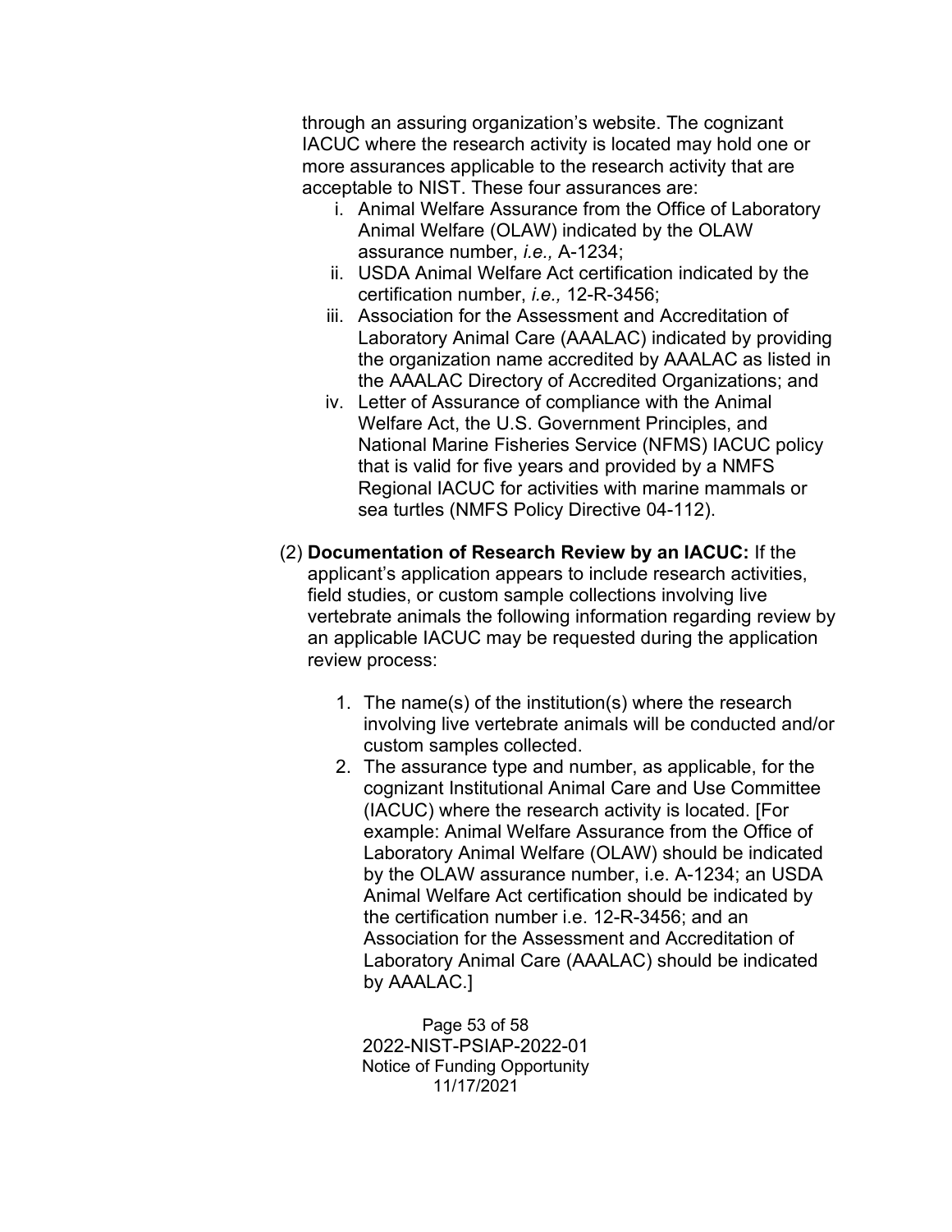through an assuring organization's website. The cognizant IACUC where the research activity is located may hold one or more assurances applicable to the research activity that are acceptable to NIST. These four assurances are:

i. Animal Welfare Assurance from the Office of Laboratory Animal Welfare (OLAW) indicated by the OLAW assurance number, *i.e.,* A-1234;
ii. USDA Animal Welfare Act certification indicated by the certification number, *i.e.,* 12-R-3456;
iii. Association for the Assessment and Accreditation of Laboratory Animal Care (AAALAC) indicated by providing the organization name accredited by AAALAC as listed in the AAALAC Directory of Accredited Organizations; and
iv. Letter of Assurance of compliance with the Animal Welfare Act, the U.S. Government Principles, and National Marine Fisheries Service (NFMS) IACUC policy that is valid for five years and provided by a NMFS Regional IACUC for activities with marine mammals or sea turtles (NMFS Policy Directive 04-112).

(2) **Documentation of Research Review by an IACUC:** If the applicant's application appears to include research activities, field studies, or custom sample collections involving live vertebrate animals the following information regarding review by an applicable IACUC may be requested during the application review process:

1. The name(s) of the institution(s) where the research involving live vertebrate animals will be conducted and/or custom samples collected.
2. The assurance type and number, as applicable, for the cognizant Institutional Animal Care and Use Committee (IACUC) where the research activity is located. [For example: Animal Welfare Assurance from the Office of Laboratory Animal Welfare (OLAW) should be indicated by the OLAW assurance number, i.e. A-1234; an USDA Animal Welfare Act certification should be indicated by the certification number i.e. 12-R-3456; and an Association for the Assessment and Accreditation of Laboratory Animal Care (AAALAC) should be indicated by AAALAC.]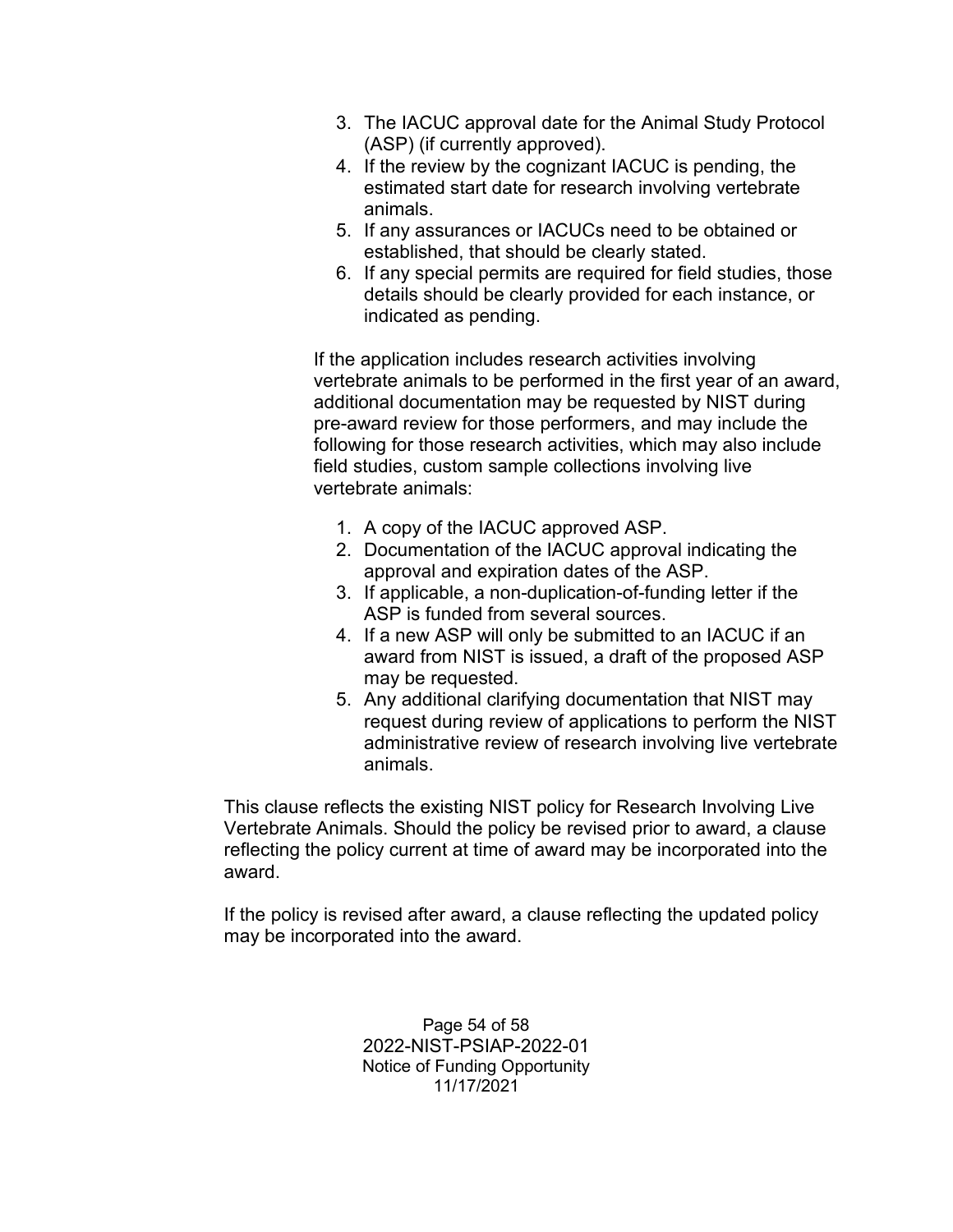3. The IACUC approval date for the Animal Study Protocol (ASP) (if currently approved).
4. If the review by the cognizant IACUC is pending, the estimated start date for research involving vertebrate animals.
5. If any assurances or IACUCs need to be obtained or established, that should be clearly stated.
6. If any special permits are required for field studies, those details should be clearly provided for each instance, or indicated as pending.

If the application includes research activities involving vertebrate animals to be performed in the first year of an award, additional documentation may be requested by NIST during pre-award review for those performers, and may include the following for those research activities, which may also include field studies, custom sample collections involving live vertebrate animals:

1. A copy of the IACUC approved ASP.
2. Documentation of the IACUC approval indicating the approval and expiration dates of the ASP.
3. If applicable, a non-duplication-of-funding letter if the ASP is funded from several sources.
4. If a new ASP will only be submitted to an IACUC if an award from NIST is issued, a draft of the proposed ASP may be requested.
5. Any additional clarifying documentation that NIST may request during review of applications to perform the NIST administrative review of research involving live vertebrate animals.

This clause reflects the existing NIST policy for Research Involving Live Vertebrate Animals. Should the policy be revised prior to award, a clause reflecting the policy current at time of award may be incorporated into the award.

If the policy is revised after award, a clause reflecting the updated policy may be incorporated into the award.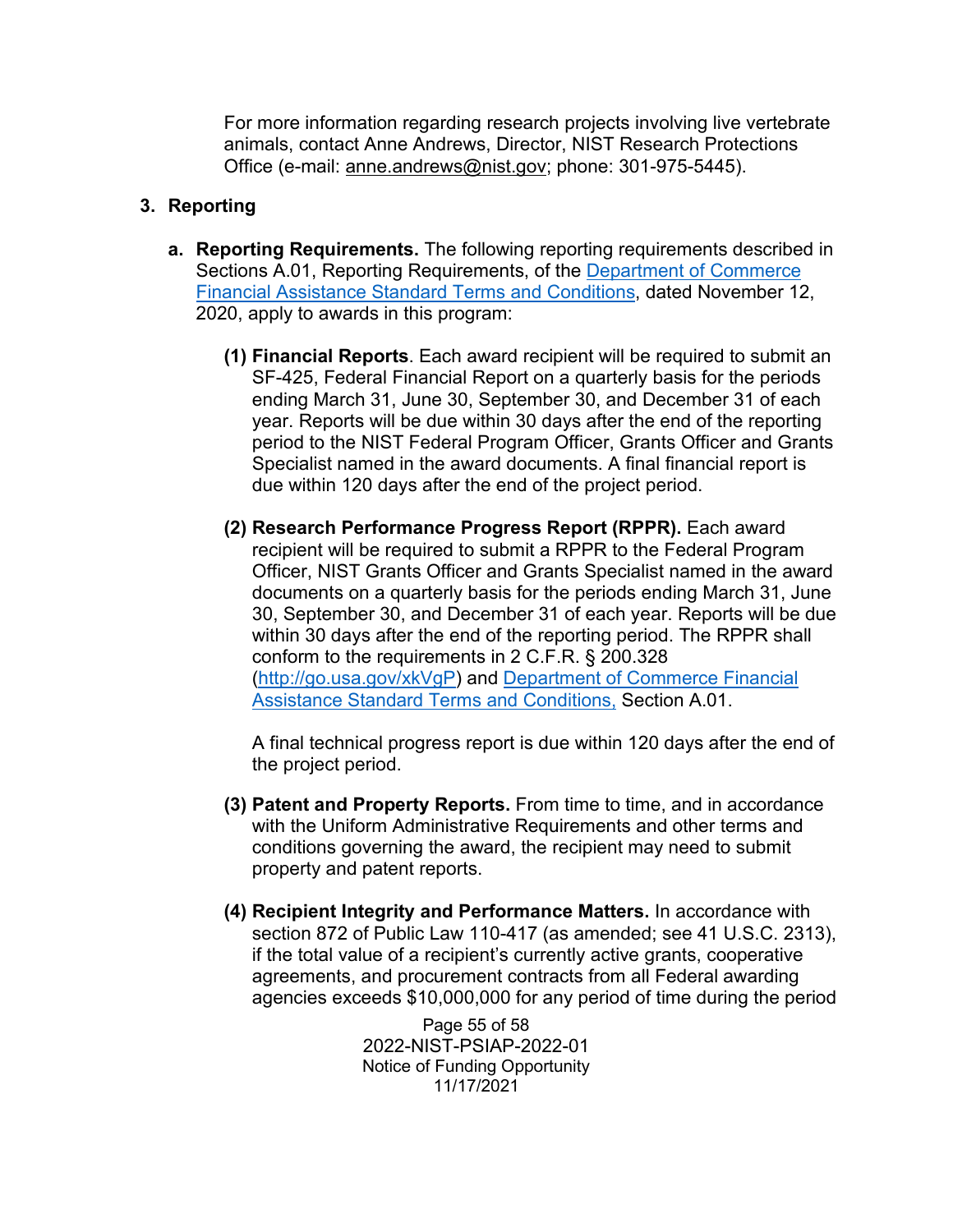For more information regarding research projects involving live vertebrate animals, contact Anne Andrews, Director, NIST Research Protections Office (e-mail: anne.andrews@nist.gov; phone: 301-975-5445).

## 3. Reporting

**a. Reporting Requirements.** The following reporting requirements described in Sections A.01, Reporting Requirements, of the [Department of Commerce Financial Assistance Standard Terms and Conditions](), dated November 12, 2020, apply to awards in this program:

**(1) Financial Reports**. Each award recipient will be required to submit an SF-425, Federal Financial Report on a quarterly basis for the periods ending March 31, June 30, September 30, and December 31 of each year. Reports will be due within 30 days after the end of the reporting period to the NIST Federal Program Officer, Grants Officer and Grants Specialist named in the award documents. A final financial report is due within 120 days after the end of the project period.

**(2) Research Performance Progress Report (RPPR).** Each award recipient will be required to submit a RPPR to the Federal Program Officer, NIST Grants Officer and Grants Specialist named in the award documents on a quarterly basis for the periods ending March 31, June 30, September 30, and December 31 of each year. Reports will be due within 30 days after the end of the reporting period. The RPPR shall conform to the requirements in 2 C.F.R. § 200.328 (http://go.usa.gov/xkVgP) and [Department of Commerce Financial Assistance Standard Terms and Conditions,]() Section A.01.

A final technical progress report is due within 120 days after the end of the project period.

**(3) Patent and Property Reports.** From time to time, and in accordance with the Uniform Administrative Requirements and other terms and conditions governing the award, the recipient may need to submit property and patent reports.

**(4) Recipient Integrity and Performance Matters.** In accordance with section 872 of Public Law 110-417 (as amended; see 41 U.S.C. 2313), if the total value of a recipient's currently active grants, cooperative agreements, and procurement contracts from all Federal awarding agencies exceeds $10,000,000 for any period of time during the period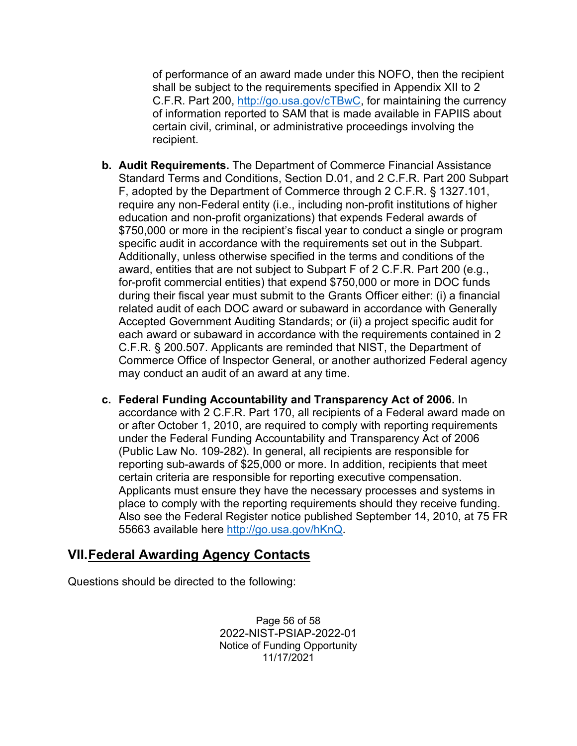of performance of an award made under this NOFO, then the recipient shall be subject to the requirements specified in Appendix XII to 2 C.F.R. Part 200, http://go.usa.gov/cTBwC, for maintaining the currency of information reported to SAM that is made available in FAPIIS about certain civil, criminal, or administrative proceedings involving the recipient.

b. **Audit Requirements.** The Department of Commerce Financial Assistance Standard Terms and Conditions, Section D.01, and 2 C.F.R. Part 200 Subpart F, adopted by the Department of Commerce through 2 C.F.R. § 1327.101, require any non-Federal entity (i.e., including non-profit institutions of higher education and non-profit organizations) that expends Federal awards of $750,000 or more in the recipient's fiscal year to conduct a single or program specific audit in accordance with the requirements set out in the Subpart. Additionally, unless otherwise specified in the terms and conditions of the award, entities that are not subject to Subpart F of 2 C.F.R. Part 200 (e.g., for-profit commercial entities) that expend $750,000 or more in DOC funds during their fiscal year must submit to the Grants Officer either: (i) a financial related audit of each DOC award or subaward in accordance with Generally Accepted Government Auditing Standards; or (ii) a project specific audit for each award or subaward in accordance with the requirements contained in 2 C.F.R. § 200.507. Applicants are reminded that NIST, the Department of Commerce Office of Inspector General, or another authorized Federal agency may conduct an audit of an award at any time.

c. **Federal Funding Accountability and Transparency Act of 2006.** In accordance with 2 C.F.R. Part 170, all recipients of a Federal award made on or after October 1, 2010, are required to comply with reporting requirements under the Federal Funding Accountability and Transparency Act of 2006 (Public Law No. 109-282). In general, all recipients are responsible for reporting sub-awards of $25,000 or more. In addition, recipients that meet certain criteria are responsible for reporting executive compensation. Applicants must ensure they have the necessary processes and systems in place to comply with the reporting requirements should they receive funding. Also see the Federal Register notice published September 14, 2010, at 75 FR 55663 available here http://go.usa.gov/hKnQ.

## VII. Federal Awarding Agency Contacts

Questions should be directed to the following: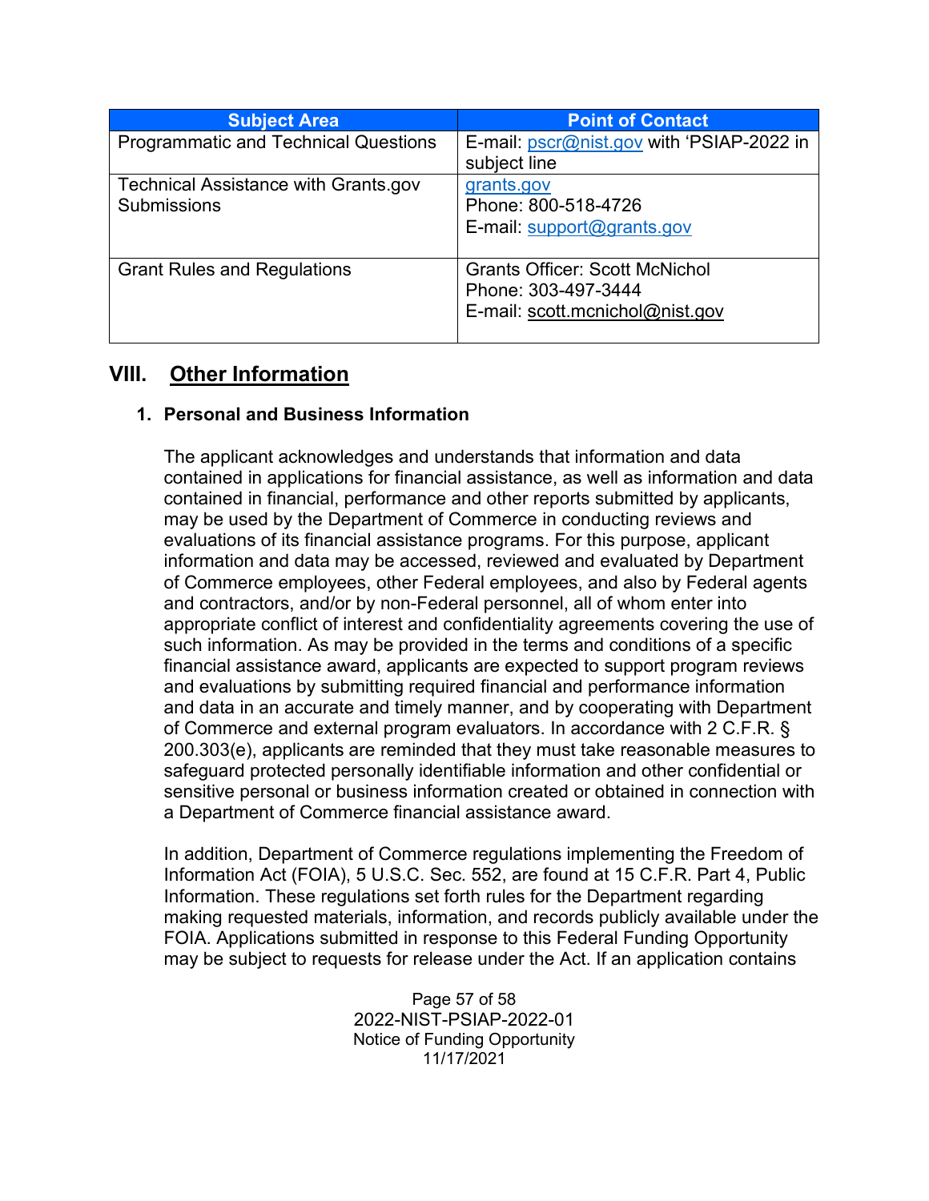| Subject Area | Point of Contact |
|---|---|
| Programmatic and Technical Questions | E-mail: pscr@nist.gov with ‘PSIAP-2022 in subject line |
| Technical Assistance with Grants.gov Submissions | grants.gov<br>Phone: 800-518-4726<br>E-mail: support@grants.gov |
| Grant Rules and Regulations | Grants Officer: Scott McNichol<br>Phone: 303-497-3444<br>E-mail: scott.mcnichol@nist.gov |

## VIII. Other Information

### 1. Personal and Business Information

The applicant acknowledges and understands that information and data contained in applications for financial assistance, as well as information and data contained in financial, performance and other reports submitted by applicants, may be used by the Department of Commerce in conducting reviews and evaluations of its financial assistance programs. For this purpose, applicant information and data may be accessed, reviewed and evaluated by Department of Commerce employees, other Federal employees, and also by Federal agents and contractors, and/or by non-Federal personnel, all of whom enter into appropriate conflict of interest and confidentiality agreements covering the use of such information. As may be provided in the terms and conditions of a specific financial assistance award, applicants are expected to support program reviews and evaluations by submitting required financial and performance information and data in an accurate and timely manner, and by cooperating with Department of Commerce and external program evaluators. In accordance with 2 C.F.R. § 200.303(e), applicants are reminded that they must take reasonable measures to safeguard protected personally identifiable information and other confidential or sensitive personal or business information created or obtained in connection with a Department of Commerce financial assistance award.

In addition, Department of Commerce regulations implementing the Freedom of Information Act (FOIA), 5 U.S.C. Sec. 552, are found at 15 C.F.R. Part 4, Public Information. These regulations set forth rules for the Department regarding making requested materials, information, and records publicly available under the FOIA. Applications submitted in response to this Federal Funding Opportunity may be subject to requests for release under the Act. If an application contains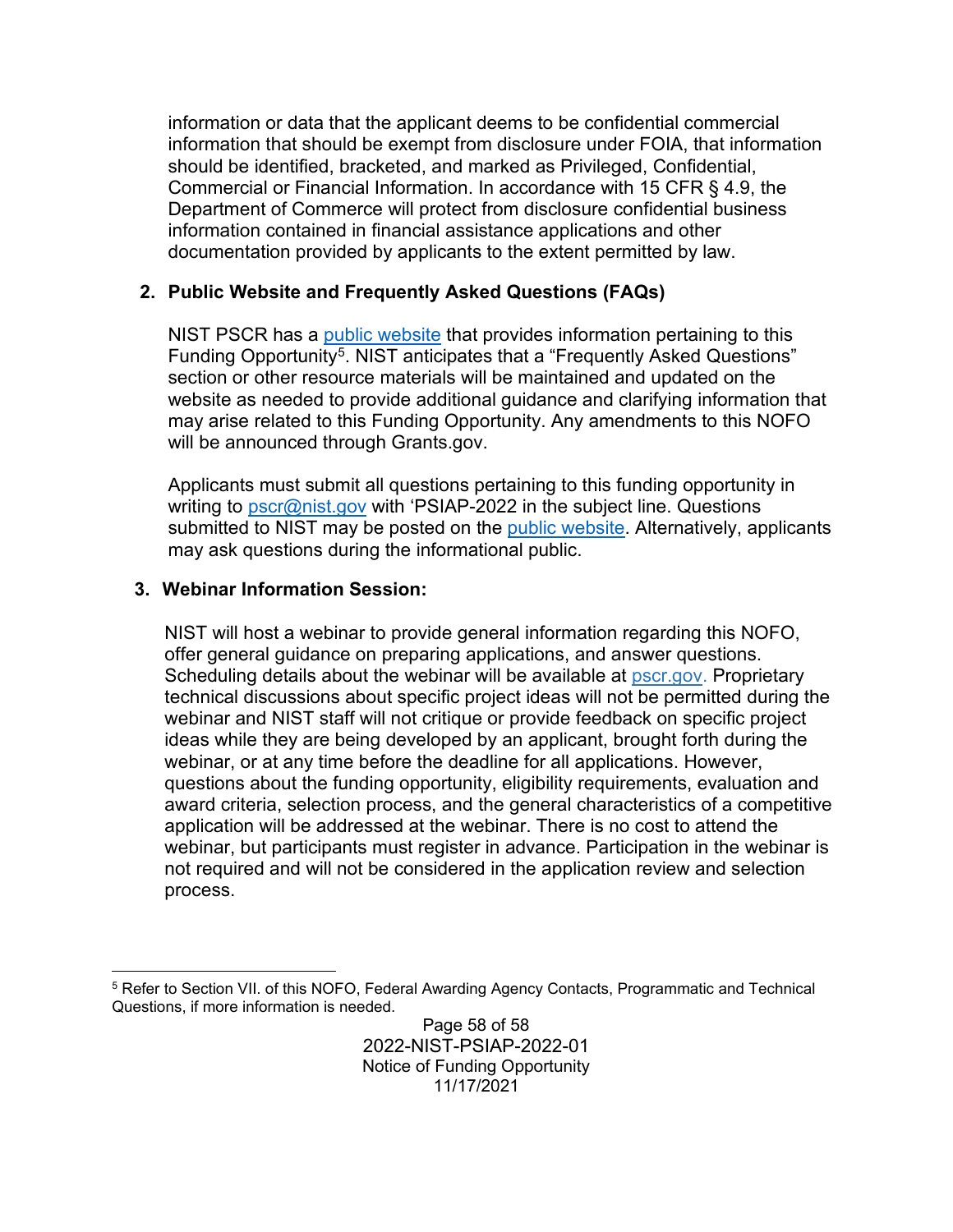information or data that the applicant deems to be confidential commercial information that should be exempt from disclosure under FOIA, that information should be identified, bracketed, and marked as Privileged, Confidential, Commercial or Financial Information. In accordance with 15 CFR § 4.9, the Department of Commerce will protect from disclosure confidential business information contained in financial assistance applications and other documentation provided by applicants to the extent permitted by law.

2. **Public Website and Frequently Asked Questions (FAQs)**

   NIST PSCR has a public website that provides information pertaining to this Funding Opportunity[5]. NIST anticipates that a "Frequently Asked Questions" section or other resource materials will be maintained and updated on the website as needed to provide additional guidance and clarifying information that may arise related to this Funding Opportunity. Any amendments to this NOFO will be announced through Grants.gov.

   Applicants must submit all questions pertaining to this funding opportunity in writing to pscr@nist.gov with 'PSIAP-2022 in the subject line. Questions submitted to NIST may be posted on the public website. Alternatively, applicants may ask questions during the informational public.

3. **Webinar Information Session:**

   NIST will host a webinar to provide general information regarding this NOFO, offer general guidance on preparing applications, and answer questions. Scheduling details about the webinar will be available at pscr.gov. Proprietary technical discussions about specific project ideas will not be permitted during the webinar and NIST staff will not critique or provide feedback on specific project ideas while they are being developed by an applicant, brought forth during the webinar, or at any time before the deadline for all applications. However, questions about the funding opportunity, eligibility requirements, evaluation and award criteria, selection process, and the general characteristics of a competitive application will be addressed at the webinar. There is no cost to attend the webinar, but participants must register in advance. Participation in the webinar is not required and will not be considered in the application review and selection process.

[5] Refer to Section VII. of this NOFO, Federal Awarding Agency Contacts, Programmatic and Technical Questions, if more information is needed.